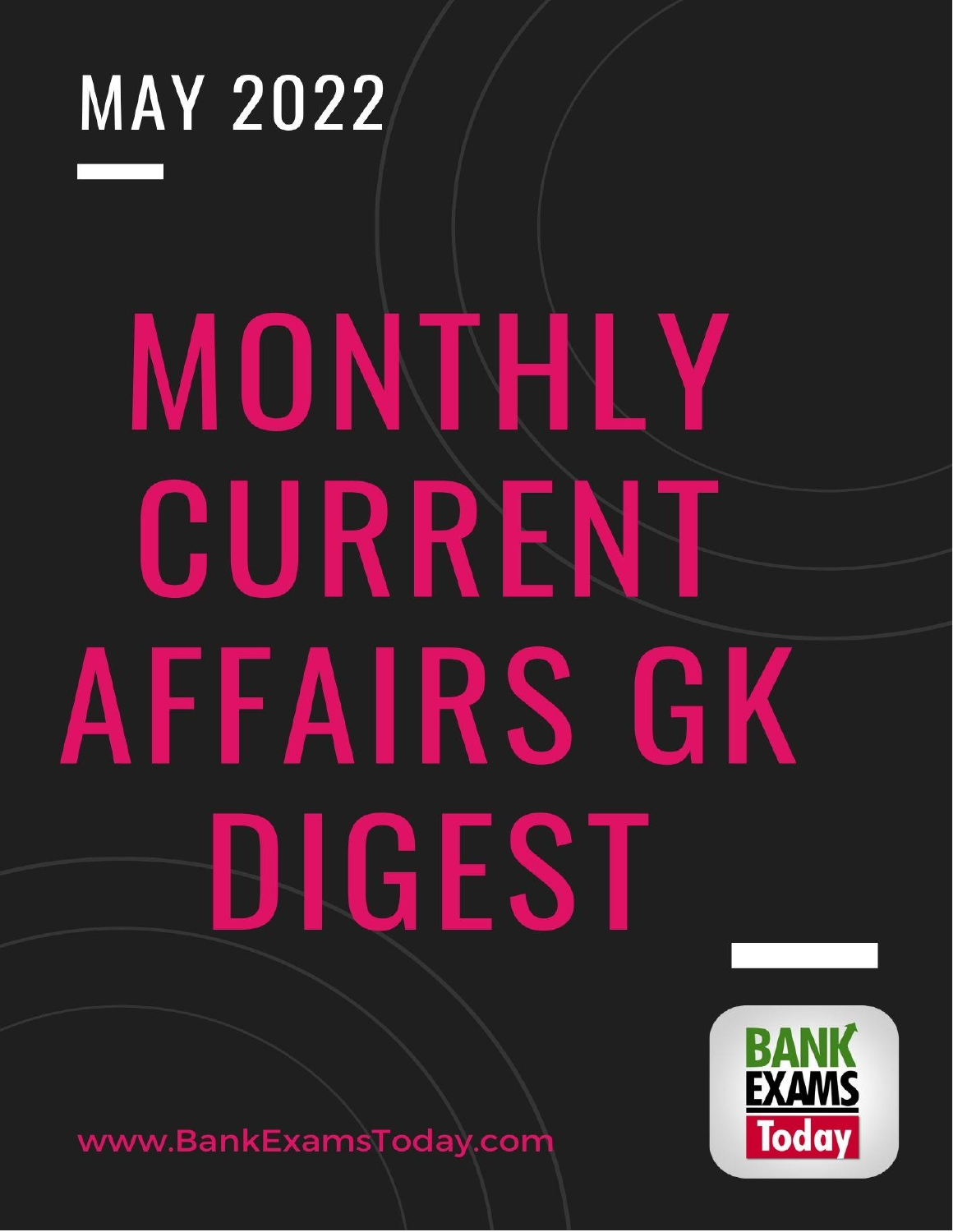MAY 2022

# MONTHLY CURRENT AFFAIRS GK DIGEST

www.BankExamsToday.com

BANK EXAMS Today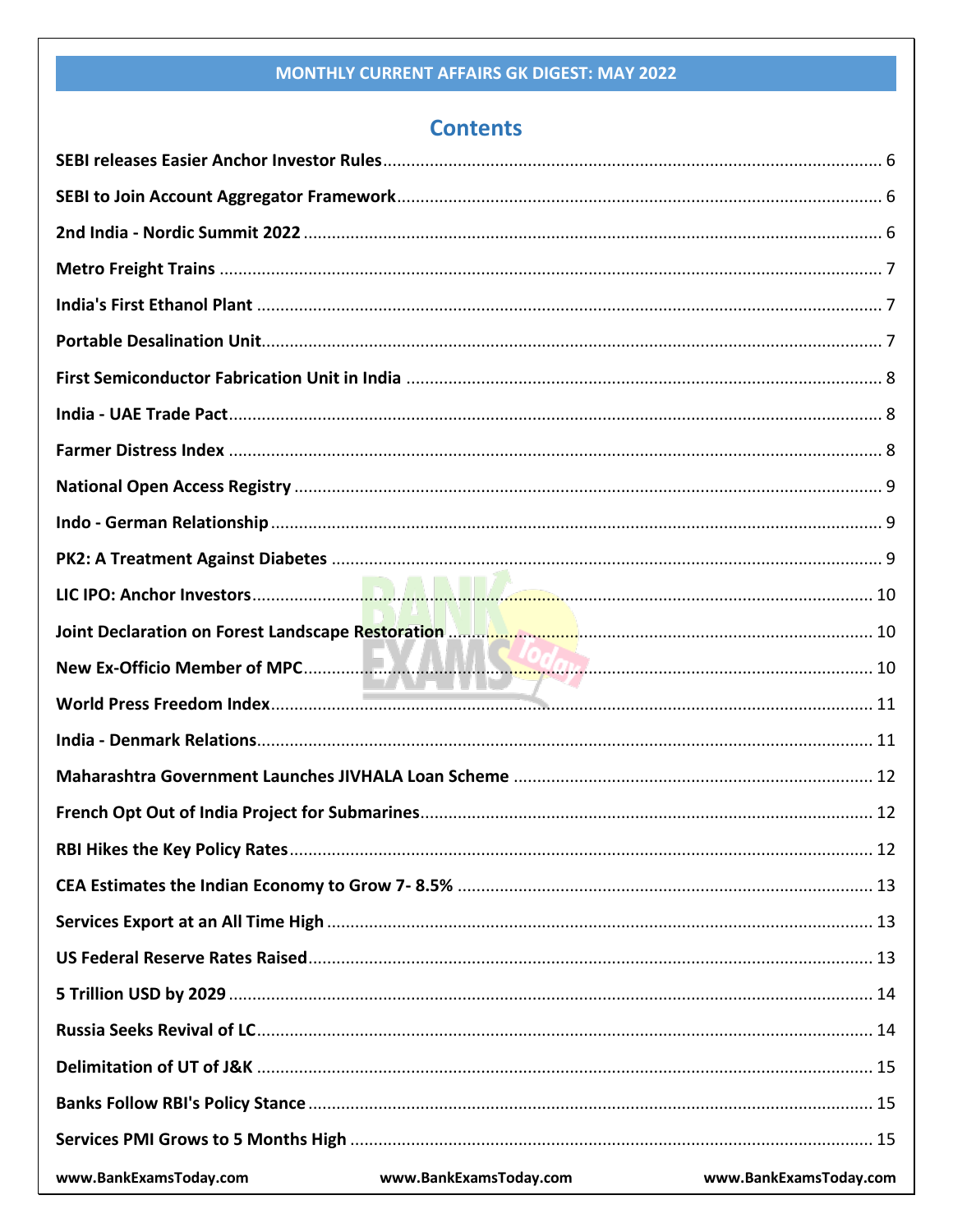## Contents

- **SEBI releases Easier Anchor Investor Rules** ... 6
- **SEBI to Join Account Aggregator Framework** ... 6
- **2nd India - Nordic Summit 2022** ... 6
- **Metro Freight Trains** ... 7
- **India's First Ethanol Plant** ... 7
- **Portable Desalination Unit** ... 7
- **First Semiconductor Fabrication Unit in India** ... 8
- **India - UAE Trade Pact** ... 8
- **Farmer Distress Index** ... 8
- **National Open Access Registry** ... 9
- **Indo - German Relationship** ... 9
- **PK2: A Treatment Against Diabetes** ... 9
- **LIC IPO: Anchor Investors** ... 10
- **Joint Declaration on Forest Landscape Restoration** ... 10
- **New Ex-Officio Member of MPC** ... 10
- **World Press Freedom Index** ... 11
- **India - Denmark Relations** ... 11
- **Maharashtra Government Launches JIVHALA Loan Scheme** ... 12
- **French Opt Out of India Project for Submarines** ... 12
- **RBI Hikes the Key Policy Rates** ... 12
- **CEA Estimates the Indian Economy to Grow 7- 8.5%** ... 13
- **Services Export at an All Time High** ... 13
- **US Federal Reserve Rates Raised** ... 13
- **5 Trillion USD by 2029** ... 14
- **Russia Seeks Revival of LC** ... 14
- **Delimitation of UT of J&K** ... 15
- **Banks Follow RBI's Policy Stance** ... 15
- **Services PMI Grows to 5 Months High** ... 15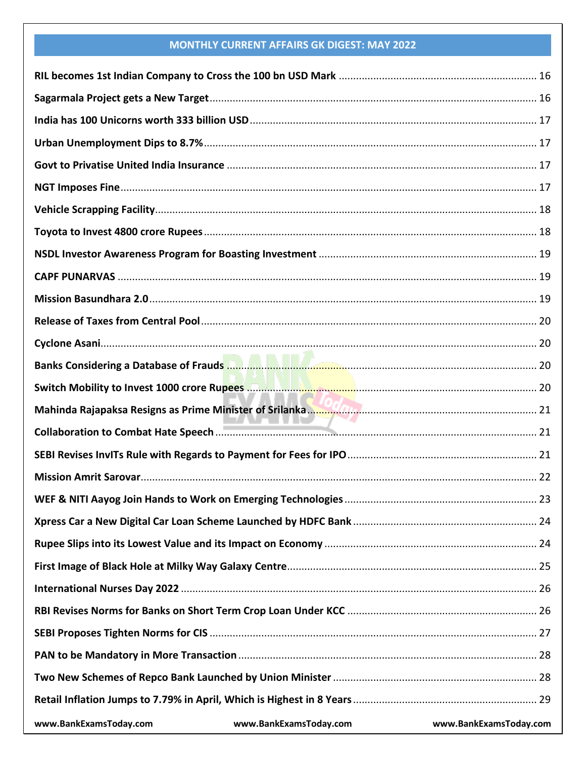## MONTHLY CURRENT AFFAIRS GK DIGEST: MAY 2022

**RIL becomes 1st Indian Company to Cross the 100 bn USD Mark** ..... 16

**Sagarmala Project gets a New Target** ..... 16

**India has 100 Unicorns worth 333 billion USD** ..... 17

**Urban Unemployment Dips to 8.7%** ..... 17

**Govt to Privatise United India Insurance** ..... 17

**NGT Imposes Fine** ..... 17

**Vehicle Scrapping Facility** ..... 18

**Toyota to Invest 4800 crore Rupees** ..... 18

**NSDL Investor Awareness Program for Boasting Investment** ..... 19

**CAPF PUNARVAS** ..... 19

**Mission Basundhara 2.0** ..... 19

**Release of Taxes from Central Pool** ..... 20

**Cyclone Asani** ..... 20

**Banks Considering a Database of Frauds** ..... 20

**Switch Mobility to Invest 1000 crore Rupees** ..... 20

**Mahinda Rajapaksa Resigns as Prime Minister of Srilanka** ..... 21

**Collaboration to Combat Hate Speech** ..... 21

**SEBI Revises InvITs Rule with Regards to Payment for Fees for IPO** ..... 21

**Mission Amrit Sarovar** ..... 22

**WEF & NITI Aayog Join Hands to Work on Emerging Technologies** ..... 23

**Xpress Car a New Digital Car Loan Scheme Launched by HDFC Bank** ..... 24

**Rupee Slips into its Lowest Value and its Impact on Economy** ..... 24

**First Image of Black Hole at Milky Way Galaxy Centre** ..... 25

**International Nurses Day 2022** ..... 26

**RBI Revises Norms for Banks on Short Term Crop Loan Under KCC** ..... 26

**SEBI Proposes Tighten Norms for CIS** ..... 27

**PAN to be Mandatory in More Transaction** ..... 28

**Two New Schemes of Repco Bank Launched by Union Minister** ..... 28

**Retail Inflation Jumps to 7.79% in April, Which is Highest in 8 Years** ..... 29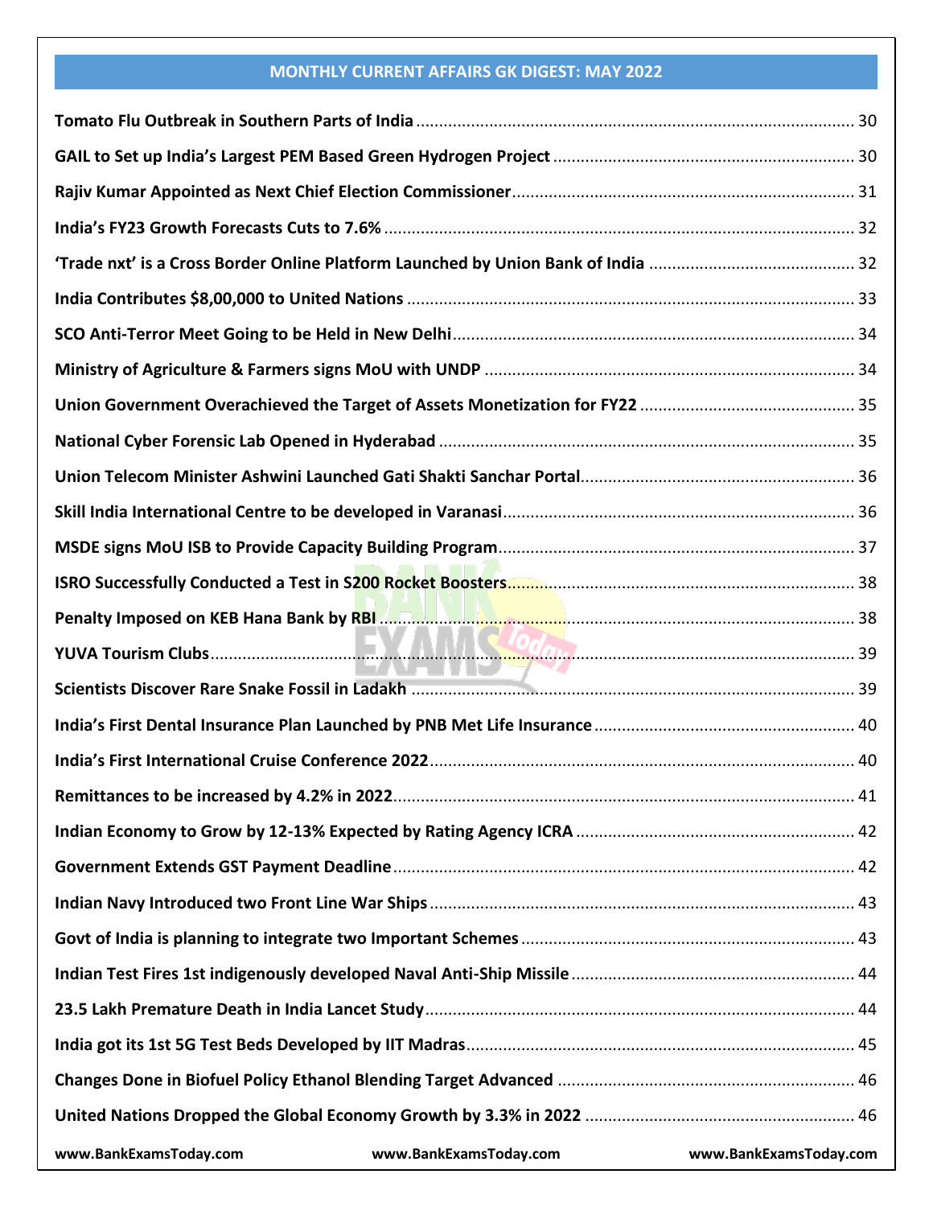Tomato Flu Outbreak in Southern Parts of India ........ 30

GAIL to Set up India's Largest PEM Based Green Hydrogen Project ........ 30

Rajiv Kumar Appointed as Next Chief Election Commissioner ........ 31

India's FY23 Growth Forecasts Cuts to 7.6% ........ 32

'Trade nxt' is a Cross Border Online Platform Launched by Union Bank of India ........ 32

India Contributes $8,00,000 to United Nations ........ 33

SCO Anti-Terror Meet Going to be Held in New Delhi ........ 34

Ministry of Agriculture & Farmers signs MoU with UNDP ........ 34

Union Government Overachieved the Target of Assets Monetization for FY22 ........ 35

National Cyber Forensic Lab Opened in Hyderabad ........ 35

Union Telecom Minister Ashwini Launched Gati Shakti Sanchar Portal ........ 36

Skill India International Centre to be developed in Varanasi ........ 36

MSDE signs MoU ISB to Provide Capacity Building Program ........ 37

ISRO Successfully Conducted a Test in S200 Rocket Boosters ........ 38

Penalty Imposed on KEB Hana Bank by RBI ........ 38

YUVA Tourism Clubs ........ 39

Scientists Discover Rare Snake Fossil in Ladakh ........ 39

India's First Dental Insurance Plan Launched by PNB Met Life Insurance ........ 40

India's First International Cruise Conference 2022 ........ 40

Remittances to be increased by 4.2% in 2022 ........ 41

Indian Economy to Grow by 12-13% Expected by Rating Agency ICRA ........ 42

Government Extends GST Payment Deadline ........ 42

Indian Navy Introduced two Front Line War Ships ........ 43

Govt of India is planning to integrate two Important Schemes ........ 43

Indian Test Fires 1st indigenously developed Naval Anti-Ship Missile ........ 44

23.5 Lakh Premature Death in India Lancet Study ........ 44

India got its 1st 5G Test Beds Developed by IIT Madras ........ 45

Changes Done in Biofuel Policy Ethanol Blending Target Advanced ........ 46

United Nations Dropped the Global Economy Growth by 3.3% in 2022 ........ 46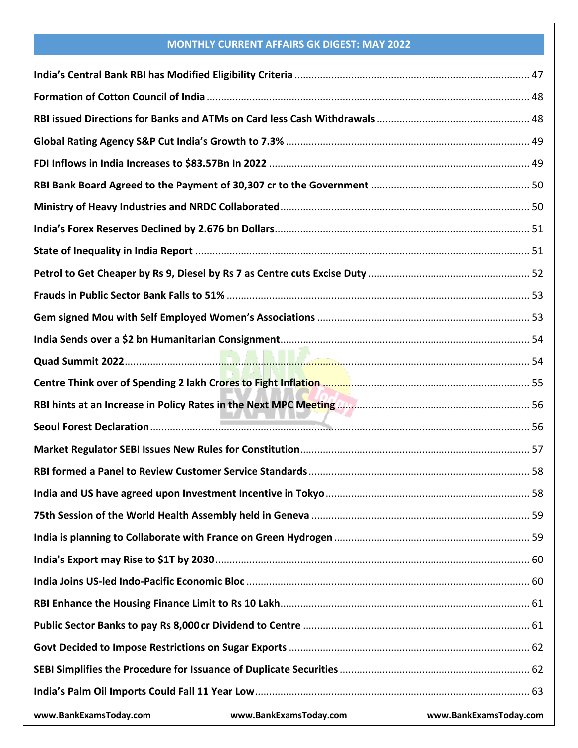## MONTHLY CURRENT AFFAIRS GK DIGEST: MAY 2022

**India's Central Bank RBI has Modified Eligibility Criteria** ........ 47

**Formation of Cotton Council of India** ........ 48

**RBI issued Directions for Banks and ATMs on Card less Cash Withdrawals** ........ 48

**Global Rating Agency S&P Cut India's Growth to 7.3%** ........ 49

**FDI Inflows in India Increases to $83.57Bn In 2022** ........ 49

**RBI Bank Board Agreed to the Payment of 30,307 cr to the Government** ........ 50

**Ministry of Heavy Industries and NRDC Collaborated** ........ 50

**India's Forex Reserves Declined by 2.676 bn Dollars** ........ 51

**State of Inequality in India Report** ........ 51

**Petrol to Get Cheaper by Rs 9, Diesel by Rs 7 as Centre cuts Excise Duty** ........ 52

**Frauds in Public Sector Bank Falls to 51%** ........ 53

**Gem signed Mou with Self Employed Women's Associations** ........ 53

**India Sends over a $2 bn Humanitarian Consignment** ........ 54

**Quad Summit 2022** ........ 54

**Centre Think over of Spending 2 lakh Crores to Fight Inflation** ........ 55

**RBI hints at an Increase in Policy Rates in the Next MPC Meeting** ........ 56

**Seoul Forest Declaration** ........ 56

**Market Regulator SEBI Issues New Rules for Constitution** ........ 57

**RBI formed a Panel to Review Customer Service Standards** ........ 58

**India and US have agreed upon Investment Incentive in Tokyo** ........ 58

**75th Session of the World Health Assembly held in Geneva** ........ 59

**India is planning to Collaborate with France on Green Hydrogen** ........ 59

**India's Export may Rise to $1T by 2030** ........ 60

**India Joins US-led Indo-Pacific Economic Bloc** ........ 60

**RBI Enhance the Housing Finance Limit to Rs 10 Lakh** ........ 61

**Public Sector Banks to pay Rs 8,000 cr Dividend to Centre** ........ 61

**Govt Decided to Impose Restrictions on Sugar Exports** ........ 62

**SEBI Simplifies the Procedure for Issuance of Duplicate Securities** ........ 62

**India's Palm Oil Imports Could Fall 11 Year Low** ........ 63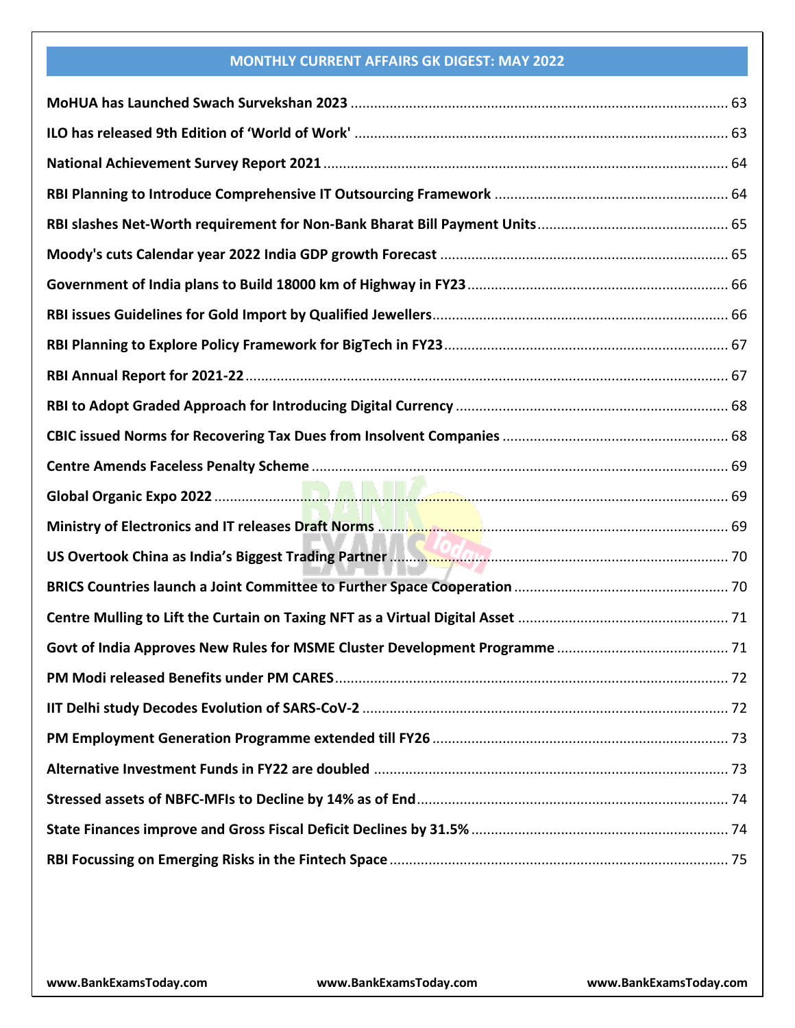MoHUA has Launched Swach Survekshan 2023 .... 63

ILO has released 9th Edition of 'World of Work' .... 63

National Achievement Survey Report 2021 .... 64

RBI Planning to Introduce Comprehensive IT Outsourcing Framework .... 64

RBI slashes Net-Worth requirement for Non-Bank Bharat Bill Payment Units .... 65

Moody's cuts Calendar year 2022 India GDP growth Forecast .... 65

Government of India plans to Build 18000 km of Highway in FY23 .... 66

RBI issues Guidelines for Gold Import by Qualified Jewellers .... 66

RBI Planning to Explore Policy Framework for BigTech in FY23 .... 67

RBI Annual Report for 2021-22 .... 67

RBI to Adopt Graded Approach for Introducing Digital Currency .... 68

CBIC issued Norms for Recovering Tax Dues from Insolvent Companies .... 68

Centre Amends Faceless Penalty Scheme .... 69

Global Organic Expo 2022 .... 69

Ministry of Electronics and IT releases Draft Norms .... 69

US Overtook China as India's Biggest Trading Partner .... 70

BRICS Countries launch a Joint Committee to Further Space Cooperation .... 70

Centre Mulling to Lift the Curtain on Taxing NFT as a Virtual Digital Asset .... 71

Govt of India Approves New Rules for MSME Cluster Development Programme .... 71

PM Modi released Benefits under PM CARES .... 72

IIT Delhi study Decodes Evolution of SARS-CoV-2 .... 72

PM Employment Generation Programme extended till FY26 .... 73

Alternative Investment Funds in FY22 are doubled .... 73

Stressed assets of NBFC-MFIs to Decline by 14% as of End .... 74

State Finances improve and Gross Fiscal Deficit Declines by 31.5% .... 74

RBI Focussing on Emerging Risks in the Fintech Space .... 75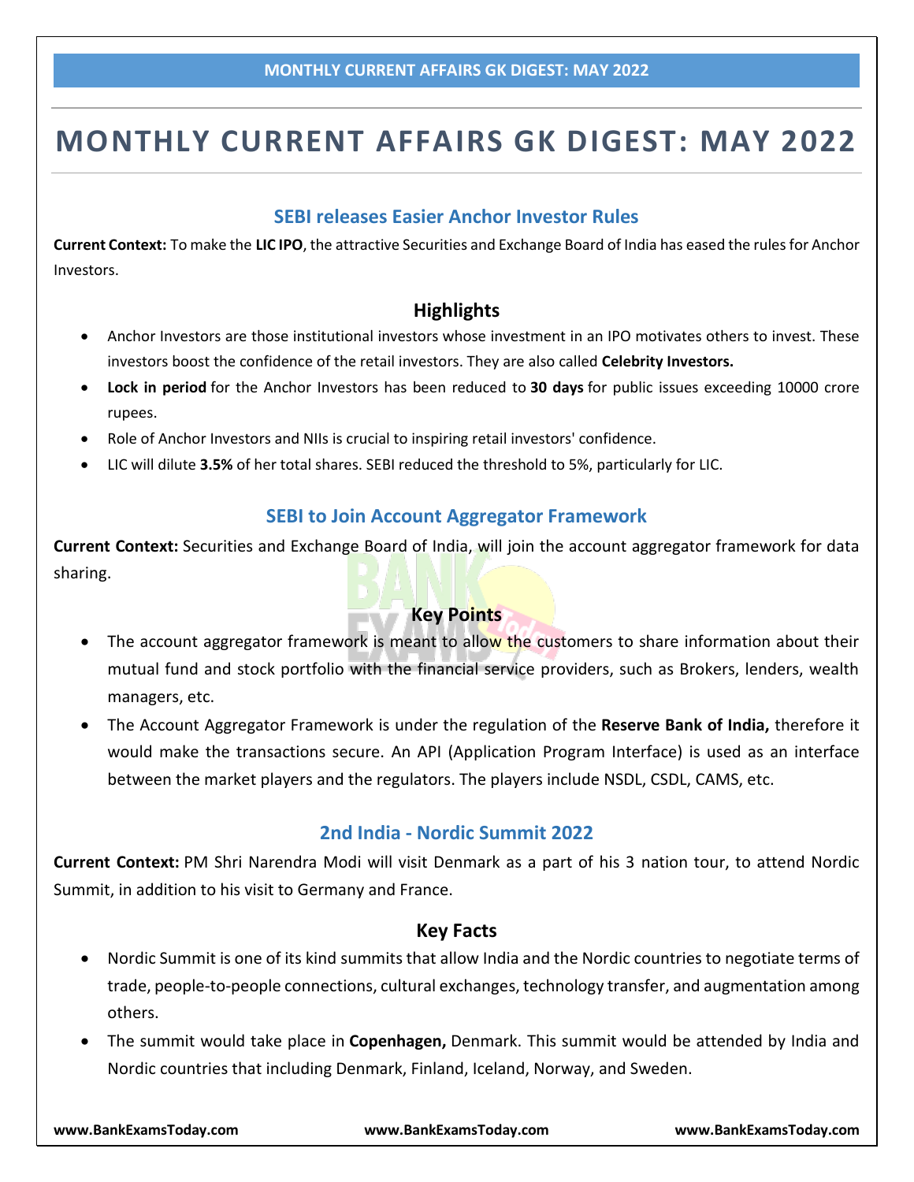# MONTHLY CURRENT AFFAIRS GK DIGEST: MAY 2022

## SEBI releases Easier Anchor Investor Rules

**Current Context:** To make the **LIC IPO**, the attractive Securities and Exchange Board of India has eased the rules for Anchor Investors.

### Highlights

- Anchor Investors are those institutional investors whose investment in an IPO motivates others to invest. These investors boost the confidence of the retail investors. They are also called **Celebrity Investors.**
- **Lock in period** for the Anchor Investors has been reduced to **30 days** for public issues exceeding 10000 crore rupees.
- Role of Anchor Investors and NIIs is crucial to inspiring retail investors' confidence.
- LIC will dilute **3.5%** of her total shares. SEBI reduced the threshold to 5%, particularly for LIC.

## SEBI to Join Account Aggregator Framework

**Current Context:** Securities and Exchange Board of India, will join the account aggregator framework for data sharing.

### Key Points

- The account aggregator framework is meant to allow the customers to share information about their mutual fund and stock portfolio with the financial service providers, such as Brokers, lenders, wealth managers, etc.
- The Account Aggregator Framework is under the regulation of the **Reserve Bank of India,** therefore it would make the transactions secure. An API (Application Program Interface) is used as an interface between the market players and the regulators. The players include NSDL, CSDL, CAMS, etc.

## 2nd India - Nordic Summit 2022

**Current Context:** PM Shri Narendra Modi will visit Denmark as a part of his 3 nation tour, to attend Nordic Summit, in addition to his visit to Germany and France.

### Key Facts

- Nordic Summit is one of its kind summits that allow India and the Nordic countries to negotiate terms of trade, people-to-people connections, cultural exchanges, technology transfer, and augmentation among others.
- The summit would take place in **Copenhagen,** Denmark. This summit would be attended by India and Nordic countries that including Denmark, Finland, Iceland, Norway, and Sweden.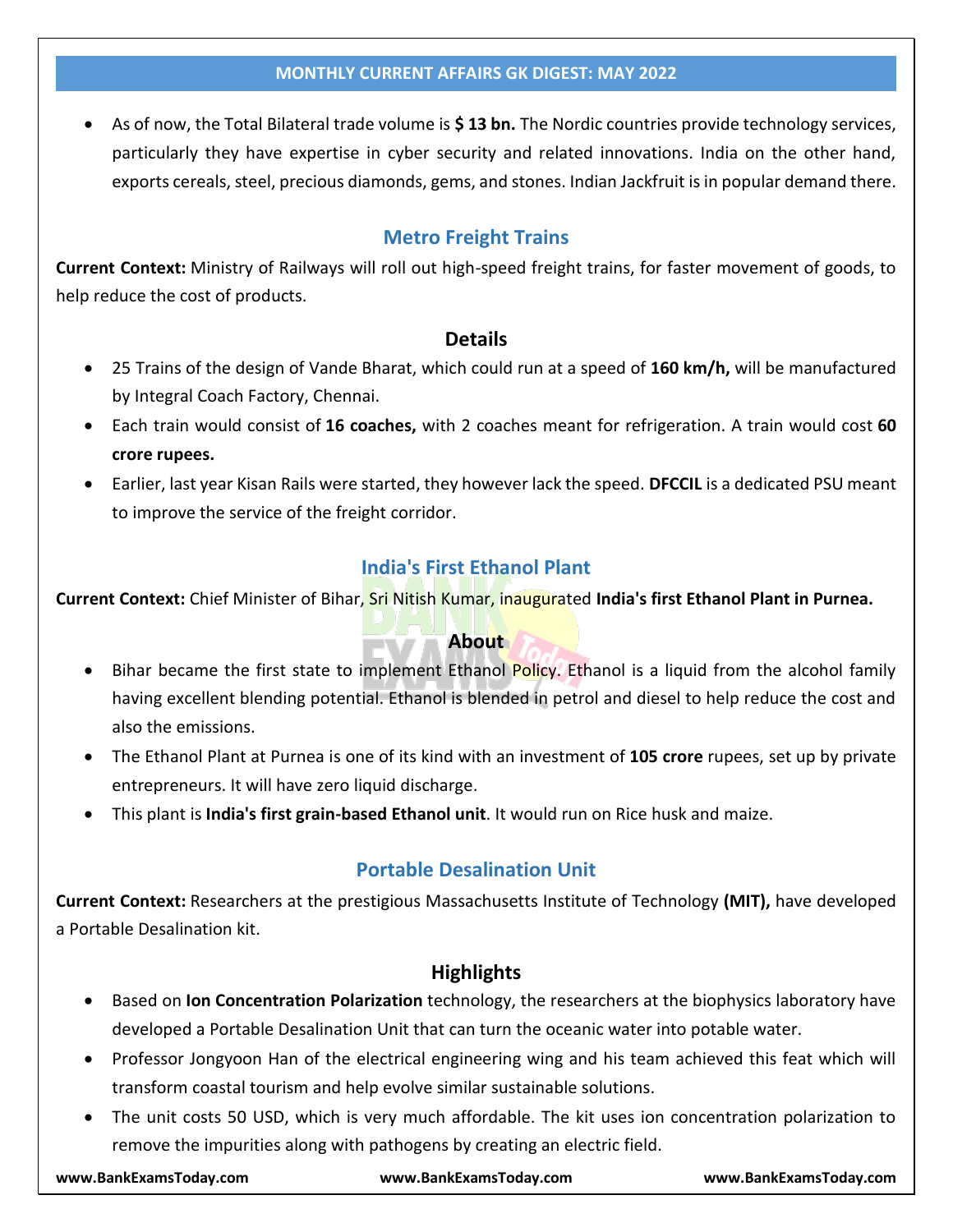- As of now, the Total Bilateral trade volume is **$ 13 bn.** The Nordic countries provide technology services, particularly they have expertise in cyber security and related innovations. India on the other hand, exports cereals, steel, precious diamonds, gems, and stones. Indian Jackfruit is in popular demand there.

## Metro Freight Trains

**Current Context:** Ministry of Railways will roll out high-speed freight trains, for faster movement of goods, to help reduce the cost of products.

### Details

- 25 Trains of the design of Vande Bharat, which could run at a speed of **160 km/h,** will be manufactured by Integral Coach Factory, Chennai.
- Each train would consist of **16 coaches,** with 2 coaches meant for refrigeration. A train would cost **60 crore rupees.**
- Earlier, last year Kisan Rails were started, they however lack the speed. **DFCCIL** is a dedicated PSU meant to improve the service of the freight corridor.

## India's First Ethanol Plant

**Current Context:** Chief Minister of Bihar, Sri Nitish Kumar, inaugurated **India's first Ethanol Plant in Purnea.**

### About

- Bihar became the first state to implement Ethanol Policy. Ethanol is a liquid from the alcohol family having excellent blending potential. Ethanol is blended in petrol and diesel to help reduce the cost and also the emissions.
- The Ethanol Plant at Purnea is one of its kind with an investment of **105 crore** rupees, set up by private entrepreneurs. It will have zero liquid discharge.
- This plant is **India's first grain-based Ethanol unit**. It would run on Rice husk and maize.

## Portable Desalination Unit

**Current Context:** Researchers at the prestigious Massachusetts Institute of Technology **(MIT),** have developed a Portable Desalination kit.

### Highlights

- Based on **Ion Concentration Polarization** technology, the researchers at the biophysics laboratory have developed a Portable Desalination Unit that can turn the oceanic water into potable water.
- Professor Jongyoon Han of the electrical engineering wing and his team achieved this feat which will transform coastal tourism and help evolve similar sustainable solutions.
- The unit costs 50 USD, which is very much affordable. The kit uses ion concentration polarization to remove the impurities along with pathogens by creating an electric field.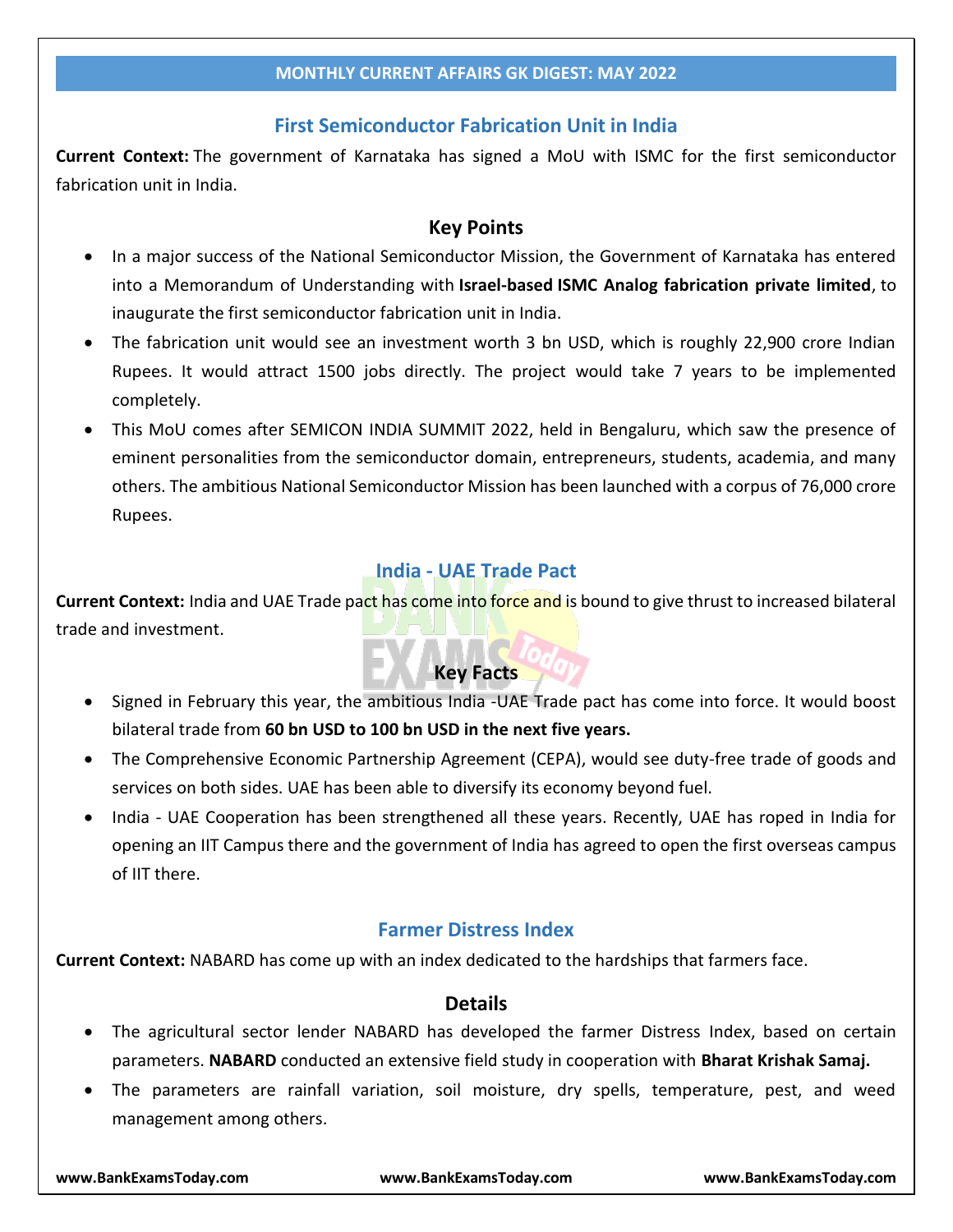## First Semiconductor Fabrication Unit in India

**Current Context:** The government of Karnataka has signed a MoU with ISMC for the first semiconductor fabrication unit in India.

### Key Points

- In a major success of the National Semiconductor Mission, the Government of Karnataka has entered into a Memorandum of Understanding with **Israel-based ISMC Analog fabrication private limited**, to inaugurate the first semiconductor fabrication unit in India.
- The fabrication unit would see an investment worth 3 bn USD, which is roughly 22,900 crore Indian Rupees. It would attract 1500 jobs directly. The project would take 7 years to be implemented completely.
- This MoU comes after SEMICON INDIA SUMMIT 2022, held in Bengaluru, which saw the presence of eminent personalities from the semiconductor domain, entrepreneurs, students, academia, and many others. The ambitious National Semiconductor Mission has been launched with a corpus of 76,000 crore Rupees.

## India - UAE Trade Pact

**Current Context:** India and UAE Trade pact has come into force and is bound to give thrust to increased bilateral trade and investment.

### Key Facts

- Signed in February this year, the ambitious India -UAE Trade pact has come into force. It would boost bilateral trade from **60 bn USD to 100 bn USD in the next five years.**
- The Comprehensive Economic Partnership Agreement (CEPA), would see duty-free trade of goods and services on both sides. UAE has been able to diversify its economy beyond fuel.
- India - UAE Cooperation has been strengthened all these years. Recently, UAE has roped in India for opening an IIT Campus there and the government of India has agreed to open the first overseas campus of IIT there.

## Farmer Distress Index

**Current Context:** NABARD has come up with an index dedicated to the hardships that farmers face.

### Details

- The agricultural sector lender NABARD has developed the farmer Distress Index, based on certain parameters. **NABARD** conducted an extensive field study in cooperation with **Bharat Krishak Samaj.**
- The parameters are rainfall variation, soil moisture, dry spells, temperature, pest, and weed management among others.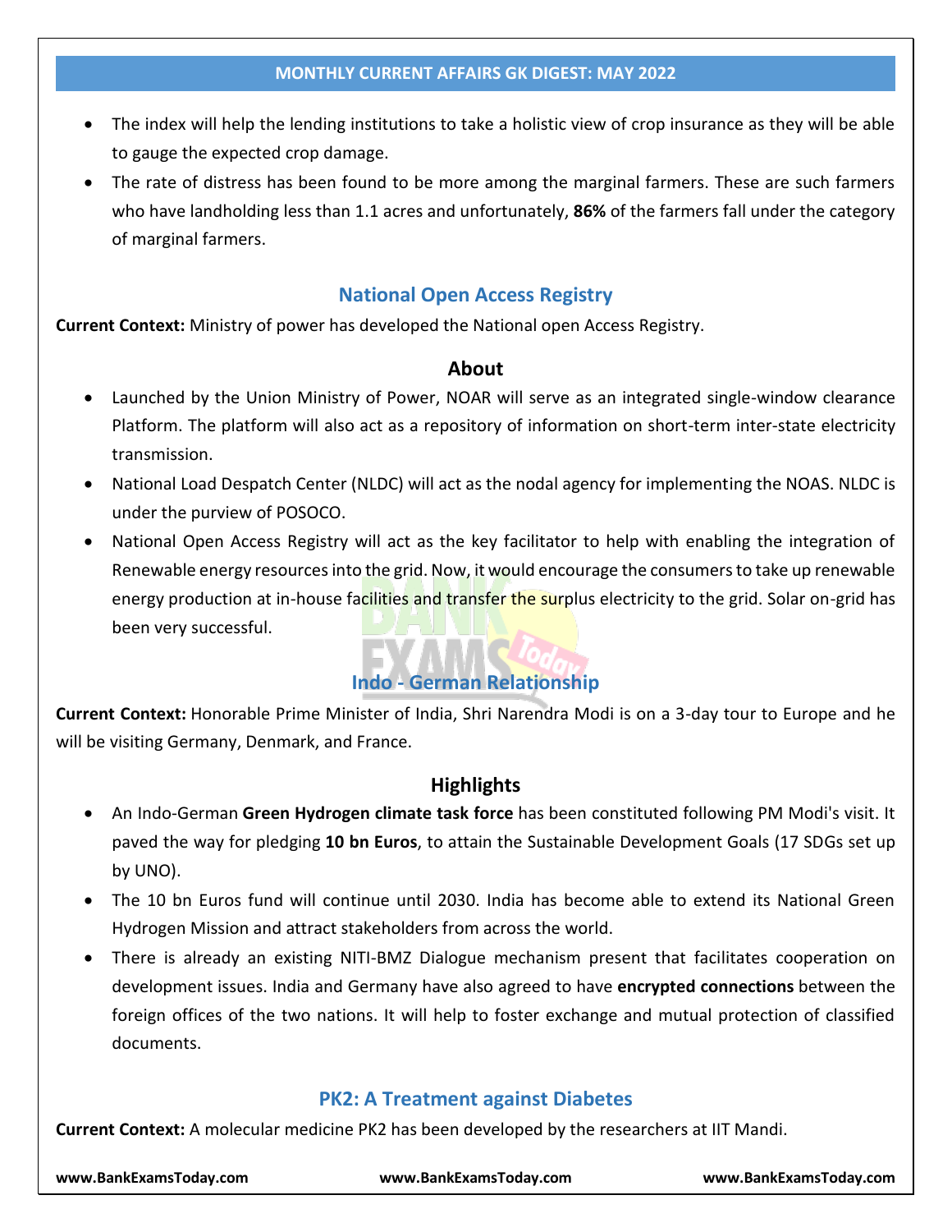- The index will help the lending institutions to take a holistic view of crop insurance as they will be able to gauge the expected crop damage.
- The rate of distress has been found to be more among the marginal farmers. These are such farmers who have landholding less than 1.1 acres and unfortunately, **86%** of the farmers fall under the category of marginal farmers.

## National Open Access Registry

**Current Context:** Ministry of power has developed the National open Access Registry.

### About

- Launched by the Union Ministry of Power, NOAR will serve as an integrated single-window clearance Platform. The platform will also act as a repository of information on short-term inter-state electricity transmission.
- National Load Despatch Center (NLDC) will act as the nodal agency for implementing the NOAS. NLDC is under the purview of POSOCO.
- National Open Access Registry will act as the key facilitator to help with enabling the integration of Renewable energy resources into the grid. Now, it would encourage the consumers to take up renewable energy production at in-house facilities and transfer the surplus electricity to the grid. Solar on-grid has been very successful.

## Indo - German Relationship

**Current Context:** Honorable Prime Minister of India, Shri Narendra Modi is on a 3-day tour to Europe and he will be visiting Germany, Denmark, and France.

### Highlights

- An Indo-German **Green Hydrogen climate task force** has been constituted following PM Modi's visit. It paved the way for pledging **10 bn Euros**, to attain the Sustainable Development Goals (17 SDGs set up by UNO).
- The 10 bn Euros fund will continue until 2030. India has become able to extend its National Green Hydrogen Mission and attract stakeholders from across the world.
- There is already an existing NITI-BMZ Dialogue mechanism present that facilitates cooperation on development issues. India and Germany have also agreed to have **encrypted connections** between the foreign offices of the two nations. It will help to foster exchange and mutual protection of classified documents.

## PK2: A Treatment against Diabetes

**Current Context:** A molecular medicine PK2 has been developed by the researchers at IIT Mandi.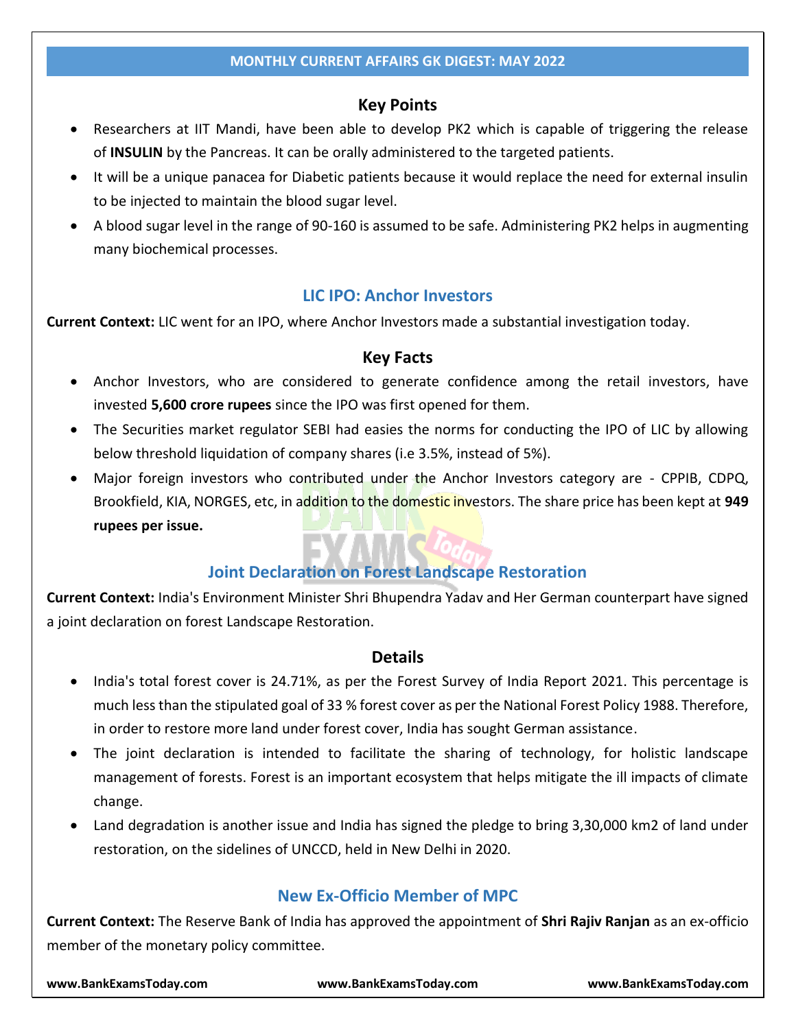### Key Points

- Researchers at IIT Mandi, have been able to develop PK2 which is capable of triggering the release of **INSULIN** by the Pancreas. It can be orally administered to the targeted patients.
- It will be a unique panacea for Diabetic patients because it would replace the need for external insulin to be injected to maintain the blood sugar level.
- A blood sugar level in the range of 90-160 is assumed to be safe. Administering PK2 helps in augmenting many biochemical processes.

## LIC IPO: Anchor Investors

**Current Context:** LIC went for an IPO, where Anchor Investors made a substantial investigation today.

### Key Facts

- Anchor Investors, who are considered to generate confidence among the retail investors, have invested **5,600 crore rupees** since the IPO was first opened for them.
- The Securities market regulator SEBI had easies the norms for conducting the IPO of LIC by allowing below threshold liquidation of company shares (i.e 3.5%, instead of 5%).
- Major foreign investors who contributed under the Anchor Investors category are - CPPIB, CDPQ, Brookfield, KIA, NORGES, etc, in addition to the domestic investors. The share price has been kept at **949 rupees per issue.**

## Joint Declaration on Forest Landscape Restoration

**Current Context:** India's Environment Minister Shri Bhupendra Yadav and Her German counterpart have signed a joint declaration on forest Landscape Restoration.

### Details

- India's total forest cover is 24.71%, as per the Forest Survey of India Report 2021. This percentage is much less than the stipulated goal of 33 % forest cover as per the National Forest Policy 1988. Therefore, in order to restore more land under forest cover, India has sought German assistance.
- The joint declaration is intended to facilitate the sharing of technology, for holistic landscape management of forests. Forest is an important ecosystem that helps mitigate the ill impacts of climate change.
- Land degradation is another issue and India has signed the pledge to bring 3,30,000 km2 of land under restoration, on the sidelines of UNCCD, held in New Delhi in 2020.

## New Ex-Officio Member of MPC

**Current Context:** The Reserve Bank of India has approved the appointment of **Shri Rajiv Ranjan** as an ex-officio member of the monetary policy committee.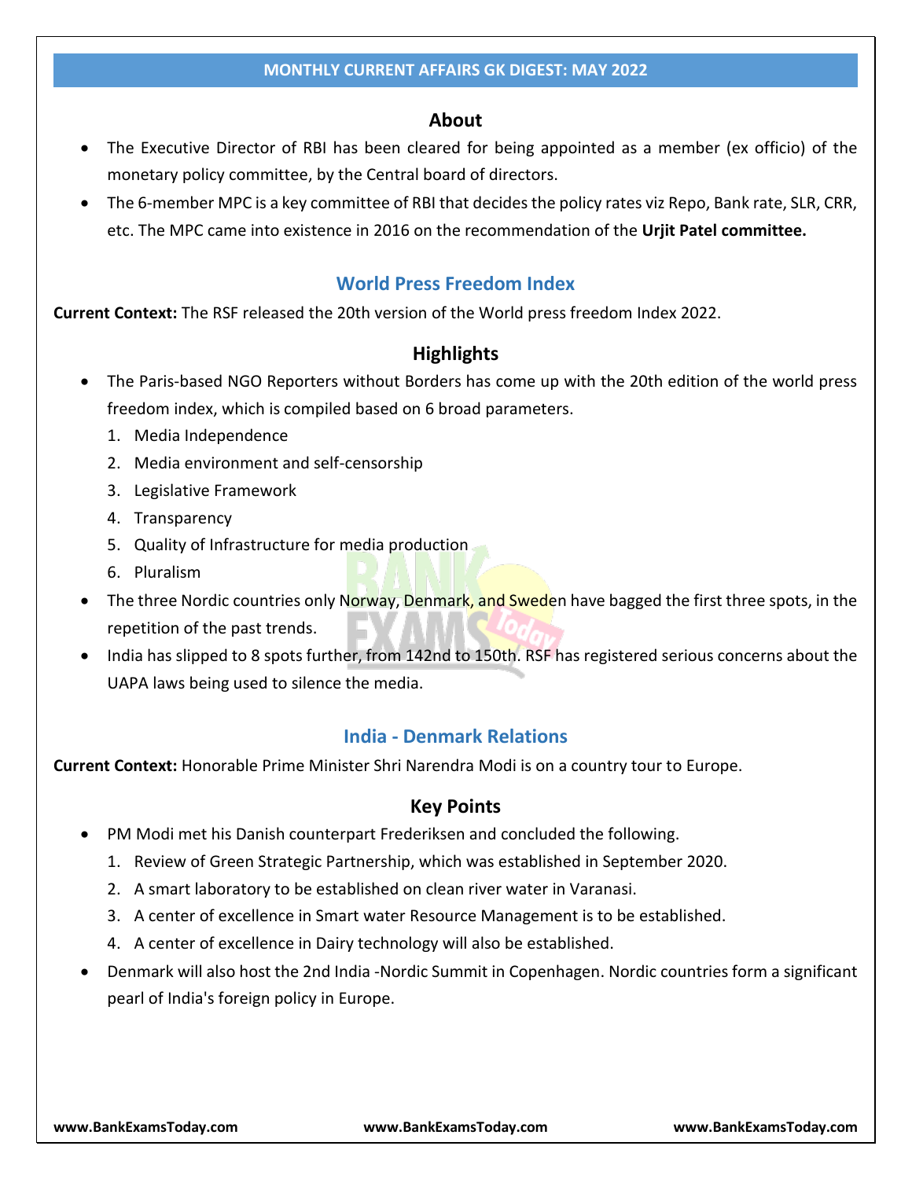## About

- The Executive Director of RBI has been cleared for being appointed as a member (ex officio) of the monetary policy committee, by the Central board of directors.
- The 6-member MPC is a key committee of RBI that decides the policy rates viz Repo, Bank rate, SLR, CRR, etc. The MPC came into existence in 2016 on the recommendation of the **Urjit Patel committee.**

## World Press Freedom Index

**Current Context:** The RSF released the 20th version of the World press freedom Index 2022.

### Highlights

- The Paris-based NGO Reporters without Borders has come up with the 20th edition of the world press freedom index, which is compiled based on 6 broad parameters.
  1. Media Independence
  2. Media environment and self-censorship
  3. Legislative Framework
  4. Transparency
  5. Quality of Infrastructure for media production
  6. Pluralism
- The three Nordic countries only Norway, Denmark, and Sweden have bagged the first three spots, in the repetition of the past trends.
- India has slipped to 8 spots further, from 142nd to 150th. RSF has registered serious concerns about the UAPA laws being used to silence the media.

## India - Denmark Relations

**Current Context:** Honorable Prime Minister Shri Narendra Modi is on a country tour to Europe.

### Key Points

- PM Modi met his Danish counterpart Frederiksen and concluded the following.
  1. Review of Green Strategic Partnership, which was established in September 2020.
  2. A smart laboratory to be established on clean river water in Varanasi.
  3. A center of excellence in Smart water Resource Management is to be established.
  4. A center of excellence in Dairy technology will also be established.
- Denmark will also host the 2nd India -Nordic Summit in Copenhagen. Nordic countries form a significant pearl of India's foreign policy in Europe.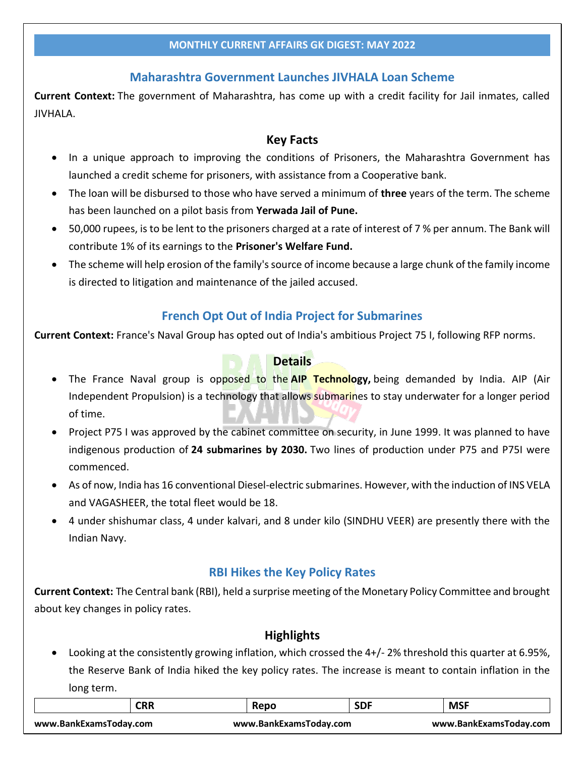## Maharashtra Government Launches JIVHALA Loan Scheme

**Current Context:** The government of Maharashtra, has come up with a credit facility for Jail inmates, called JIVHALA.

### Key Facts

- In a unique approach to improving the conditions of Prisoners, the Maharashtra Government has launched a credit scheme for prisoners, with assistance from a Cooperative bank.
- The loan will be disbursed to those who have served a minimum of **three** years of the term. The scheme has been launched on a pilot basis from **Yerwada Jail of Pune.**
- 50,000 rupees, is to be lent to the prisoners charged at a rate of interest of 7 % per annum. The Bank will contribute 1% of its earnings to the **Prisoner's Welfare Fund.**
- The scheme will help erosion of the family's source of income because a large chunk of the family income is directed to litigation and maintenance of the jailed accused.

## French Opt Out of India Project for Submarines

**Current Context:** France's Naval Group has opted out of India's ambitious Project 75 I, following RFP norms.

### Details

- The France Naval group is opposed to the **AIP Technology,** being demanded by India. AIP (Air Independent Propulsion) is a technology that allows submarines to stay underwater for a longer period of time.
- Project P75 I was approved by the cabinet committee on security, in June 1999. It was planned to have indigenous production of **24 submarines by 2030.** Two lines of production under P75 and P75I were commenced.
- As of now, India has 16 conventional Diesel-electric submarines. However, with the induction of INS VELA and VAGASHEER, the total fleet would be 18.
- 4 under shishumar class, 4 under kalvari, and 8 under kilo (SINDHU VEER) are presently there with the Indian Navy.

## RBI Hikes the Key Policy Rates

**Current Context:** The Central bank (RBI), held a surprise meeting of the Monetary Policy Committee and brought about key changes in policy rates.

### Highlights

- Looking at the consistently growing inflation, which crossed the 4+/- 2% threshold this quarter at 6.95%, the Reserve Bank of India hiked the key policy rates. The increase is meant to contain inflation in the long term.

| | CRR | Repo | SDF | MSF |
|---|---|---|---|---|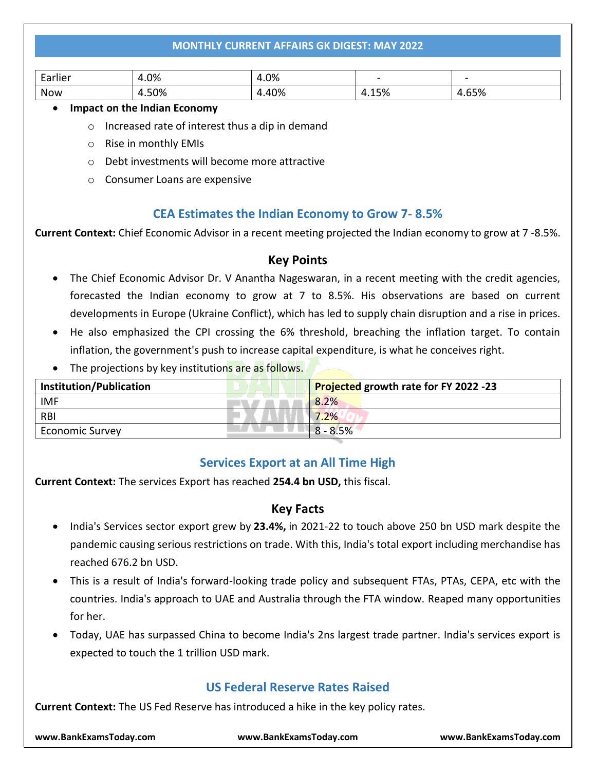| Earlier | 4.0% | 4.0% | - | - |
|---|---|---|---|---|
| Now | 4.50% | 4.40% | 4.15% | 4.65% |

- **Impact on the Indian Economy**
  - Increased rate of interest thus a dip in demand
  - Rise in monthly EMIs
  - Debt investments will become more attractive
  - Consumer Loans are expensive

## CEA Estimates the Indian Economy to Grow 7- 8.5%

**Current Context:** Chief Economic Advisor in a recent meeting projected the Indian economy to grow at 7 -8.5%.

### Key Points

- The Chief Economic Advisor Dr. V Anantha Nageswaran, in a recent meeting with the credit agencies, forecasted the Indian economy to grow at 7 to 8.5%. His observations are based on current developments in Europe (Ukraine Conflict), which has led to supply chain disruption and a rise in prices.
- He also emphasized the CPI crossing the 6% threshold, breaching the inflation target. To contain inflation, the government's push to increase capital expenditure, is what he conceives right.
- The projections by key institutions are as follows.

| Institution/Publication | Projected growth rate for FY 2022 -23 |
|---|---|
| IMF | 8.2% |
| RBI | 7.2% |
| Economic Survey | 8 - 8.5% |

## Services Export at an All Time High

**Current Context:** The services Export has reached **254.4 bn USD,** this fiscal.

### Key Facts

- India's Services sector export grew by **23.4%,** in 2021-22 to touch above 250 bn USD mark despite the pandemic causing serious restrictions on trade. With this, India's total export including merchandise has reached 676.2 bn USD.
- This is a result of India's forward-looking trade policy and subsequent FTAs, PTAs, CEPA, etc with the countries. India's approach to UAE and Australia through the FTA window. Reaped many opportunities for her.
- Today, UAE has surpassed China to become India's 2ns largest trade partner. India's services export is expected to touch the 1 trillion USD mark.

## US Federal Reserve Rates Raised

**Current Context:** The US Fed Reserve has introduced a hike in the key policy rates.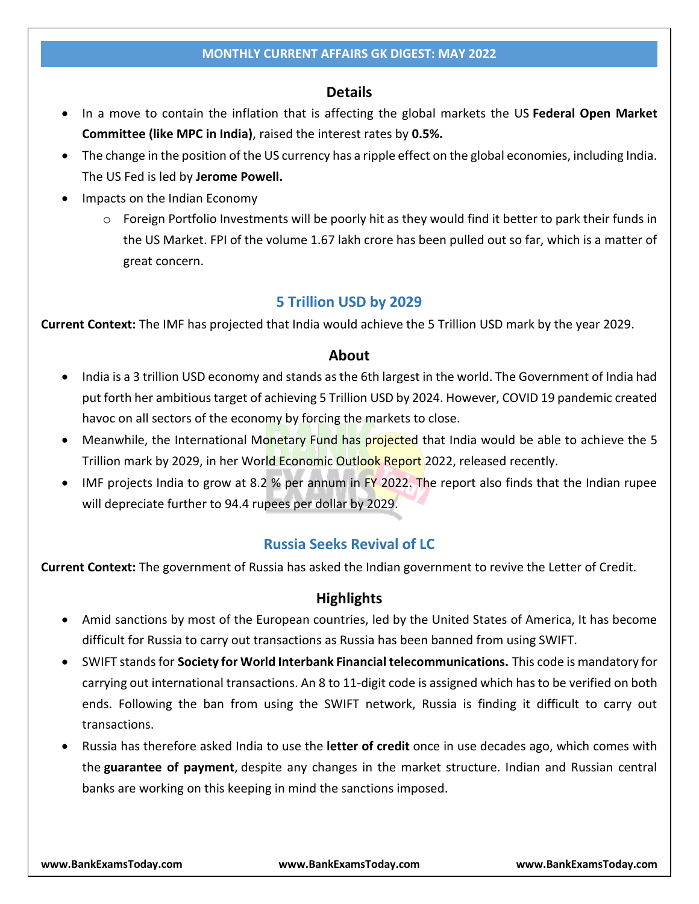### Details

- In a move to contain the inflation that is affecting the global markets the US **Federal Open Market Committee (like MPC in India)**, raised the interest rates by **0.5%.**
- The change in the position of the US currency has a ripple effect on the global economies, including India. The US Fed is led by **Jerome Powell.**
- Impacts on the Indian Economy
    - Foreign Portfolio Investments will be poorly hit as they would find it better to park their funds in the US Market. FPI of the volume 1.67 lakh crore has been pulled out so far, which is a matter of great concern.

## 5 Trillion USD by 2029

**Current Context:** The IMF has projected that India would achieve the 5 Trillion USD mark by the year 2029.

### About

- India is a 3 trillion USD economy and stands as the 6th largest in the world. The Government of India had put forth her ambitious target of achieving 5 Trillion USD by 2024. However, COVID 19 pandemic created havoc on all sectors of the economy by forcing the markets to close.
- Meanwhile, the International Monetary Fund has projected that India would be able to achieve the 5 Trillion mark by 2029, in her World Economic Outlook Report 2022, released recently.
- IMF projects India to grow at 8.2 % per annum in FY 2022. The report also finds that the Indian rupee will depreciate further to 94.4 rupees per dollar by 2029.

## Russia Seeks Revival of LC

**Current Context:** The government of Russia has asked the Indian government to revive the Letter of Credit.

### Highlights

- Amid sanctions by most of the European countries, led by the United States of America, It has become difficult for Russia to carry out transactions as Russia has been banned from using SWIFT.
- SWIFT stands for **Society for World Interbank Financial telecommunications.** This code is mandatory for carrying out international transactions. An 8 to 11-digit code is assigned which has to be verified on both ends. Following the ban from using the SWIFT network, Russia is finding it difficult to carry out transactions.
- Russia has therefore asked India to use the **letter of credit** once in use decades ago, which comes with the **guarantee of payment**, despite any changes in the market structure. Indian and Russian central banks are working on this keeping in mind the sanctions imposed.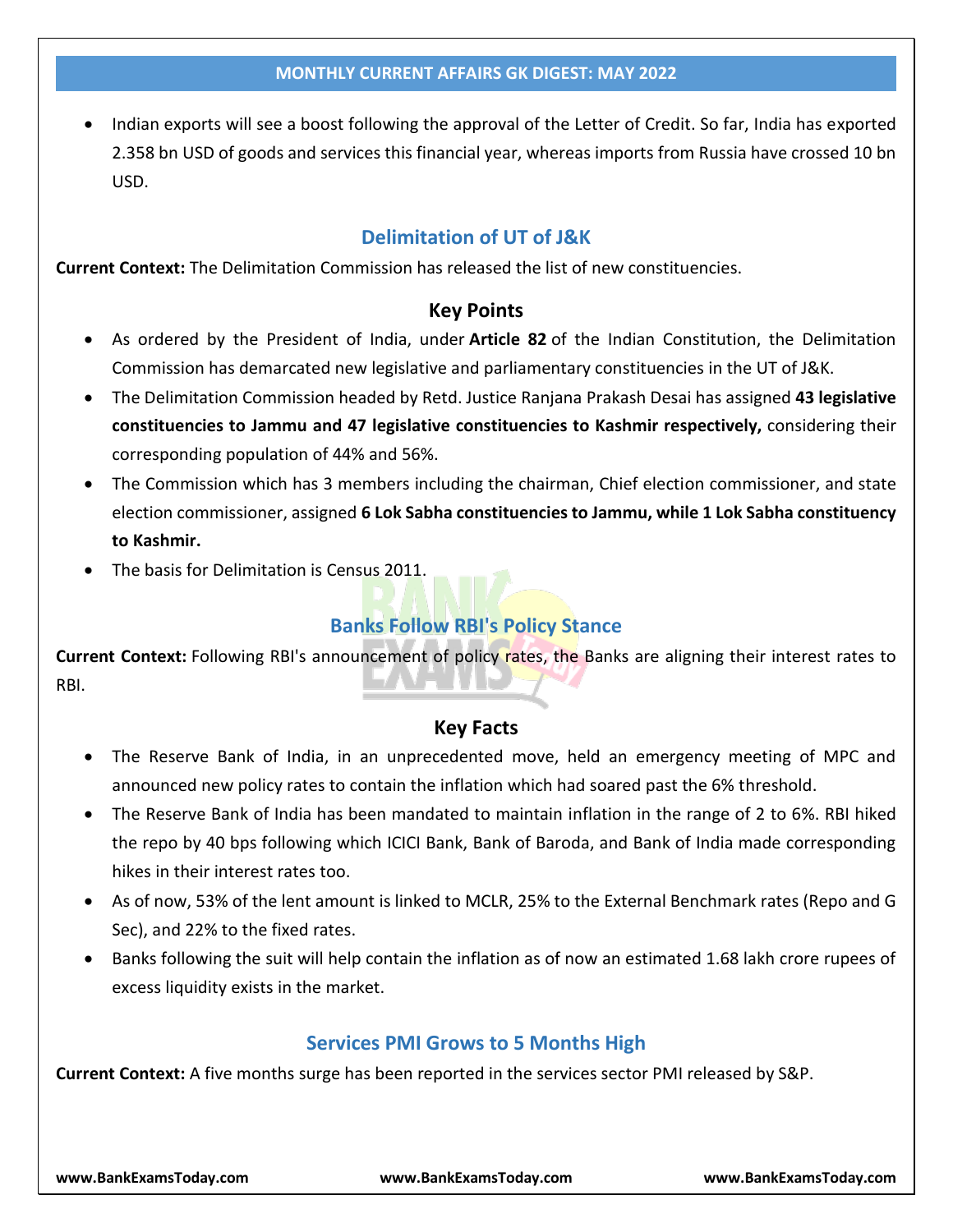- Indian exports will see a boost following the approval of the Letter of Credit. So far, India has exported 2.358 bn USD of goods and services this financial year, whereas imports from Russia have crossed 10 bn USD.

## Delimitation of UT of J&K

**Current Context:** The Delimitation Commission has released the list of new constituencies.

### Key Points

- As ordered by the President of India, under **Article 82** of the Indian Constitution, the Delimitation Commission has demarcated new legislative and parliamentary constituencies in the UT of J&K.
- The Delimitation Commission headed by Retd. Justice Ranjana Prakash Desai has assigned **43 legislative constituencies to Jammu and 47 legislative constituencies to Kashmir respectively,** considering their corresponding population of 44% and 56%.
- The Commission which has 3 members including the chairman, Chief election commissioner, and state election commissioner, assigned **6 Lok Sabha constituencies to Jammu, while 1 Lok Sabha constituency to Kashmir.**
- The basis for Delimitation is Census 2011.

## Banks Follow RBI's Policy Stance

**Current Context:** Following RBI's announcement of policy rates, the Banks are aligning their interest rates to RBI.

### Key Facts

- The Reserve Bank of India, in an unprecedented move, held an emergency meeting of MPC and announced new policy rates to contain the inflation which had soared past the 6% threshold.
- The Reserve Bank of India has been mandated to maintain inflation in the range of 2 to 6%. RBI hiked the repo by 40 bps following which ICICI Bank, Bank of Baroda, and Bank of India made corresponding hikes in their interest rates too.
- As of now, 53% of the lent amount is linked to MCLR, 25% to the External Benchmark rates (Repo and G Sec), and 22% to the fixed rates.
- Banks following the suit will help contain the inflation as of now an estimated 1.68 lakh crore rupees of excess liquidity exists in the market.

## Services PMI Grows to 5 Months High

**Current Context:** A five months surge has been reported in the services sector PMI released by S&P.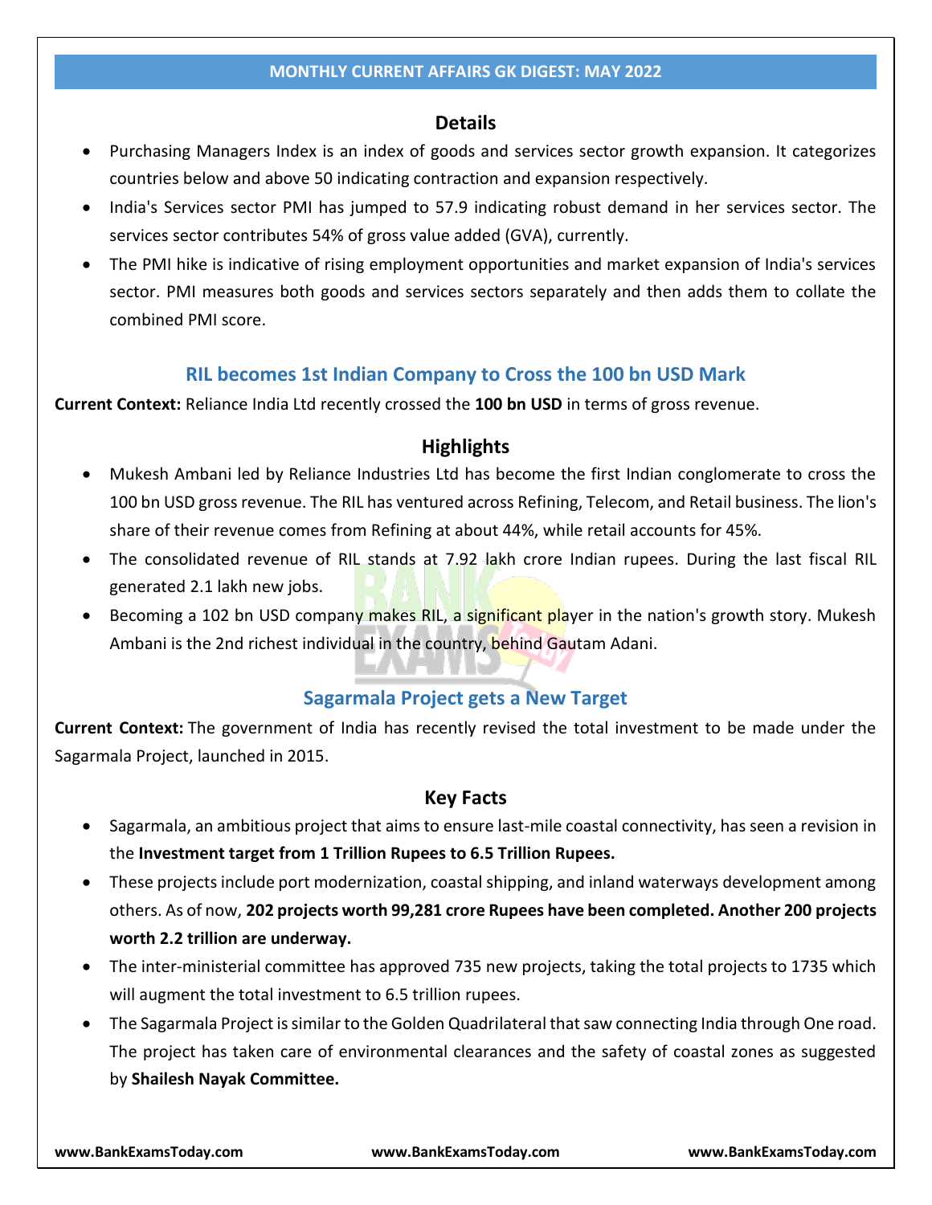### Details

- Purchasing Managers Index is an index of goods and services sector growth expansion. It categorizes countries below and above 50 indicating contraction and expansion respectively.
- India's Services sector PMI has jumped to 57.9 indicating robust demand in her services sector. The services sector contributes 54% of gross value added (GVA), currently.
- The PMI hike is indicative of rising employment opportunities and market expansion of India's services sector. PMI measures both goods and services sectors separately and then adds them to collate the combined PMI score.

## RIL becomes 1st Indian Company to Cross the 100 bn USD Mark

**Current Context:** Reliance India Ltd recently crossed the **100 bn USD** in terms of gross revenue.

### Highlights

- Mukesh Ambani led by Reliance Industries Ltd has become the first Indian conglomerate to cross the 100 bn USD gross revenue. The RIL has ventured across Refining, Telecom, and Retail business. The lion's share of their revenue comes from Refining at about 44%, while retail accounts for 45%.
- The consolidated revenue of RIL stands at 7.92 lakh crore Indian rupees. During the last fiscal RIL generated 2.1 lakh new jobs.
- Becoming a 102 bn USD company makes RIL, a significant player in the nation's growth story. Mukesh Ambani is the 2nd richest individual in the country, behind Gautam Adani.

## Sagarmala Project gets a New Target

**Current Context:** The government of India has recently revised the total investment to be made under the Sagarmala Project, launched in 2015.

### Key Facts

- Sagarmala, an ambitious project that aims to ensure last-mile coastal connectivity, has seen a revision in the **Investment target from 1 Trillion Rupees to 6.5 Trillion Rupees.**
- These projects include port modernization, coastal shipping, and inland waterways development among others. As of now, **202 projects worth 99,281 crore Rupees have been completed. Another 200 projects worth 2.2 trillion are underway.**
- The inter-ministerial committee has approved 735 new projects, taking the total projects to 1735 which will augment the total investment to 6.5 trillion rupees.
- The Sagarmala Project is similar to the Golden Quadrilateral that saw connecting India through One road. The project has taken care of environmental clearances and the safety of coastal zones as suggested by **Shailesh Nayak Committee.**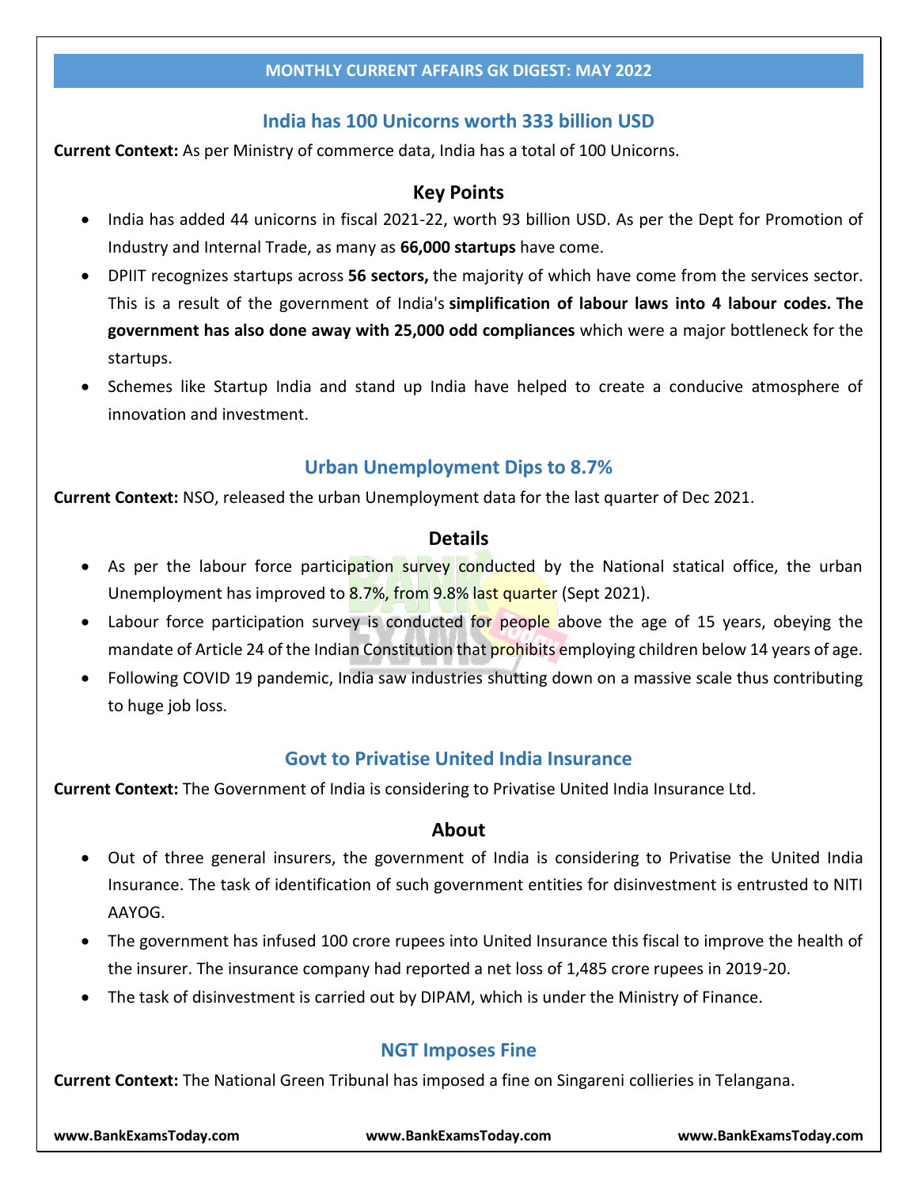## India has 100 Unicorns worth 333 billion USD

**Current Context:** As per Ministry of commerce data, India has a total of 100 Unicorns.

### Key Points

- India has added 44 unicorns in fiscal 2021-22, worth 93 billion USD. As per the Dept for Promotion of Industry and Internal Trade, as many as **66,000 startups** have come.
- DPIIT recognizes startups across **56 sectors,** the majority of which have come from the services sector. This is a result of the government of India's **simplification of labour laws into 4 labour codes. The government has also done away with 25,000 odd compliances** which were a major bottleneck for the startups.
- Schemes like Startup India and stand up India have helped to create a conducive atmosphere of innovation and investment.

## Urban Unemployment Dips to 8.7%

**Current Context:** NSO, released the urban Unemployment data for the last quarter of Dec 2021.

### Details

- As per the labour force participation survey conducted by the National statical office, the urban Unemployment has improved to 8.7%, from 9.8% last quarter (Sept 2021).
- Labour force participation survey is conducted for people above the age of 15 years, obeying the mandate of Article 24 of the Indian Constitution that prohibits employing children below 14 years of age.
- Following COVID 19 pandemic, India saw industries shutting down on a massive scale thus contributing to huge job loss.

## Govt to Privatise United India Insurance

**Current Context:** The Government of India is considering to Privatise United India Insurance Ltd.

### About

- Out of three general insurers, the government of India is considering to Privatise the United India Insurance. The task of identification of such government entities for disinvestment is entrusted to NITI AAYOG.
- The government has infused 100 crore rupees into United Insurance this fiscal to improve the health of the insurer. The insurance company had reported a net loss of 1,485 crore rupees in 2019-20.
- The task of disinvestment is carried out by DIPAM, which is under the Ministry of Finance.

## NGT Imposes Fine

**Current Context:** The National Green Tribunal has imposed a fine on Singareni collieries in Telangana.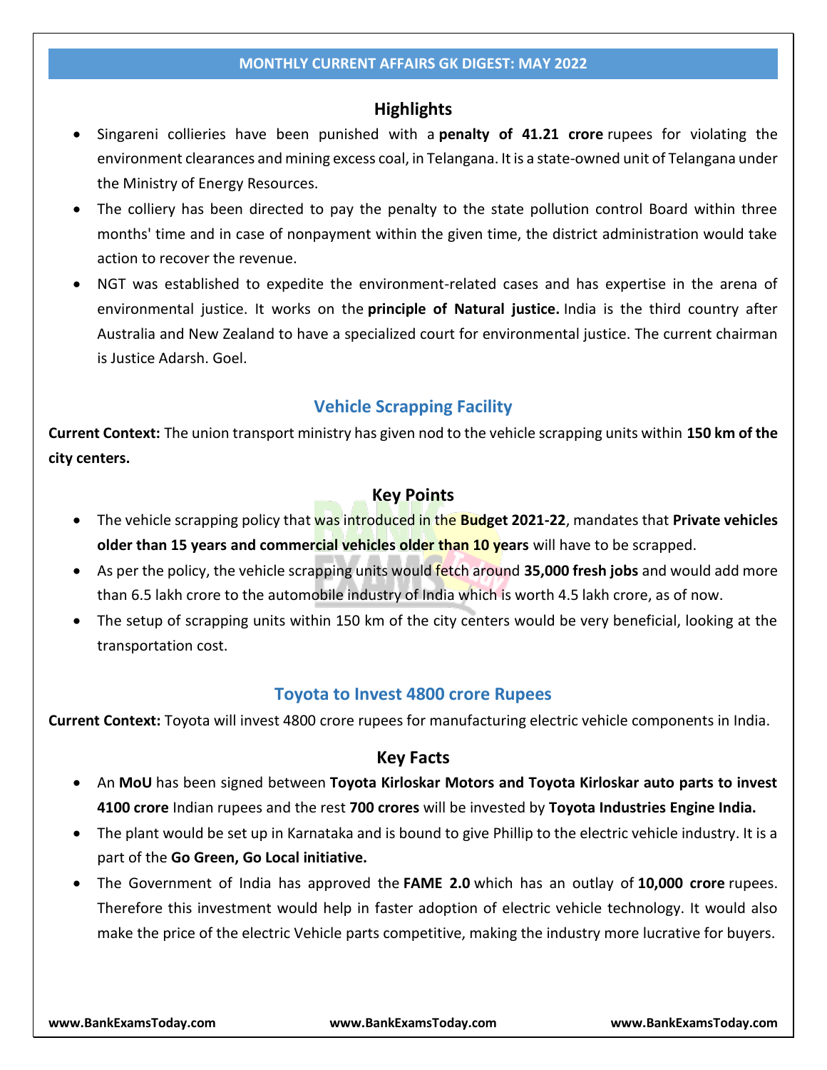## Highlights

- Singareni collieries have been punished with a **penalty of 41.21 crore** rupees for violating the environment clearances and mining excess coal, in Telangana. It is a state-owned unit of Telangana under the Ministry of Energy Resources.
- The colliery has been directed to pay the penalty to the state pollution control Board within three months' time and in case of nonpayment within the given time, the district administration would take action to recover the revenue.
- NGT was established to expedite the environment-related cases and has expertise in the arena of environmental justice. It works on the **principle of Natural justice.** India is the third country after Australia and New Zealand to have a specialized court for environmental justice. The current chairman is Justice Adarsh. Goel.

## Vehicle Scrapping Facility

**Current Context:** The union transport ministry has given nod to the vehicle scrapping units within **150 km of the city centers.**

### Key Points

- The vehicle scrapping policy that was introduced in the **Budget 2021-22**, mandates that **Private vehicles older than 15 years and commercial vehicles older than 10 years** will have to be scrapped.
- As per the policy, the vehicle scrapping units would fetch around **35,000 fresh jobs** and would add more than 6.5 lakh crore to the automobile industry of India which is worth 4.5 lakh crore, as of now.
- The setup of scrapping units within 150 km of the city centers would be very beneficial, looking at the transportation cost.

## Toyota to Invest 4800 crore Rupees

**Current Context:** Toyota will invest 4800 crore rupees for manufacturing electric vehicle components in India.

### Key Facts

- An **MoU** has been signed between **Toyota Kirloskar Motors and Toyota Kirloskar auto parts to invest 4100 crore** Indian rupees and the rest **700 crores** will be invested by **Toyota Industries Engine India.**
- The plant would be set up in Karnataka and is bound to give Phillip to the electric vehicle industry. It is a part of the **Go Green, Go Local initiative.**
- The Government of India has approved the **FAME 2.0** which has an outlay of **10,000 crore** rupees. Therefore this investment would help in faster adoption of electric vehicle technology. It would also make the price of the electric Vehicle parts competitive, making the industry more lucrative for buyers.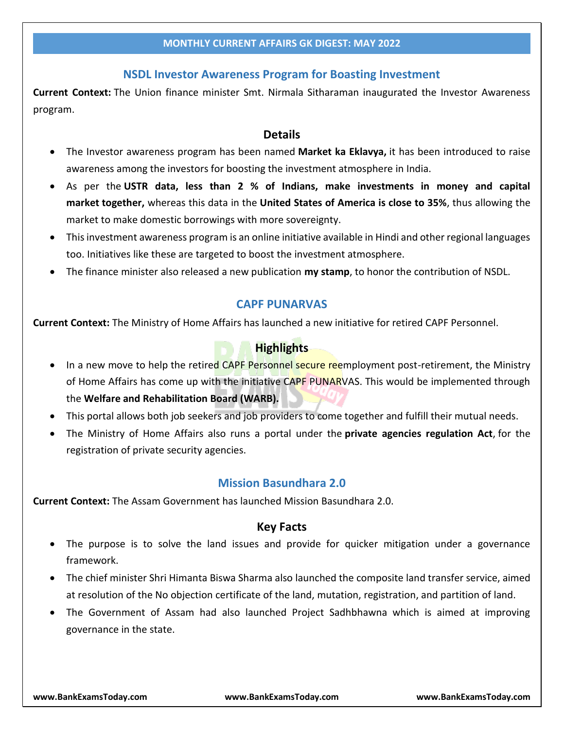## NSDL Investor Awareness Program for Boasting Investment

**Current Context:** The Union finance minister Smt. Nirmala Sitharaman inaugurated the Investor Awareness program.

### Details

- The Investor awareness program has been named **Market ka Eklavya,** it has been introduced to raise awareness among the investors for boosting the investment atmosphere in India.
- As per the **USTR data, less than 2 % of Indians, make investments in money and capital market together,** whereas this data in the **United States of America is close to 35%**, thus allowing the market to make domestic borrowings with more sovereignty.
- This investment awareness program is an online initiative available in Hindi and other regional languages too. Initiatives like these are targeted to boost the investment atmosphere.
- The finance minister also released a new publication **my stamp**, to honor the contribution of NSDL.

## CAPF PUNARVAS

**Current Context:** The Ministry of Home Affairs has launched a new initiative for retired CAPF Personnel.

### Highlights

- In a new move to help the retired CAPF Personnel secure reemployment post-retirement, the Ministry of Home Affairs has come up with the initiative CAPF PUNARVAS. This would be implemented through the **Welfare and Rehabilitation Board (WARB).**
- This portal allows both job seekers and job providers to come together and fulfill their mutual needs.
- The Ministry of Home Affairs also runs a portal under the **private agencies regulation Act**, for the registration of private security agencies.

## Mission Basundhara 2.0

**Current Context:** The Assam Government has launched Mission Basundhara 2.0.

### Key Facts

- The purpose is to solve the land issues and provide for quicker mitigation under a governance framework.
- The chief minister Shri Himanta Biswa Sharma also launched the composite land transfer service, aimed at resolution of the No objection certificate of the land, mutation, registration, and partition of land.
- The Government of Assam had also launched Project Sadhbhawna which is aimed at improving governance in the state.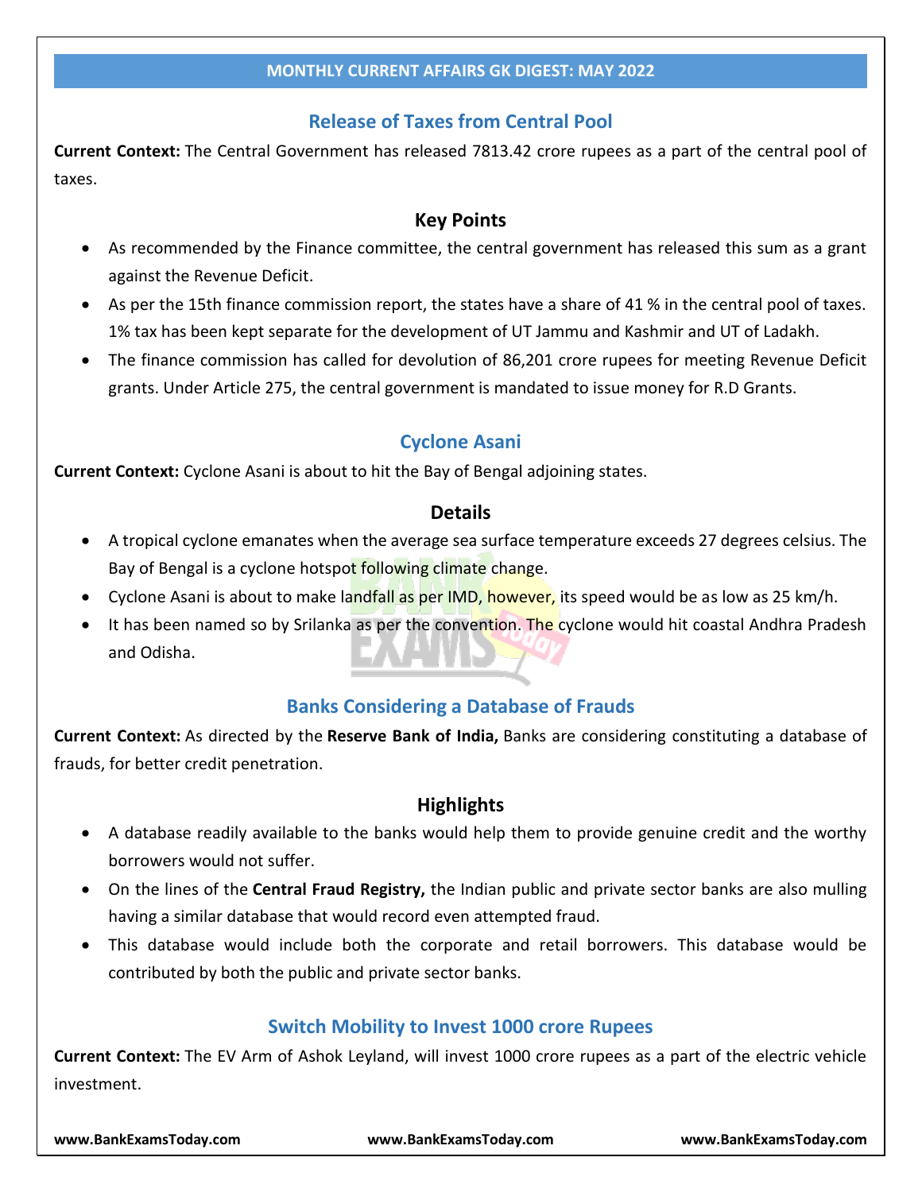## Release of Taxes from Central Pool

**Current Context:** The Central Government has released 7813.42 crore rupees as a part of the central pool of taxes.

### Key Points

- As recommended by the Finance committee, the central government has released this sum as a grant against the Revenue Deficit.
- As per the 15th finance commission report, the states have a share of 41 % in the central pool of taxes. 1% tax has been kept separate for the development of UT Jammu and Kashmir and UT of Ladakh.
- The finance commission has called for devolution of 86,201 crore rupees for meeting Revenue Deficit grants. Under Article 275, the central government is mandated to issue money for R.D Grants.

## Cyclone Asani

**Current Context:** Cyclone Asani is about to hit the Bay of Bengal adjoining states.

### Details

- A tropical cyclone emanates when the average sea surface temperature exceeds 27 degrees celsius. The Bay of Bengal is a cyclone hotspot following climate change.
- Cyclone Asani is about to make landfall as per IMD, however, its speed would be as low as 25 km/h.
- It has been named so by Srilanka as per the convention. The cyclone would hit coastal Andhra Pradesh and Odisha.

## Banks Considering a Database of Frauds

**Current Context:** As directed by the **Reserve Bank of India,** Banks are considering constituting a database of frauds, for better credit penetration.

### Highlights

- A database readily available to the banks would help them to provide genuine credit and the worthy borrowers would not suffer.
- On the lines of the **Central Fraud Registry,** the Indian public and private sector banks are also mulling having a similar database that would record even attempted fraud.
- This database would include both the corporate and retail borrowers. This database would be contributed by both the public and private sector banks.

## Switch Mobility to Invest 1000 crore Rupees

**Current Context:** The EV Arm of Ashok Leyland, will invest 1000 crore rupees as a part of the electric vehicle investment.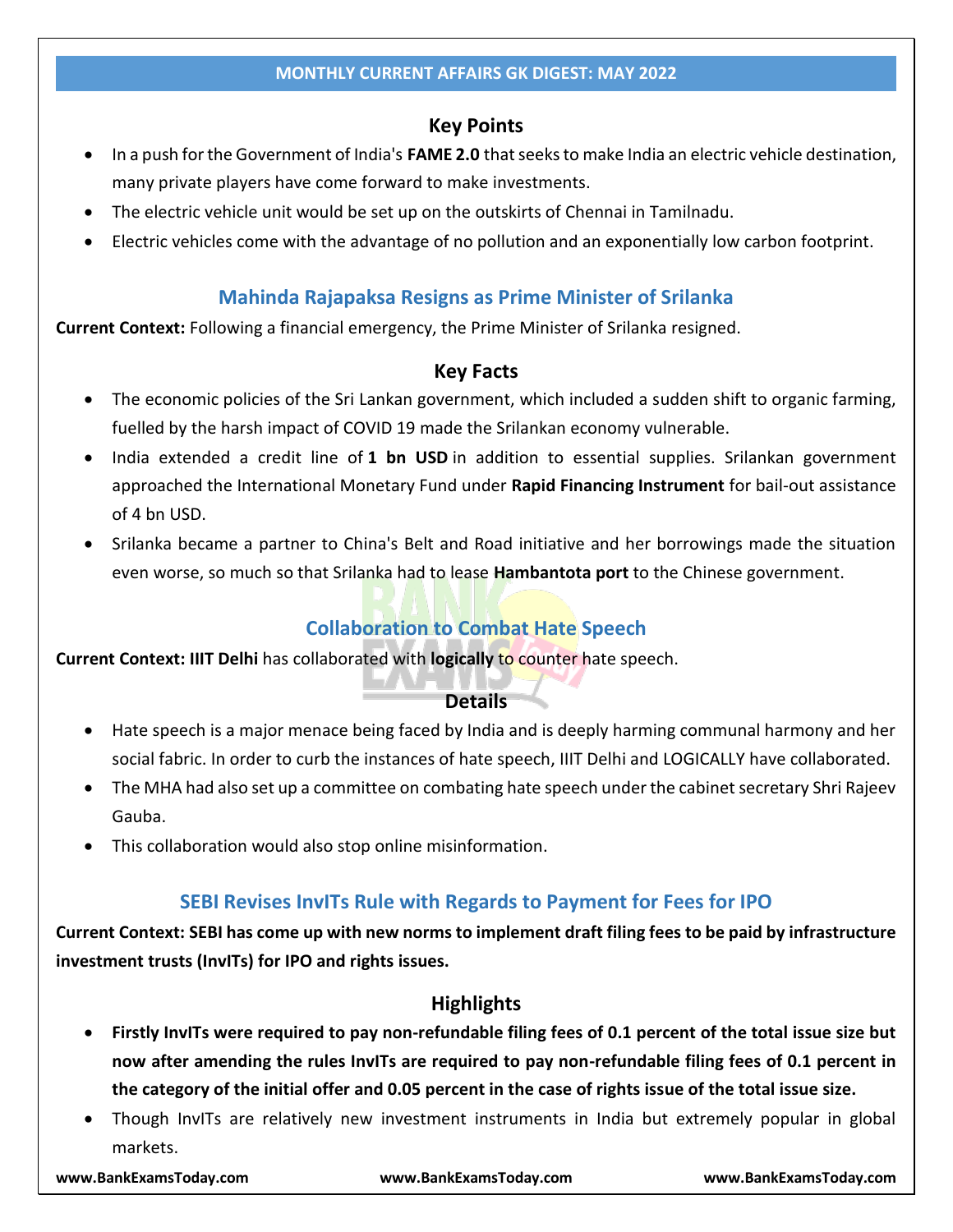### Key Points

- In a push for the Government of India's **FAME 2.0** that seeks to make India an electric vehicle destination, many private players have come forward to make investments.
- The electric vehicle unit would be set up on the outskirts of Chennai in Tamilnadu.
- Electric vehicles come with the advantage of no pollution and an exponentially low carbon footprint.

## Mahinda Rajapaksa Resigns as Prime Minister of Srilanka

**Current Context:** Following a financial emergency, the Prime Minister of Srilanka resigned.

### Key Facts

- The economic policies of the Sri Lankan government, which included a sudden shift to organic farming, fuelled by the harsh impact of COVID 19 made the Srilankan economy vulnerable.
- India extended a credit line of **1 bn USD** in addition to essential supplies. Srilankan government approached the International Monetary Fund under **Rapid Financing Instrument** for bail-out assistance of 4 bn USD.
- Srilanka became a partner to China's Belt and Road initiative and her borrowings made the situation even worse, so much so that Srilanka had to lease **Hambantota port** to the Chinese government.

## Collaboration to Combat Hate Speech

**Current Context: IIIT Delhi** has collaborated with **logically** to counter hate speech.

### Details

- Hate speech is a major menace being faced by India and is deeply harming communal harmony and her social fabric. In order to curb the instances of hate speech, IIIT Delhi and LOGICALLY have collaborated.
- The MHA had also set up a committee on combating hate speech under the cabinet secretary Shri Rajeev Gauba.
- This collaboration would also stop online misinformation.

## SEBI Revises InvITs Rule with Regards to Payment for Fees for IPO

**Current Context: SEBI has come up with new norms to implement draft filing fees to be paid by infrastructure investment trusts (InvITs) for IPO and rights issues.**

### Highlights

- **Firstly InvITs were required to pay non-refundable filing fees of 0.1 percent of the total issue size but now after amending the rules InvITs are required to pay non-refundable filing fees of 0.1 percent in the category of the initial offer and 0.05 percent in the case of rights issue of the total issue size.**
- Though InvITs are relatively new investment instruments in India but extremely popular in global markets.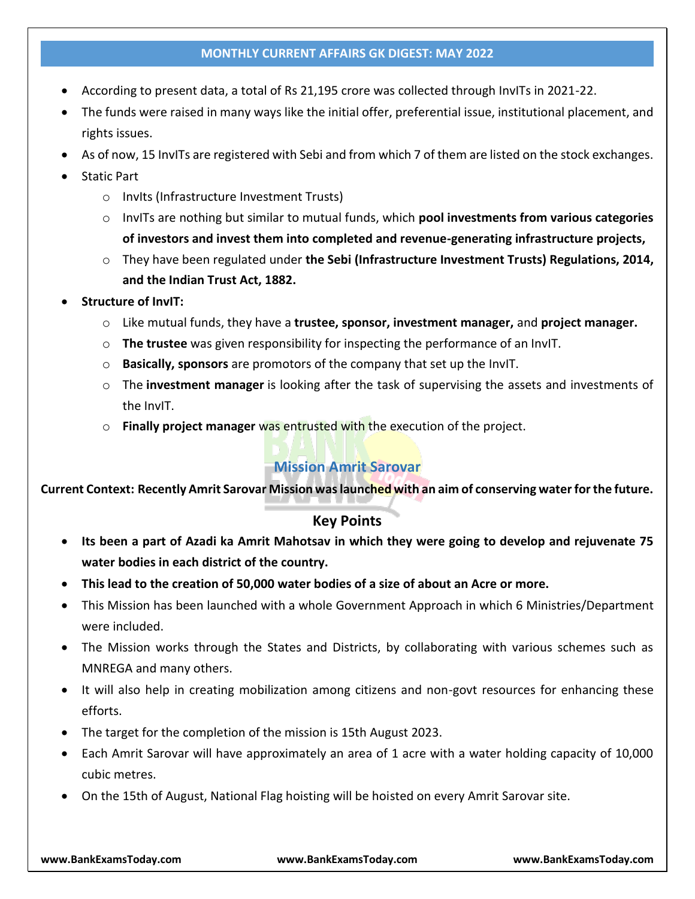- According to present data, a total of Rs 21,195 crore was collected through InvITs in 2021-22.
- The funds were raised in many ways like the initial offer, preferential issue, institutional placement, and rights issues.
- As of now, 15 InvITs are registered with Sebi and from which 7 of them are listed on the stock exchanges.
- Static Part
  - InvIts (Infrastructure Investment Trusts)
  - InvITs are nothing but similar to mutual funds, which **pool investments from various categories of investors and invest them into completed and revenue-generating infrastructure projects,**
  - They have been regulated under **the Sebi (Infrastructure Investment Trusts) Regulations, 2014, and the Indian Trust Act, 1882.**
- **Structure of InvIT:**
  - Like mutual funds, they have a **trustee, sponsor, investment manager,** and **project manager.**
  - **The trustee** was given responsibility for inspecting the performance of an InvIT.
  - **Basically, sponsors** are promotors of the company that set up the InvIT.
  - The **investment manager** is looking after the task of supervising the assets and investments of the InvIT.
  - **Finally project manager** was entrusted with the execution of the project.

## Mission Amrit Sarovar

**Current Context: Recently Amrit Sarovar Mission was launched with an aim of conserving water for the future.**

### Key Points

- **Its been a part of Azadi ka Amrit Mahotsav in which they were going to develop and rejuvenate 75 water bodies in each district of the country.**
- **This lead to the creation of 50,000 water bodies of a size of about an Acre or more.**
- This Mission has been launched with a whole Government Approach in which 6 Ministries/Department were included.
- The Mission works through the States and Districts, by collaborating with various schemes such as MNREGA and many others.
- It will also help in creating mobilization among citizens and non-govt resources for enhancing these efforts.
- The target for the completion of the mission is 15th August 2023.
- Each Amrit Sarovar will have approximately an area of 1 acre with a water holding capacity of 10,000 cubic metres.
- On the 15th of August, National Flag hoisting will be hoisted on every Amrit Sarovar site.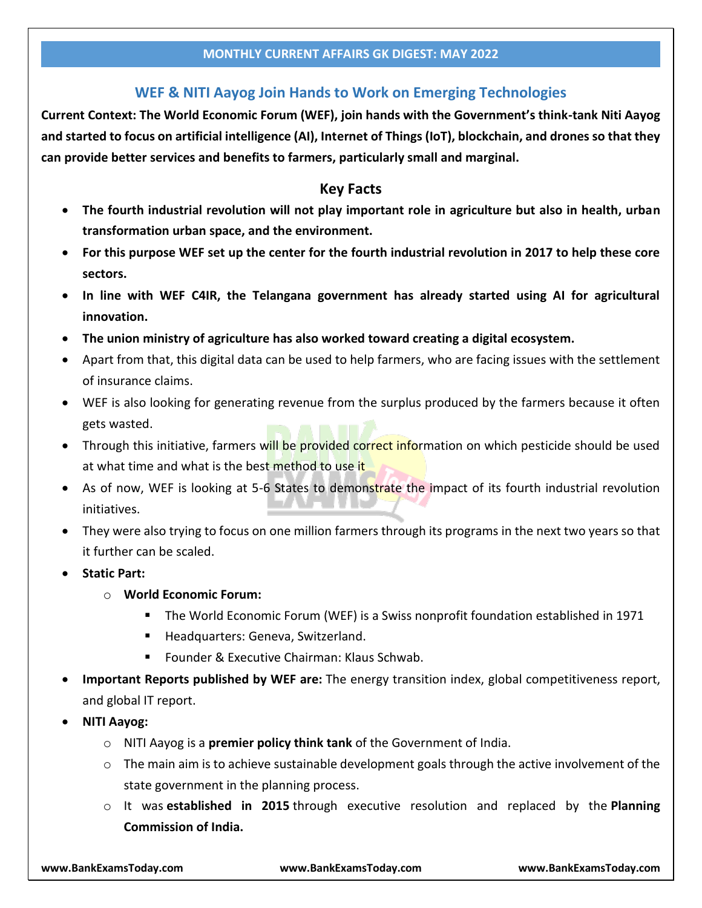## WEF & NITI Aayog Join Hands to Work on Emerging Technologies

**Current Context: The World Economic Forum (WEF), join hands with the Government's think-tank Niti Aayog and started to focus on artificial intelligence (AI), Internet of Things (IoT), blockchain, and drones so that they can provide better services and benefits to farmers, particularly small and marginal.**

### Key Facts

- **The fourth industrial revolution will not play important role in agriculture but also in health, urban transformation urban space, and the environment.**
- **For this purpose WEF set up the center for the fourth industrial revolution in 2017 to help these core sectors.**
- **In line with WEF C4IR, the Telangana government has already started using AI for agricultural innovation.**
- **The union ministry of agriculture has also worked toward creating a digital ecosystem.**
- Apart from that, this digital data can be used to help farmers, who are facing issues with the settlement of insurance claims.
- WEF is also looking for generating revenue from the surplus produced by the farmers because it often gets wasted.
- Through this initiative, farmers will be provided correct information on which pesticide should be used at what time and what is the best method to use it
- As of now, WEF is looking at 5-6 States to demonstrate the impact of its fourth industrial revolution initiatives.
- They were also trying to focus on one million farmers through its programs in the next two years so that it further can be scaled.
- **Static Part:**
    - **World Economic Forum:**
        - The World Economic Forum (WEF) is a Swiss nonprofit foundation established in 1971
        - Headquarters: Geneva, Switzerland.
        - Founder & Executive Chairman: Klaus Schwab.
- **Important Reports published by WEF are:** The energy transition index, global competitiveness report, and global IT report.
- **NITI Aayog:**
    - NITI Aayog is a **premier policy think tank** of the Government of India.
    - The main aim is to achieve sustainable development goals through the active involvement of the state government in the planning process.
    - It was **established in 2015** through executive resolution and replaced by the **Planning Commission of India.**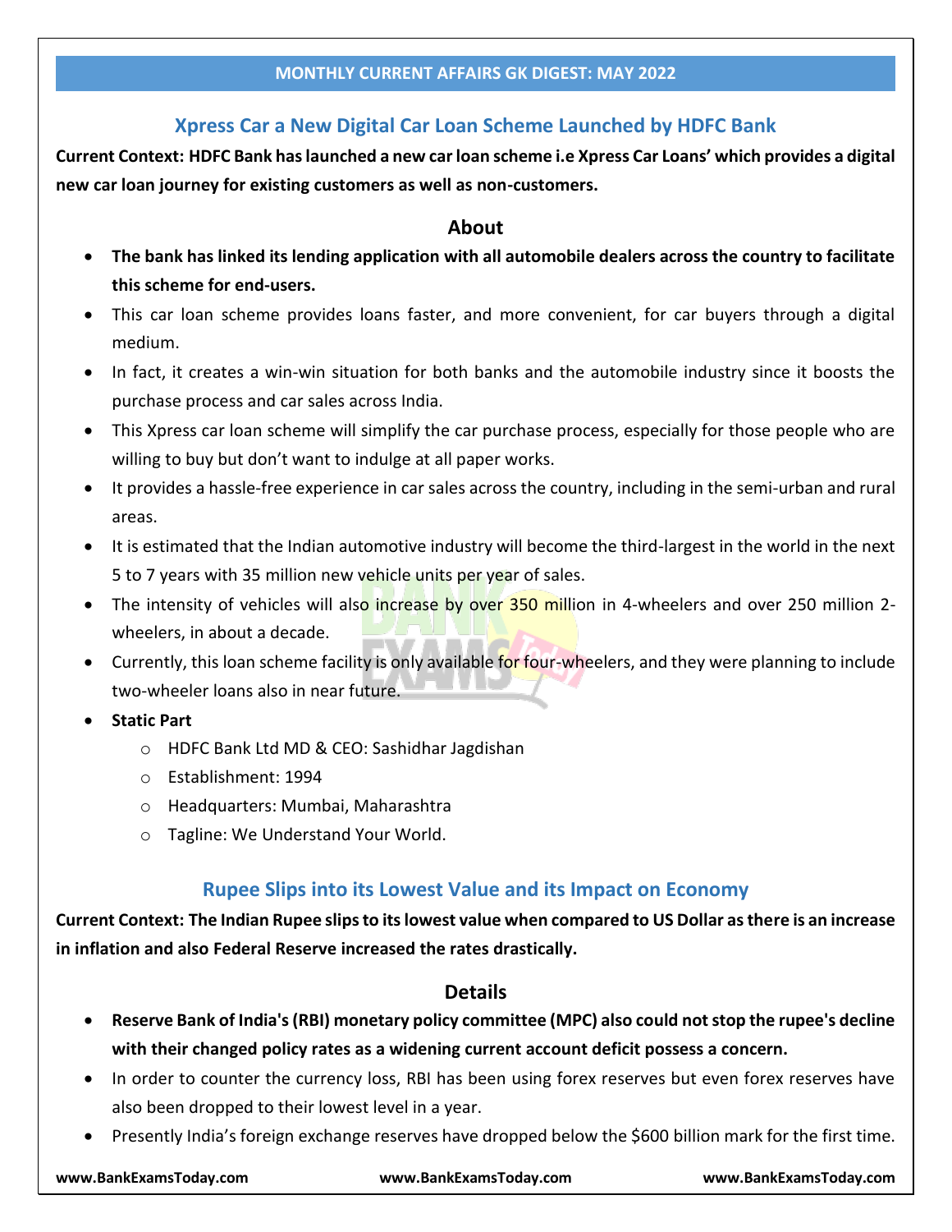## Xpress Car a New Digital Car Loan Scheme Launched by HDFC Bank

**Current Context: HDFC Bank has launched a new car loan scheme i.e Xpress Car Loans' which provides a digital new car loan journey for existing customers as well as non-customers.**

### About

- **The bank has linked its lending application with all automobile dealers across the country to facilitate this scheme for end-users.**
- This car loan scheme provides loans faster, and more convenient, for car buyers through a digital medium.
- In fact, it creates a win-win situation for both banks and the automobile industry since it boosts the purchase process and car sales across India.
- This Xpress car loan scheme will simplify the car purchase process, especially for those people who are willing to buy but don't want to indulge at all paper works.
- It provides a hassle-free experience in car sales across the country, including in the semi-urban and rural areas.
- It is estimated that the Indian automotive industry will become the third-largest in the world in the next 5 to 7 years with 35 million new vehicle units per year of sales.
- The intensity of vehicles will also increase by over 350 million in 4-wheelers and over 250 million 2-wheelers, in about a decade.
- Currently, this loan scheme facility is only available for four-wheelers, and they were planning to include two-wheeler loans also in near future.
- **Static Part**
  - HDFC Bank Ltd MD & CEO: Sashidhar Jagdishan
  - Establishment: 1994
  - Headquarters: Mumbai, Maharashtra
  - Tagline: We Understand Your World.

## Rupee Slips into its Lowest Value and its Impact on Economy

**Current Context: The Indian Rupee slips to its lowest value when compared to US Dollar as there is an increase in inflation and also Federal Reserve increased the rates drastically.**

### Details

- **Reserve Bank of India's (RBI) monetary policy committee (MPC) also could not stop the rupee's decline with their changed policy rates as a widening current account deficit possess a concern.**
- In order to counter the currency loss, RBI has been using forex reserves but even forex reserves have also been dropped to their lowest level in a year.
- Presently India's foreign exchange reserves have dropped below the $600 billion mark for the first time.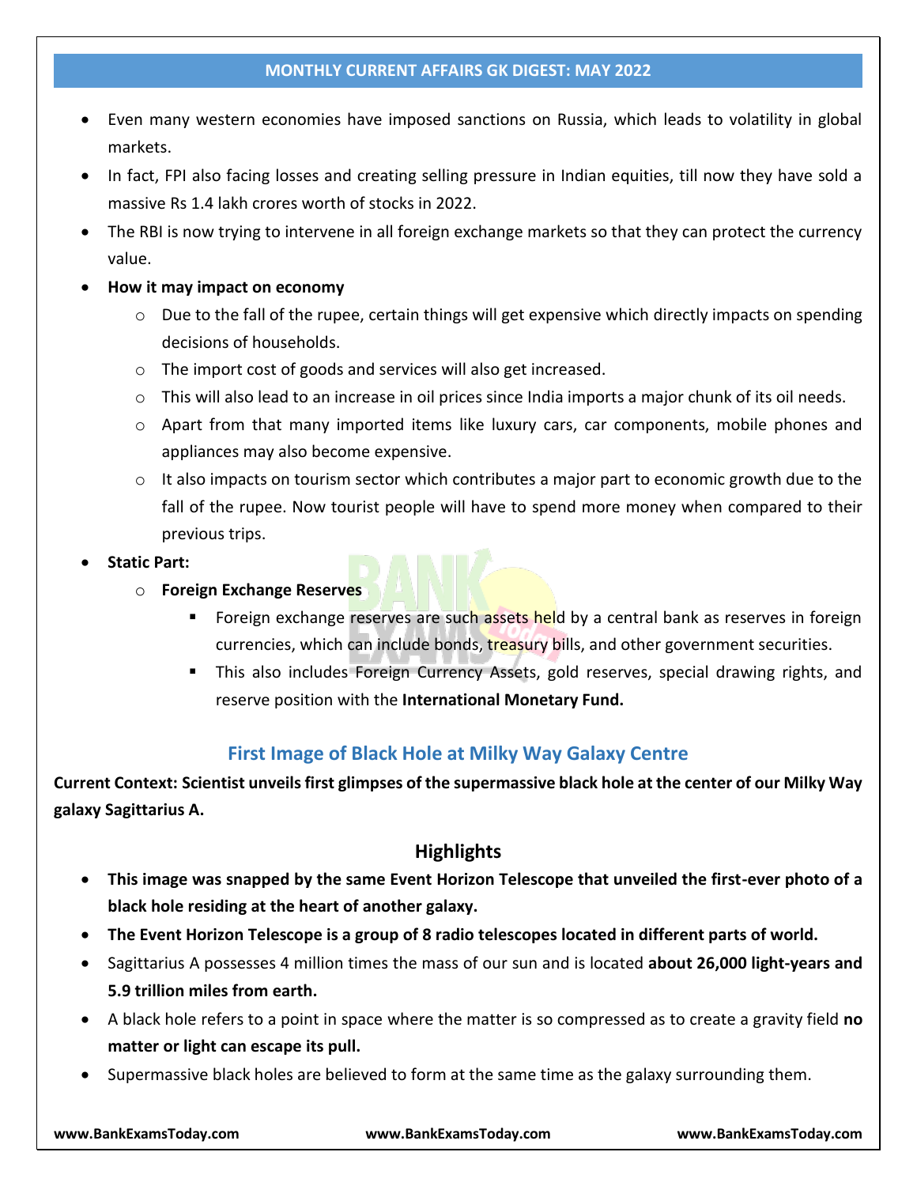- Even many western economies have imposed sanctions on Russia, which leads to volatility in global markets.
- In fact, FPI also facing losses and creating selling pressure in Indian equities, till now they have sold a massive Rs 1.4 lakh crores worth of stocks in 2022.
- The RBI is now trying to intervene in all foreign exchange markets so that they can protect the currency value.
- **How it may impact on economy**
  - Due to the fall of the rupee, certain things will get expensive which directly impacts on spending decisions of households.
  - The import cost of goods and services will also get increased.
  - This will also lead to an increase in oil prices since India imports a major chunk of its oil needs.
  - Apart from that many imported items like luxury cars, car components, mobile phones and appliances may also become expensive.
  - It also impacts on tourism sector which contributes a major part to economic growth due to the fall of the rupee. Now tourist people will have to spend more money when compared to their previous trips.
- **Static Part:**
  - **Foreign Exchange Reserves**
    - Foreign exchange reserves are such assets held by a central bank as reserves in foreign currencies, which can include bonds, treasury bills, and other government securities.
    - This also includes Foreign Currency Assets, gold reserves, special drawing rights, and reserve position with the **International Monetary Fund.**

## First Image of Black Hole at Milky Way Galaxy Centre

**Current Context: Scientist unveils first glimpses of the supermassive black hole at the center of our Milky Way galaxy Sagittarius A.**

### Highlights

- **This image was snapped by the same Event Horizon Telescope that unveiled the first-ever photo of a black hole residing at the heart of another galaxy.**
- **The Event Horizon Telescope is a group of 8 radio telescopes located in different parts of world.**
- Sagittarius A possesses 4 million times the mass of our sun and is located **about 26,000 light-years and 5.9 trillion miles from earth.**
- A black hole refers to a point in space where the matter is so compressed as to create a gravity field **no matter or light can escape its pull.**
- Supermassive black holes are believed to form at the same time as the galaxy surrounding them.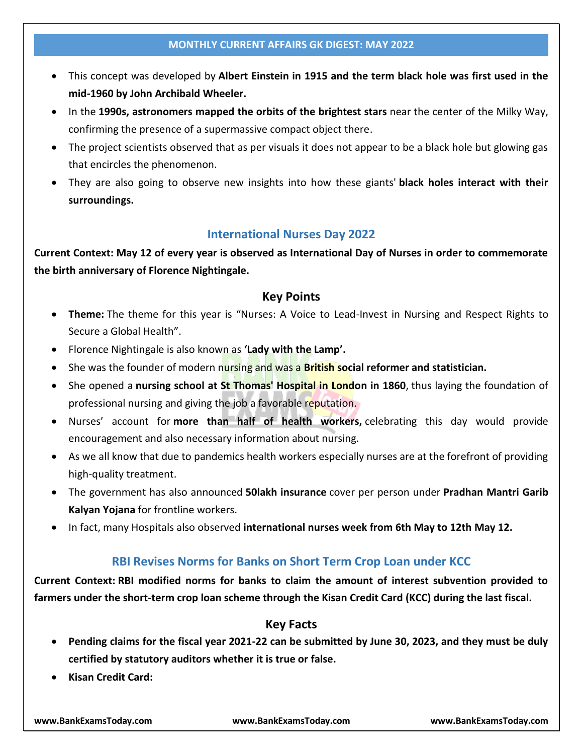- This concept was developed by **Albert Einstein in 1915 and the term black hole was first used in the mid-1960 by John Archibald Wheeler.**
- In the **1990s, astronomers mapped the orbits of the brightest stars** near the center of the Milky Way, confirming the presence of a supermassive compact object there.
- The project scientists observed that as per visuals it does not appear to be a black hole but glowing gas that encircles the phenomenon.
- They are also going to observe new insights into how these giants' **black holes interact with their surroundings.**

## International Nurses Day 2022

**Current Context: May 12 of every year is observed as International Day of Nurses in order to commemorate the birth anniversary of Florence Nightingale.**

### Key Points

- **Theme:** The theme for this year is "Nurses: A Voice to Lead-Invest in Nursing and Respect Rights to Secure a Global Health".
- Florence Nightingale is also known as **'Lady with the Lamp'.**
- She was the founder of modern nursing and was a **British social reformer and statistician.**
- She opened a **nursing school at St Thomas' Hospital in London in 1860**, thus laying the foundation of professional nursing and giving the job a favorable reputation.
- Nurses' account for **more than half of health workers,** celebrating this day would provide encouragement and also necessary information about nursing.
- As we all know that due to pandemics health workers especially nurses are at the forefront of providing high-quality treatment.
- The government has also announced **50lakh insurance** cover per person under **Pradhan Mantri Garib Kalyan Yojana** for frontline workers.
- In fact, many Hospitals also observed **international nurses week from 6th May to 12th May 12.**

## RBI Revises Norms for Banks on Short Term Crop Loan under KCC

**Current Context: RBI modified norms for banks to claim the amount of interest subvention provided to farmers under the short-term crop loan scheme through the Kisan Credit Card (KCC) during the last fiscal.**

### Key Facts

- **Pending claims for the fiscal year 2021-22 can be submitted by June 30, 2023, and they must be duly certified by statutory auditors whether it is true or false.**
- **Kisan Credit Card:**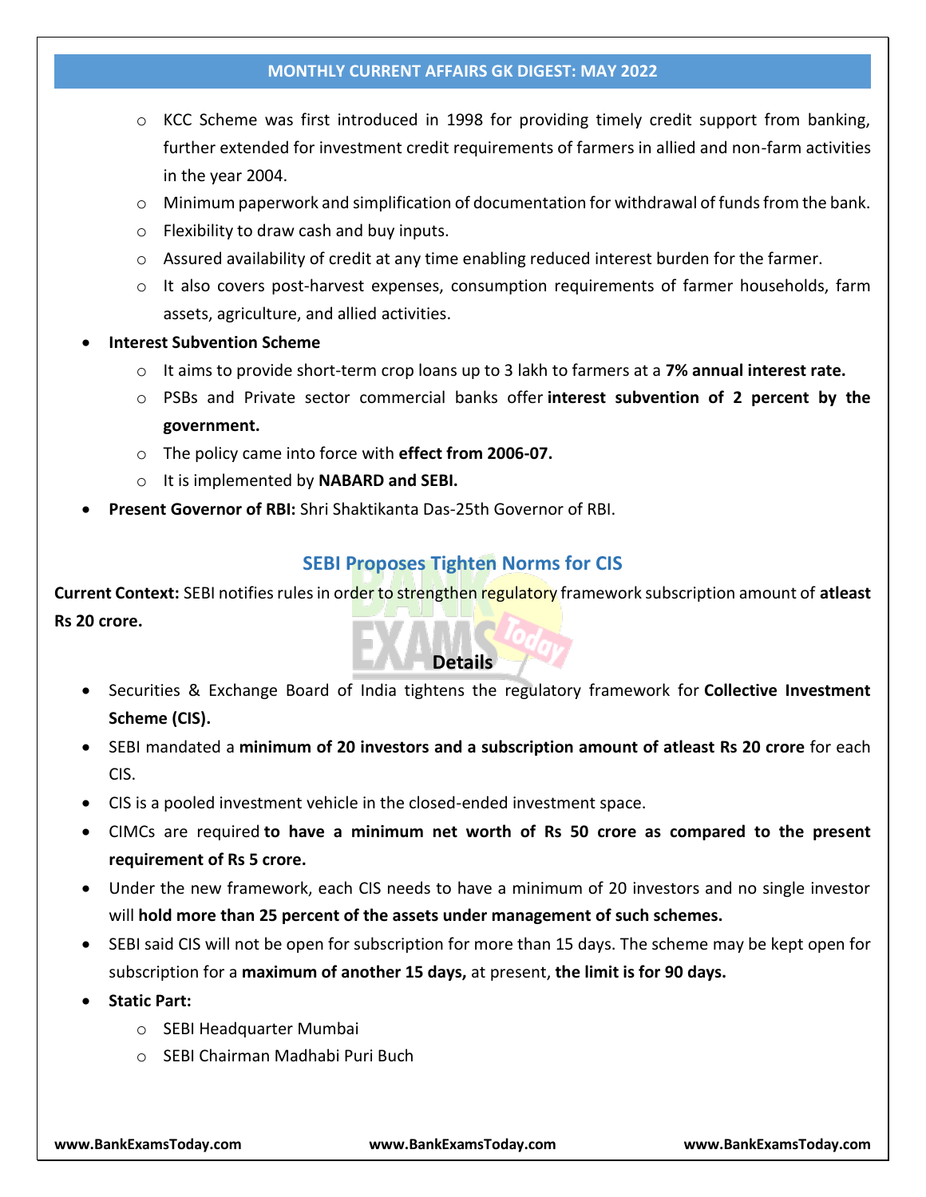- KCC Scheme was first introduced in 1998 for providing timely credit support from banking, further extended for investment credit requirements of farmers in allied and non-farm activities in the year 2004.
  - Minimum paperwork and simplification of documentation for withdrawal of funds from the bank.
  - Flexibility to draw cash and buy inputs.
  - Assured availability of credit at any time enabling reduced interest burden for the farmer.
  - It also covers post-harvest expenses, consumption requirements of farmer households, farm assets, agriculture, and allied activities.
- **Interest Subvention Scheme**
  - It aims to provide short-term crop loans up to 3 lakh to farmers at a **7% annual interest rate.**
  - PSBs and Private sector commercial banks offer **interest subvention of 2 percent by the government.**
  - The policy came into force with **effect from 2006-07.**
  - It is implemented by **NABARD and SEBI.**
- **Present Governor of RBI:** Shri Shaktikanta Das-25th Governor of RBI.

## SEBI Proposes Tighten Norms for CIS

**Current Context:** SEBI notifies rules in order to strengthen regulatory framework subscription amount of **atleast Rs 20 crore.**

### Details

- Securities & Exchange Board of India tightens the regulatory framework for **Collective Investment Scheme (CIS).**
- SEBI mandated a **minimum of 20 investors and a subscription amount of atleast Rs 20 crore** for each CIS.
- CIS is a pooled investment vehicle in the closed-ended investment space.
- CIMCs are required **to have a minimum net worth of Rs 50 crore as compared to the present requirement of Rs 5 crore.**
- Under the new framework, each CIS needs to have a minimum of 20 investors and no single investor will **hold more than 25 percent of the assets under management of such schemes.**
- SEBI said CIS will not be open for subscription for more than 15 days. The scheme may be kept open for subscription for a **maximum of another 15 days,** at present, **the limit is for 90 days.**
- **Static Part:**
  - SEBI Headquarter Mumbai
  - SEBI Chairman Madhabi Puri Buch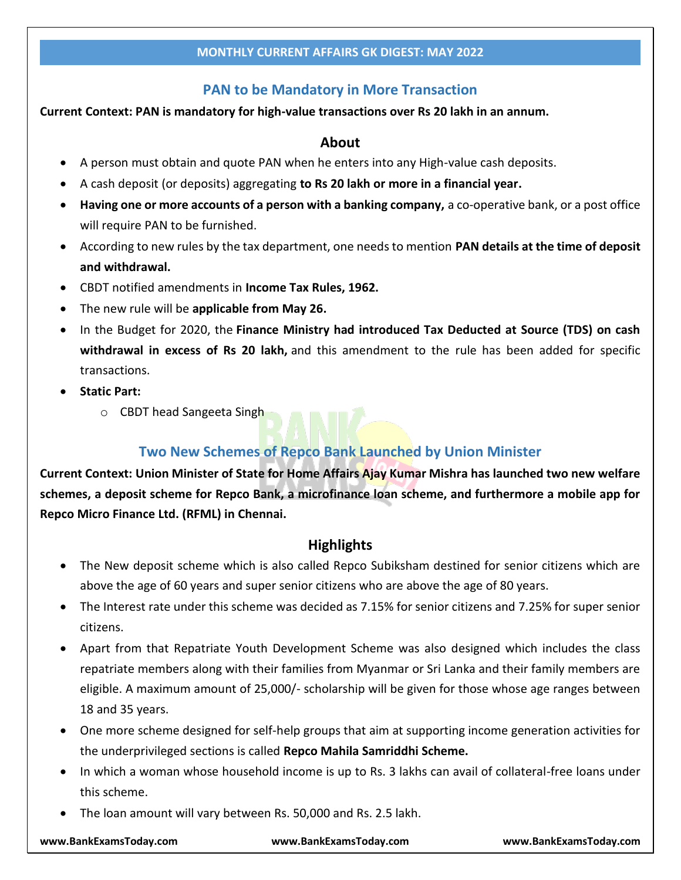## PAN to be Mandatory in More Transaction

**Current Context: PAN is mandatory for high-value transactions over Rs 20 lakh in an annum.**

### About

- A person must obtain and quote PAN when he enters into any High-value cash deposits.
- A cash deposit (or deposits) aggregating **to Rs 20 lakh or more in a financial year.**
- **Having one or more accounts of a person with a banking company,** a co-operative bank, or a post office will require PAN to be furnished.
- According to new rules by the tax department, one needs to mention **PAN details at the time of deposit and withdrawal.**
- CBDT notified amendments in **Income Tax Rules, 1962.**
- The new rule will be **applicable from May 26.**
- In the Budget for 2020, the **Finance Ministry had introduced Tax Deducted at Source (TDS) on cash withdrawal in excess of Rs 20 lakh,** and this amendment to the rule has been added for specific transactions.
- **Static Part:**
  - CBDT head Sangeeta Singh

## Two New Schemes of Repco Bank Launched by Union Minister

**Current Context: Union Minister of State for Home Affairs Ajay Kumar Mishra has launched two new welfare schemes, a deposit scheme for Repco Bank, a microfinance loan scheme, and furthermore a mobile app for Repco Micro Finance Ltd. (RFML) in Chennai.**

### Highlights

- The New deposit scheme which is also called Repco Subiksham destined for senior citizens which are above the age of 60 years and super senior citizens who are above the age of 80 years.
- The Interest rate under this scheme was decided as 7.15% for senior citizens and 7.25% for super senior citizens.
- Apart from that Repatriate Youth Development Scheme was also designed which includes the class repatriate members along with their families from Myanmar or Sri Lanka and their family members are eligible. A maximum amount of 25,000/- scholarship will be given for those whose age ranges between 18 and 35 years.
- One more scheme designed for self-help groups that aim at supporting income generation activities for the underprivileged sections is called **Repco Mahila Samriddhi Scheme.**
- In which a woman whose household income is up to Rs. 3 lakhs can avail of collateral-free loans under this scheme.
- The loan amount will vary between Rs. 50,000 and Rs. 2.5 lakh.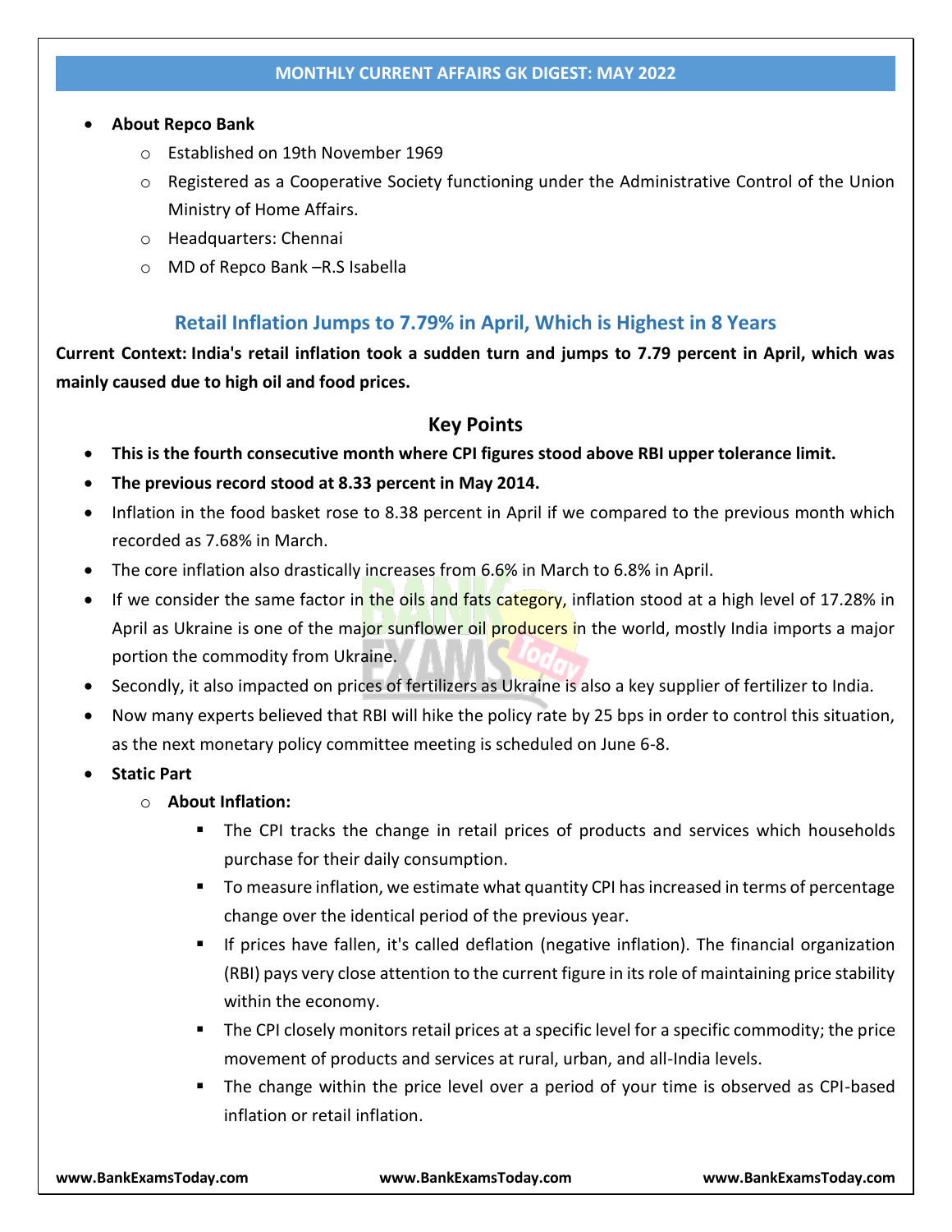- **About Repco Bank**
    - Established on 19th November 1969
    - Registered as a Cooperative Society functioning under the Administrative Control of the Union Ministry of Home Affairs.
    - Headquarters: Chennai
    - MD of Repco Bank –R.S Isabella

## Retail Inflation Jumps to 7.79% in April, Which is Highest in 8 Years

**Current Context: India's retail inflation took a sudden turn and jumps to 7.79 percent in April, which was mainly caused due to high oil and food prices.**

### Key Points

- **This is the fourth consecutive month where CPI figures stood above RBI upper tolerance limit.**
- **The previous record stood at 8.33 percent in May 2014.**
- Inflation in the food basket rose to 8.38 percent in April if we compared to the previous month which recorded as 7.68% in March.
- The core inflation also drastically increases from 6.6% in March to 6.8% in April.
- If we consider the same factor in the oils and fats category, inflation stood at a high level of 17.28% in April as Ukraine is one of the major sunflower oil producers in the world, mostly India imports a major portion the commodity from Ukraine.
- Secondly, it also impacted on prices of fertilizers as Ukraine is also a key supplier of fertilizer to India.
- Now many experts believed that RBI will hike the policy rate by 25 bps in order to control this situation, as the next monetary policy committee meeting is scheduled on June 6-8.
- **Static Part**
    - **About Inflation:**
        - The CPI tracks the change in retail prices of products and services which households purchase for their daily consumption.
        - To measure inflation, we estimate what quantity CPI has increased in terms of percentage change over the identical period of the previous year.
        - If prices have fallen, it's called deflation (negative inflation). The financial organization (RBI) pays very close attention to the current figure in its role of maintaining price stability within the economy.
        - The CPI closely monitors retail prices at a specific level for a specific commodity; the price movement of products and services at rural, urban, and all-India levels.
        - The change within the price level over a period of your time is observed as CPI-based inflation or retail inflation.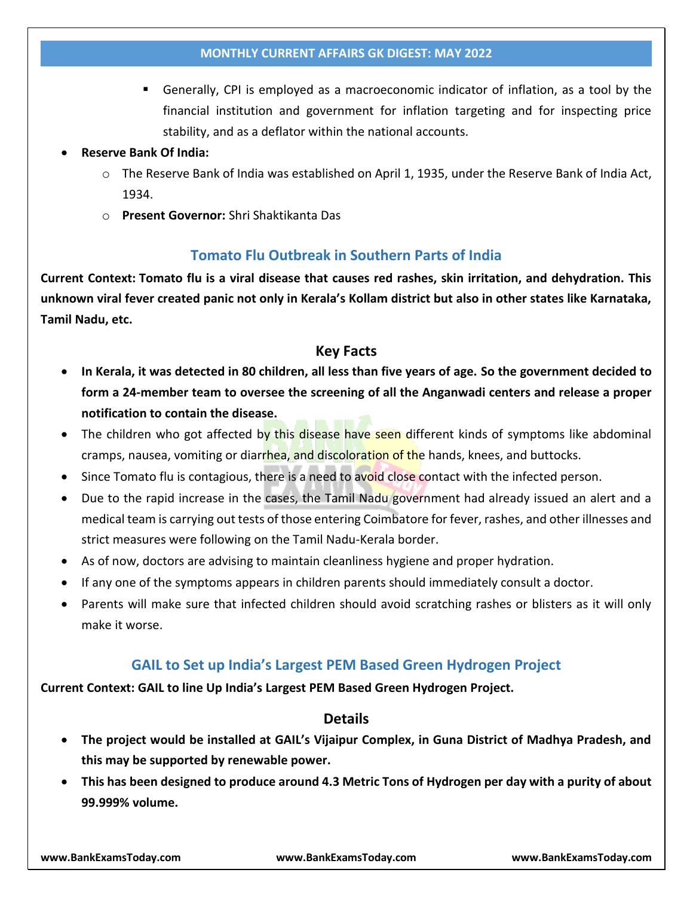- Generally, CPI is employed as a macroeconomic indicator of inflation, as a tool by the financial institution and government for inflation targeting and for inspecting price stability, and as a deflator within the national accounts.

- **Reserve Bank Of India:**
  - The Reserve Bank of India was established on April 1, 1935, under the Reserve Bank of India Act, 1934.
  - **Present Governor:** Shri Shaktikanta Das

## Tomato Flu Outbreak in Southern Parts of India

**Current Context: Tomato flu is a viral disease that causes red rashes, skin irritation, and dehydration. This unknown viral fever created panic not only in Kerala's Kollam district but also in other states like Karnataka, Tamil Nadu, etc.**

### Key Facts

- **In Kerala, it was detected in 80 children, all less than five years of age. So the government decided to form a 24-member team to oversee the screening of all the Anganwadi centers and release a proper notification to contain the disease.**
- The children who got affected by this disease have seen different kinds of symptoms like abdominal cramps, nausea, vomiting or diarrhea, and discoloration of the hands, knees, and buttocks.
- Since Tomato flu is contagious, there is a need to avoid close contact with the infected person.
- Due to the rapid increase in the cases, the Tamil Nadu government had already issued an alert and a medical team is carrying out tests of those entering Coimbatore for fever, rashes, and other illnesses and strict measures were following on the Tamil Nadu-Kerala border.
- As of now, doctors are advising to maintain cleanliness hygiene and proper hydration.
- If any one of the symptoms appears in children parents should immediately consult a doctor.
- Parents will make sure that infected children should avoid scratching rashes or blisters as it will only make it worse.

## GAIL to Set up India's Largest PEM Based Green Hydrogen Project

**Current Context: GAIL to line Up India's Largest PEM Based Green Hydrogen Project.**

### Details

- **The project would be installed at GAIL's Vijaipur Complex, in Guna District of Madhya Pradesh, and this may be supported by renewable power.**
- **This has been designed to produce around 4.3 Metric Tons of Hydrogen per day with a purity of about 99.999% volume.**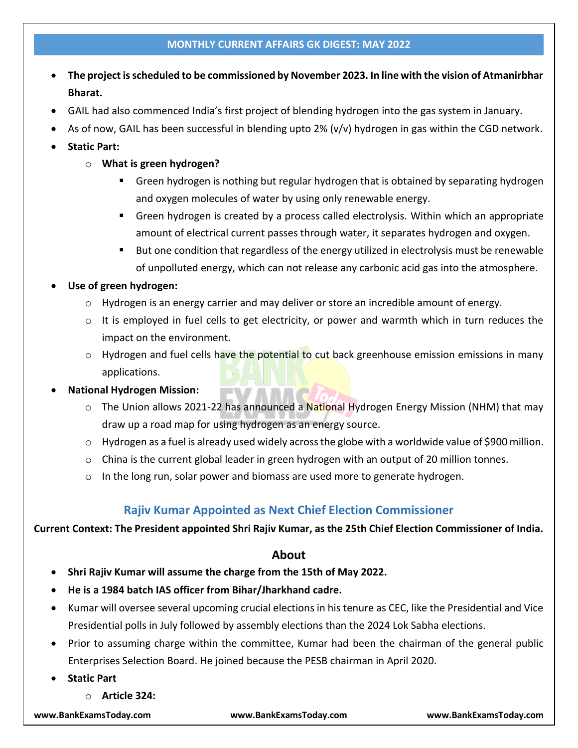- **The project is scheduled to be commissioned by November 2023. In line with the vision of Atmanirbhar Bharat.**
- GAIL had also commenced India's first project of blending hydrogen into the gas system in January.
- As of now, GAIL has been successful in blending upto 2% (v/v) hydrogen in gas within the CGD network.
- **Static Part:**
  - **What is green hydrogen?**
    - Green hydrogen is nothing but regular hydrogen that is obtained by separating hydrogen and oxygen molecules of water by using only renewable energy.
    - Green hydrogen is created by a process called electrolysis. Within which an appropriate amount of electrical current passes through water, it separates hydrogen and oxygen.
    - But one condition that regardless of the energy utilized in electrolysis must be renewable of unpolluted energy, which can not release any carbonic acid gas into the atmosphere.
- **Use of green hydrogen:**
  - Hydrogen is an energy carrier and may deliver or store an incredible amount of energy.
  - It is employed in fuel cells to get electricity, or power and warmth which in turn reduces the impact on the environment.
  - Hydrogen and fuel cells have the potential to cut back greenhouse emission emissions in many applications.
- **National Hydrogen Mission:**
  - The Union allows 2021-22 has announced a National Hydrogen Energy Mission (NHM) that may draw up a road map for using hydrogen as an energy source.
  - Hydrogen as a fuel is already used widely across the globe with a worldwide value of $900 million.
  - China is the current global leader in green hydrogen with an output of 20 million tonnes.
  - In the long run, solar power and biomass are used more to generate hydrogen.

## Rajiv Kumar Appointed as Next Chief Election Commissioner

**Current Context: The President appointed Shri Rajiv Kumar, as the 25th Chief Election Commissioner of India.**

### About

- **Shri Rajiv Kumar will assume the charge from the 15th of May 2022.**
- **He is a 1984 batch IAS officer from Bihar/Jharkhand cadre.**
- Kumar will oversee several upcoming crucial elections in his tenure as CEC, like the Presidential and Vice Presidential polls in July followed by assembly elections than the 2024 Lok Sabha elections.
- Prior to assuming charge within the committee, Kumar had been the chairman of the general public Enterprises Selection Board. He joined because the PESB chairman in April 2020.
- **Static Part**
  - **Article 324:**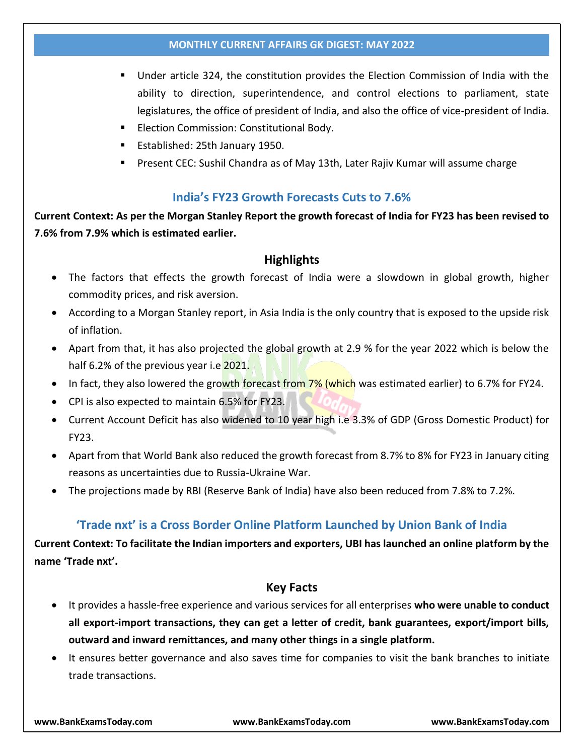- Under article 324, the constitution provides the Election Commission of India with the ability to direction, superintendence, and control elections to parliament, state legislatures, the office of president of India, and also the office of vice-president of India.
- Election Commission: Constitutional Body.
- Established: 25th January 1950.
- Present CEC: Sushil Chandra as of May 13th, Later Rajiv Kumar will assume charge

## India's FY23 Growth Forecasts Cuts to 7.6%

**Current Context: As per the Morgan Stanley Report the growth forecast of India for FY23 has been revised to 7.6% from 7.9% which is estimated earlier.**

### Highlights

- The factors that effects the growth forecast of India were a slowdown in global growth, higher commodity prices, and risk aversion.
- According to a Morgan Stanley report, in Asia India is the only country that is exposed to the upside risk of inflation.
- Apart from that, it has also projected the global growth at 2.9 % for the year 2022 which is below the half 6.2% of the previous year i.e 2021.
- In fact, they also lowered the growth forecast from 7% (which was estimated earlier) to 6.7% for FY24.
- CPI is also expected to maintain 6.5% for FY23.
- Current Account Deficit has also widened to 10 year high i.e 3.3% of GDP (Gross Domestic Product) for FY23.
- Apart from that World Bank also reduced the growth forecast from 8.7% to 8% for FY23 in January citing reasons as uncertainties due to Russia-Ukraine War.
- The projections made by RBI (Reserve Bank of India) have also been reduced from 7.8% to 7.2%.

## 'Trade nxt' is a Cross Border Online Platform Launched by Union Bank of India

**Current Context: To facilitate the Indian importers and exporters, UBI has launched an online platform by the name 'Trade nxt'.**

### Key Facts

- It provides a hassle-free experience and various services for all enterprises **who were unable to conduct all export-import transactions, they can get a letter of credit, bank guarantees, export/import bills, outward and inward remittances, and many other things in a single platform.**
- It ensures better governance and also saves time for companies to visit the bank branches to initiate trade transactions.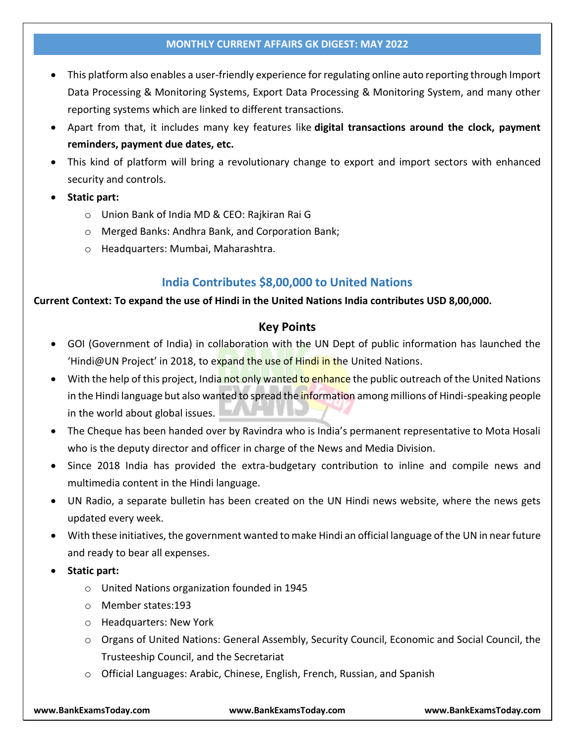- This platform also enables a user-friendly experience for regulating online auto reporting through Import Data Processing & Monitoring Systems, Export Data Processing & Monitoring System, and many other reporting systems which are linked to different transactions.
- Apart from that, it includes many key features like **digital transactions around the clock, payment reminders, payment due dates, etc.**
- This kind of platform will bring a revolutionary change to export and import sectors with enhanced security and controls.
- **Static part:**
  - Union Bank of India MD & CEO: Rajkiran Rai G
  - Merged Banks: Andhra Bank, and Corporation Bank;
  - Headquarters: Mumbai, Maharashtra.

## India Contributes $8,00,000 to United Nations

**Current Context: To expand the use of Hindi in the United Nations India contributes USD 8,00,000.**

### Key Points

- GOI (Government of India) in collaboration with the UN Dept of public information has launched the 'Hindi@UN Project' in 2018, to expand the use of Hindi in the United Nations.
- With the help of this project, India not only wanted to enhance the public outreach of the United Nations in the Hindi language but also wanted to spread the information among millions of Hindi-speaking people in the world about global issues.
- The Cheque has been handed over by Ravindra who is India's permanent representative to Mota Hosali who is the deputy director and officer in charge of the News and Media Division.
- Since 2018 India has provided the extra-budgetary contribution to inline and compile news and multimedia content in the Hindi language.
- UN Radio, a separate bulletin has been created on the UN Hindi news website, where the news gets updated every week.
- With these initiatives, the government wanted to make Hindi an official language of the UN in near future and ready to bear all expenses.
- **Static part:**
  - United Nations organization founded in 1945
  - Member states:193
  - Headquarters: New York
  - Organs of United Nations: General Assembly, Security Council, Economic and Social Council, the Trusteeship Council, and the Secretariat
  - Official Languages: Arabic, Chinese, English, French, Russian, and Spanish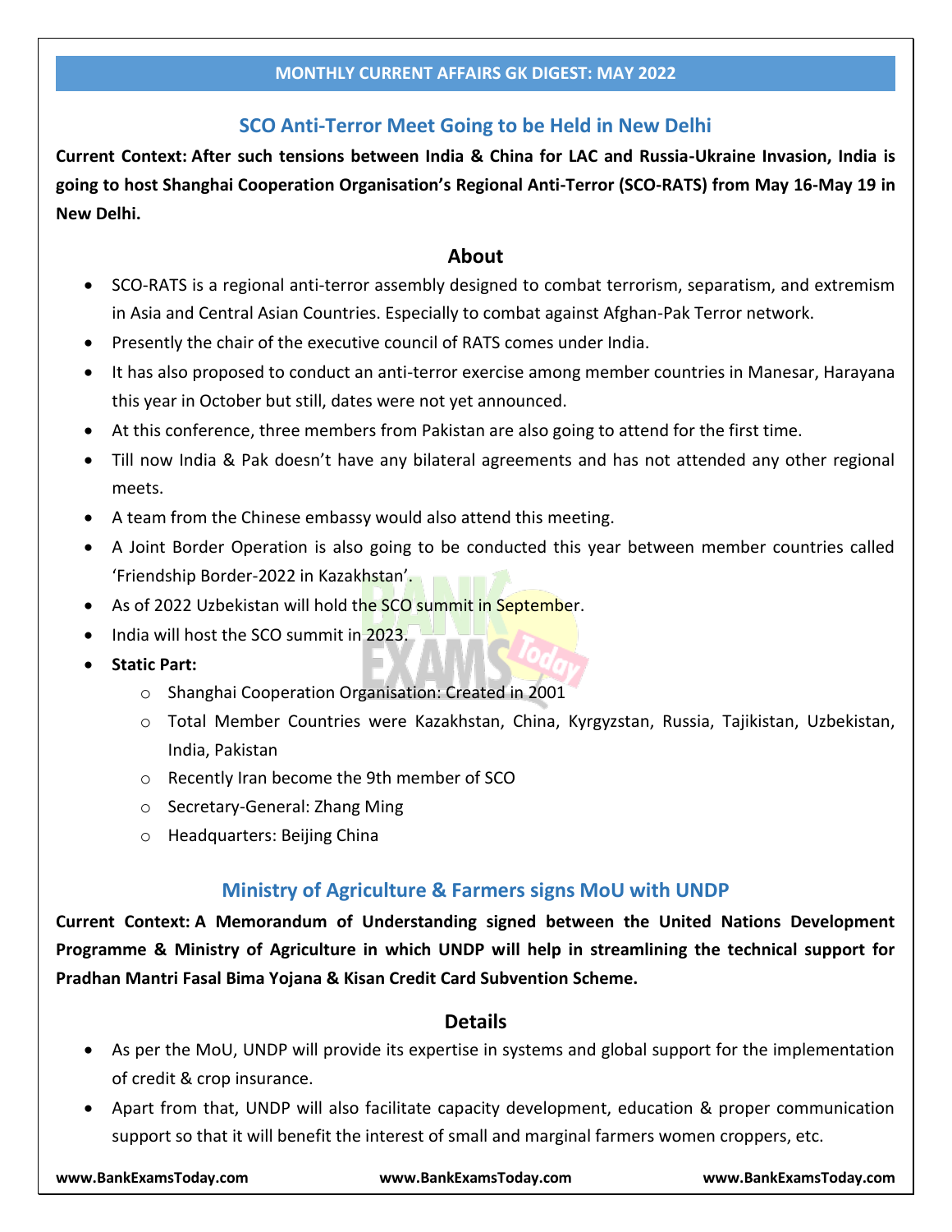## SCO Anti-Terror Meet Going to be Held in New Delhi

**Current Context: After such tensions between India & China for LAC and Russia-Ukraine Invasion, India is going to host Shanghai Cooperation Organisation's Regional Anti-Terror (SCO-RATS) from May 16-May 19 in New Delhi.**

### About

- SCO-RATS is a regional anti-terror assembly designed to combat terrorism, separatism, and extremism in Asia and Central Asian Countries. Especially to combat against Afghan-Pak Terror network.
- Presently the chair of the executive council of RATS comes under India.
- It has also proposed to conduct an anti-terror exercise among member countries in Manesar, Harayana this year in October but still, dates were not yet announced.
- At this conference, three members from Pakistan are also going to attend for the first time.
- Till now India & Pak doesn't have any bilateral agreements and has not attended any other regional meets.
- A team from the Chinese embassy would also attend this meeting.
- A Joint Border Operation is also going to be conducted this year between member countries called 'Friendship Border-2022 in Kazakhstan'.
- As of 2022 Uzbekistan will hold the SCO summit in September.
- India will host the SCO summit in 2023.
- **Static Part:**
  - Shanghai Cooperation Organisation: Created in 2001
  - Total Member Countries were Kazakhstan, China, Kyrgyzstan, Russia, Tajikistan, Uzbekistan, India, Pakistan
  - Recently Iran become the 9th member of SCO
  - Secretary-General: Zhang Ming
  - Headquarters: Beijing China

## Ministry of Agriculture & Farmers signs MoU with UNDP

**Current Context: A Memorandum of Understanding signed between the United Nations Development Programme & Ministry of Agriculture in which UNDP will help in streamlining the technical support for Pradhan Mantri Fasal Bima Yojana & Kisan Credit Card Subvention Scheme.**

### Details

- As per the MoU, UNDP will provide its expertise in systems and global support for the implementation of credit & crop insurance.
- Apart from that, UNDP will also facilitate capacity development, education & proper communication support so that it will benefit the interest of small and marginal farmers women croppers, etc.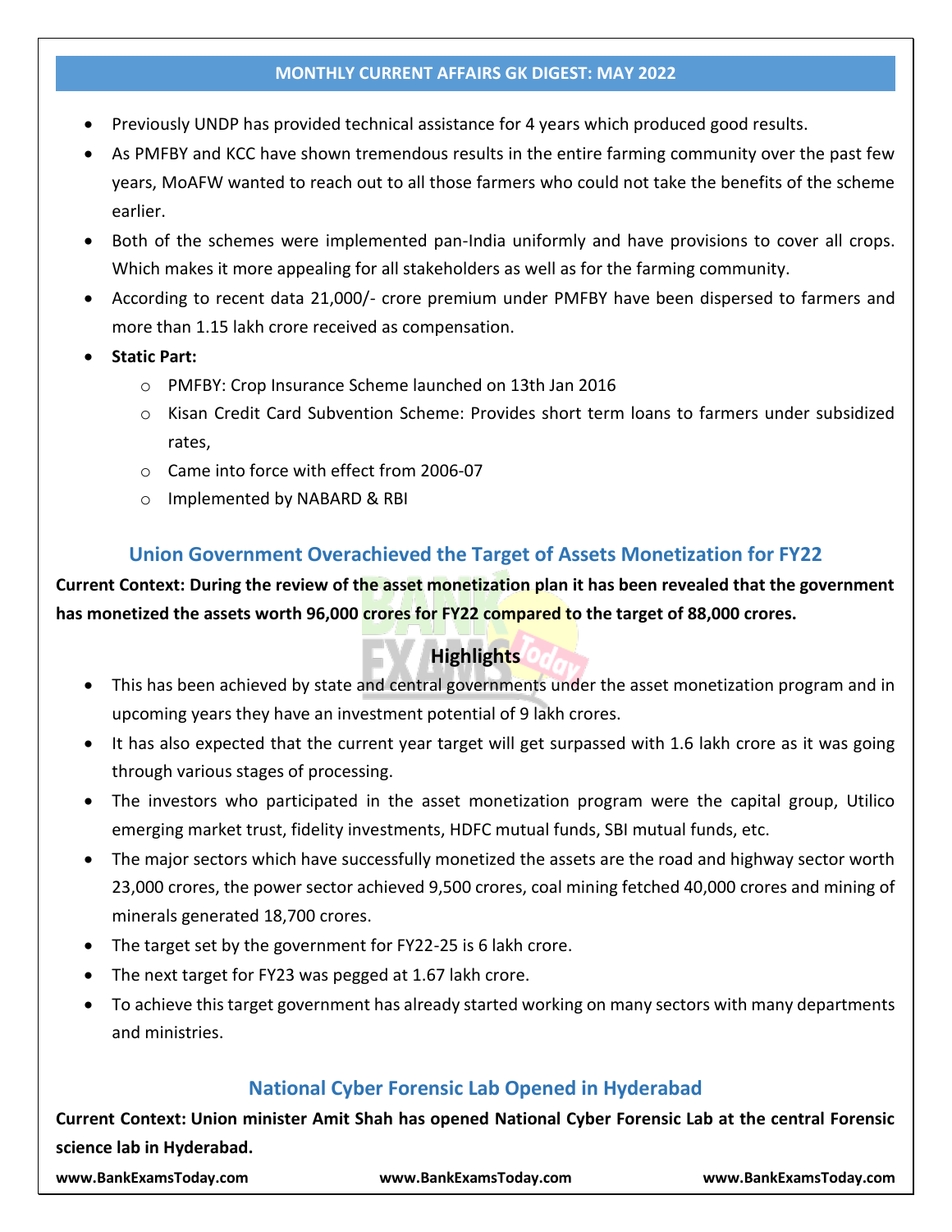- Previously UNDP has provided technical assistance for 4 years which produced good results.
- As PMFBY and KCC have shown tremendous results in the entire farming community over the past few years, MoAFW wanted to reach out to all those farmers who could not take the benefits of the scheme earlier.
- Both of the schemes were implemented pan-India uniformly and have provisions to cover all crops. Which makes it more appealing for all stakeholders as well as for the farming community.
- According to recent data 21,000/- crore premium under PMFBY have been dispersed to farmers and more than 1.15 lakh crore received as compensation.
- **Static Part:**
    - PMFBY: Crop Insurance Scheme launched on 13th Jan 2016
    - Kisan Credit Card Subvention Scheme: Provides short term loans to farmers under subsidized rates,
    - Came into force with effect from 2006-07
    - Implemented by NABARD & RBI

## Union Government Overachieved the Target of Assets Monetization for FY22

**Current Context: During the review of the asset monetization plan it has been revealed that the government has monetized the assets worth 96,000 crores for FY22 compared to the target of 88,000 crores.**

### Highlights

- This has been achieved by state and central governments under the asset monetization program and in upcoming years they have an investment potential of 9 lakh crores.
- It has also expected that the current year target will get surpassed with 1.6 lakh crore as it was going through various stages of processing.
- The investors who participated in the asset monetization program were the capital group, Utilico emerging market trust, fidelity investments, HDFC mutual funds, SBI mutual funds, etc.
- The major sectors which have successfully monetized the assets are the road and highway sector worth 23,000 crores, the power sector achieved 9,500 crores, coal mining fetched 40,000 crores and mining of minerals generated 18,700 crores.
- The target set by the government for FY22-25 is 6 lakh crore.
- The next target for FY23 was pegged at 1.67 lakh crore.
- To achieve this target government has already started working on many sectors with many departments and ministries.

## National Cyber Forensic Lab Opened in Hyderabad

**Current Context: Union minister Amit Shah has opened National Cyber Forensic Lab at the central Forensic science lab in Hyderabad.**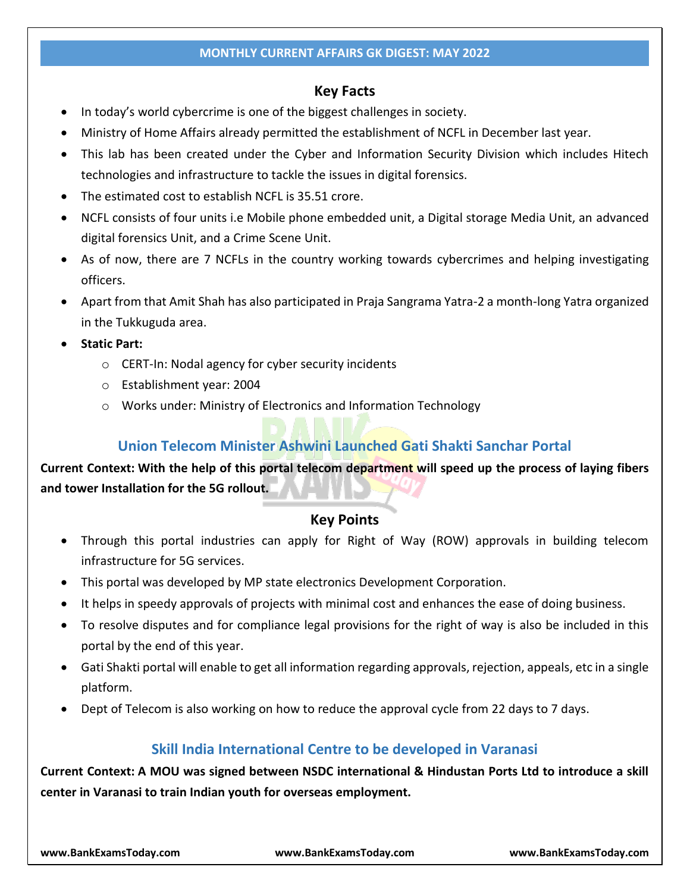### Key Facts

- In today's world cybercrime is one of the biggest challenges in society.
- Ministry of Home Affairs already permitted the establishment of NCFL in December last year.
- This lab has been created under the Cyber and Information Security Division which includes Hitech technologies and infrastructure to tackle the issues in digital forensics.
- The estimated cost to establish NCFL is 35.51 crore.
- NCFL consists of four units i.e Mobile phone embedded unit, a Digital storage Media Unit, an advanced digital forensics Unit, and a Crime Scene Unit.
- As of now, there are 7 NCFLs in the country working towards cybercrimes and helping investigating officers.
- Apart from that Amit Shah has also participated in Praja Sangrama Yatra-2 a month-long Yatra organized in the Tukkuguda area.
- **Static Part:**
  - CERT-In: Nodal agency for cyber security incidents
  - Establishment year: 2004
  - Works under: Ministry of Electronics and Information Technology

## Union Telecom Minister Ashwini Launched Gati Shakti Sanchar Portal

**Current Context: With the help of this portal telecom department will speed up the process of laying fibers and tower Installation for the 5G rollout.**

### Key Points

- Through this portal industries can apply for Right of Way (ROW) approvals in building telecom infrastructure for 5G services.
- This portal was developed by MP state electronics Development Corporation.
- It helps in speedy approvals of projects with minimal cost and enhances the ease of doing business.
- To resolve disputes and for compliance legal provisions for the right of way is also be included in this portal by the end of this year.
- Gati Shakti portal will enable to get all information regarding approvals, rejection, appeals, etc in a single platform.
- Dept of Telecom is also working on how to reduce the approval cycle from 22 days to 7 days.

## Skill India International Centre to be developed in Varanasi

**Current Context: A MOU was signed between NSDC international & Hindustan Ports Ltd to introduce a skill center in Varanasi to train Indian youth for overseas employment.**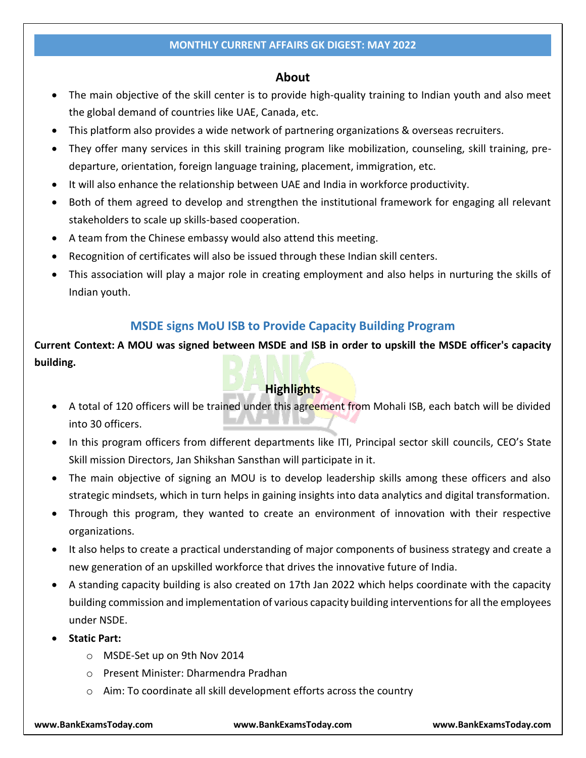## About

- The main objective of the skill center is to provide high-quality training to Indian youth and also meet the global demand of countries like UAE, Canada, etc.
- This platform also provides a wide network of partnering organizations & overseas recruiters.
- They offer many services in this skill training program like mobilization, counseling, skill training, pre-departure, orientation, foreign language training, placement, immigration, etc.
- It will also enhance the relationship between UAE and India in workforce productivity.
- Both of them agreed to develop and strengthen the institutional framework for engaging all relevant stakeholders to scale up skills-based cooperation.
- A team from the Chinese embassy would also attend this meeting.
- Recognition of certificates will also be issued through these Indian skill centers.
- This association will play a major role in creating employment and also helps in nurturing the skills of Indian youth.

## MSDE signs MoU ISB to Provide Capacity Building Program

**Current Context: A MOU was signed between MSDE and ISB in order to upskill the MSDE officer's capacity building.**

### Highlights

- A total of 120 officers will be trained under this agreement from Mohali ISB, each batch will be divided into 30 officers.
- In this program officers from different departments like ITI, Principal sector skill councils, CEO's State Skill mission Directors, Jan Shikshan Sansthan will participate in it.
- The main objective of signing an MOU is to develop leadership skills among these officers and also strategic mindsets, which in turn helps in gaining insights into data analytics and digital transformation.
- Through this program, they wanted to create an environment of innovation with their respective organizations.
- It also helps to create a practical understanding of major components of business strategy and create a new generation of an upskilled workforce that drives the innovative future of India.
- A standing capacity building is also created on 17th Jan 2022 which helps coordinate with the capacity building commission and implementation of various capacity building interventions for all the employees under NSDE.
- **Static Part:**
  - MSDE-Set up on 9th Nov 2014
  - Present Minister: Dharmendra Pradhan
  - Aim: To coordinate all skill development efforts across the country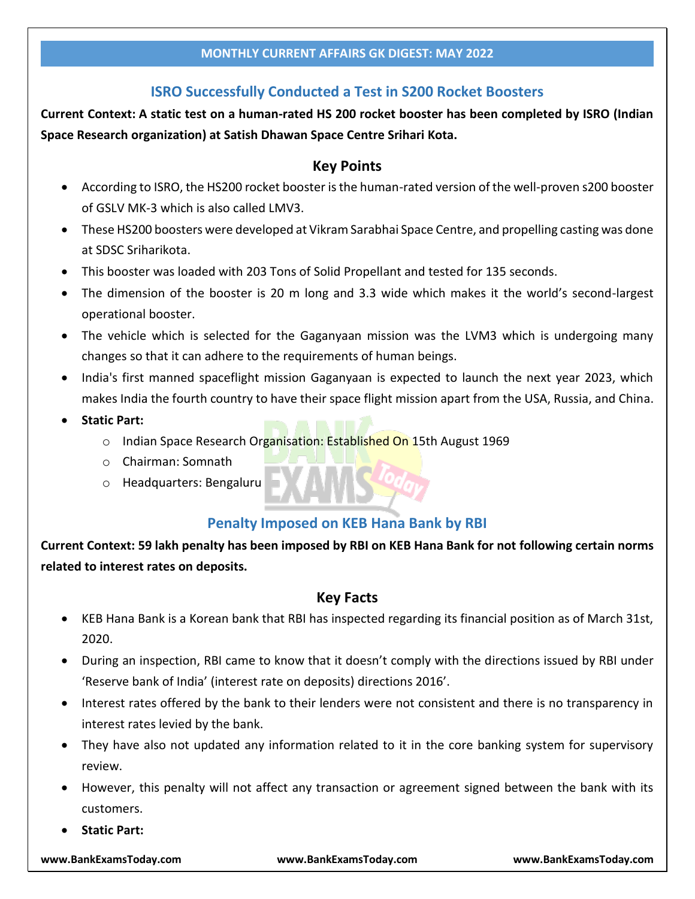## ISRO Successfully Conducted a Test in S200 Rocket Boosters

**Current Context: A static test on a human-rated HS 200 rocket booster has been completed by ISRO (Indian Space Research organization) at Satish Dhawan Space Centre Srihari Kota.**

### Key Points

- According to ISRO, the HS200 rocket booster is the human-rated version of the well-proven s200 booster of GSLV MK-3 which is also called LMV3.
- These HS200 boosters were developed at Vikram Sarabhai Space Centre, and propelling casting was done at SDSC Sriharikota.
- This booster was loaded with 203 Tons of Solid Propellant and tested for 135 seconds.
- The dimension of the booster is 20 m long and 3.3 wide which makes it the world's second-largest operational booster.
- The vehicle which is selected for the Gaganyaan mission was the LVM3 which is undergoing many changes so that it can adhere to the requirements of human beings.
- India's first manned spaceflight mission Gaganyaan is expected to launch the next year 2023, which makes India the fourth country to have their space flight mission apart from the USA, Russia, and China.
- **Static Part:**
  - Indian Space Research Organisation: Established On 15th August 1969
  - Chairman: Somnath
  - Headquarters: Bengaluru

## Penalty Imposed on KEB Hana Bank by RBI

**Current Context: 59 lakh penalty has been imposed by RBI on KEB Hana Bank for not following certain norms related to interest rates on deposits.**

### Key Facts

- KEB Hana Bank is a Korean bank that RBI has inspected regarding its financial position as of March 31st, 2020.
- During an inspection, RBI came to know that it doesn't comply with the directions issued by RBI under 'Reserve bank of India' (interest rate on deposits) directions 2016'.
- Interest rates offered by the bank to their lenders were not consistent and there is no transparency in interest rates levied by the bank.
- They have also not updated any information related to it in the core banking system for supervisory review.
- However, this penalty will not affect any transaction or agreement signed between the bank with its customers.
- **Static Part:**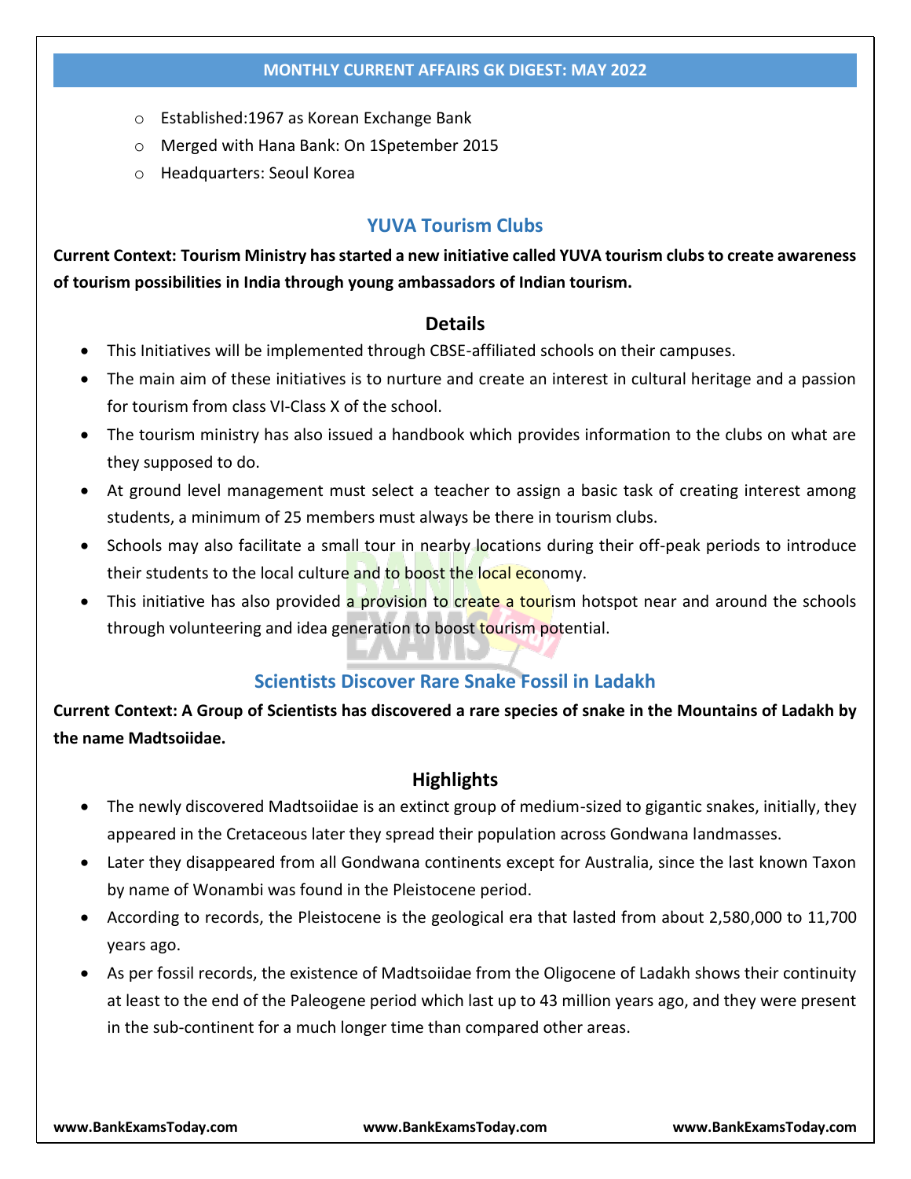- Established:1967 as Korean Exchange Bank
- Merged with Hana Bank: On 1Spetember 2015
- Headquarters: Seoul Korea

## YUVA Tourism Clubs

**Current Context: Tourism Ministry has started a new initiative called YUVA tourism clubs to create awareness of tourism possibilities in India through young ambassadors of Indian tourism.**

### Details

- This Initiatives will be implemented through CBSE-affiliated schools on their campuses.
- The main aim of these initiatives is to nurture and create an interest in cultural heritage and a passion for tourism from class VI-Class X of the school.
- The tourism ministry has also issued a handbook which provides information to the clubs on what are they supposed to do.
- At ground level management must select a teacher to assign a basic task of creating interest among students, a minimum of 25 members must always be there in tourism clubs.
- Schools may also facilitate a small tour in nearby locations during their off-peak periods to introduce their students to the local culture and to boost the local economy.
- This initiative has also provided a provision to create a tourism hotspot near and around the schools through volunteering and idea generation to boost tourism potential.

## Scientists Discover Rare Snake Fossil in Ladakh

**Current Context: A Group of Scientists has discovered a rare species of snake in the Mountains of Ladakh by the name Madtsoiidae.**

### Highlights

- The newly discovered Madtsoiidae is an extinct group of medium-sized to gigantic snakes, initially, they appeared in the Cretaceous later they spread their population across Gondwana landmasses.
- Later they disappeared from all Gondwana continents except for Australia, since the last known Taxon by name of Wonambi was found in the Pleistocene period.
- According to records, the Pleistocene is the geological era that lasted from about 2,580,000 to 11,700 years ago.
- As per fossil records, the existence of Madtsoiidae from the Oligocene of Ladakh shows their continuity at least to the end of the Paleogene period which last up to 43 million years ago, and they were present in the sub-continent for a much longer time than compared other areas.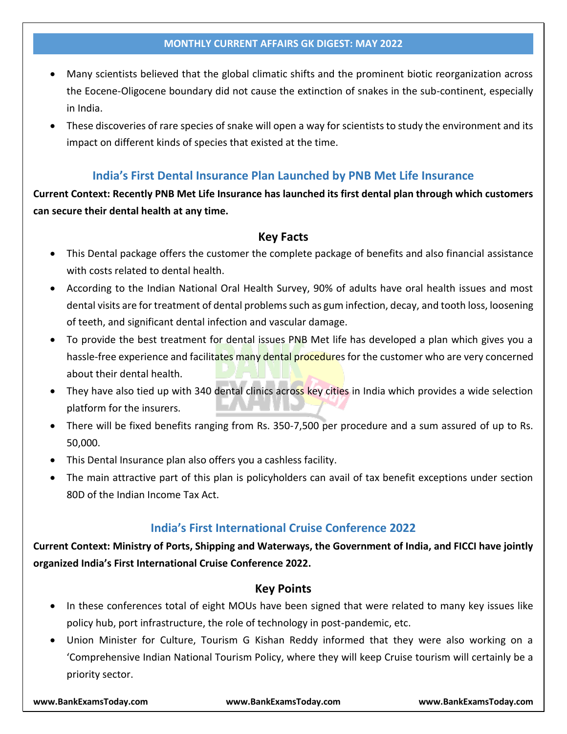- Many scientists believed that the global climatic shifts and the prominent biotic reorganization across the Eocene-Oligocene boundary did not cause the extinction of snakes in the sub-continent, especially in India.
- These discoveries of rare species of snake will open a way for scientists to study the environment and its impact on different kinds of species that existed at the time.

## India's First Dental Insurance Plan Launched by PNB Met Life Insurance

**Current Context: Recently PNB Met Life Insurance has launched its first dental plan through which customers can secure their dental health at any time.**

### Key Facts

- This Dental package offers the customer the complete package of benefits and also financial assistance with costs related to dental health.
- According to the Indian National Oral Health Survey, 90% of adults have oral health issues and most dental visits are for treatment of dental problems such as gum infection, decay, and tooth loss, loosening of teeth, and significant dental infection and vascular damage.
- To provide the best treatment for dental issues PNB Met life has developed a plan which gives you a hassle-free experience and facilitates many dental procedures for the customer who are very concerned about their dental health.
- They have also tied up with 340 dental clinics across key cities in India which provides a wide selection platform for the insurers.
- There will be fixed benefits ranging from Rs. 350-7,500 per procedure and a sum assured of up to Rs. 50,000.
- This Dental Insurance plan also offers you a cashless facility.
- The main attractive part of this plan is policyholders can avail of tax benefit exceptions under section 80D of the Indian Income Tax Act.

## India's First International Cruise Conference 2022

**Current Context: Ministry of Ports, Shipping and Waterways, the Government of India, and FICCI have jointly organized India's First International Cruise Conference 2022.**

### Key Points

- In these conferences total of eight MOUs have been signed that were related to many key issues like policy hub, port infrastructure, the role of technology in post-pandemic, etc.
- Union Minister for Culture, Tourism G Kishan Reddy informed that they were also working on a 'Comprehensive Indian National Tourism Policy, where they will keep Cruise tourism will certainly be a priority sector.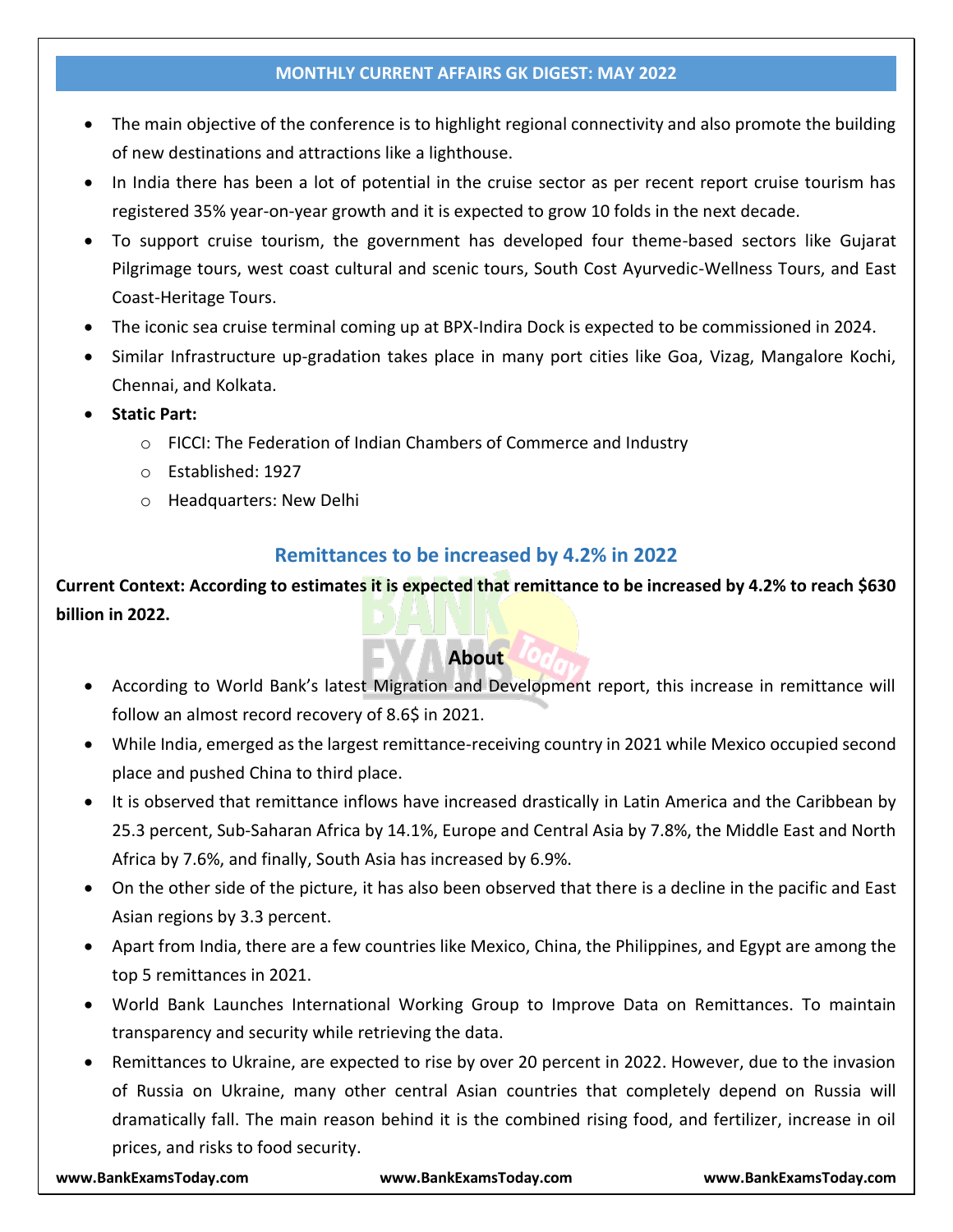- The main objective of the conference is to highlight regional connectivity and also promote the building of new destinations and attractions like a lighthouse.
- In India there has been a lot of potential in the cruise sector as per recent report cruise tourism has registered 35% year-on-year growth and it is expected to grow 10 folds in the next decade.
- To support cruise tourism, the government has developed four theme-based sectors like Gujarat Pilgrimage tours, west coast cultural and scenic tours, South Cost Ayurvedic-Wellness Tours, and East Coast-Heritage Tours.
- The iconic sea cruise terminal coming up at BPX-Indira Dock is expected to be commissioned in 2024.
- Similar Infrastructure up-gradation takes place in many port cities like Goa, Vizag, Mangalore Kochi, Chennai, and Kolkata.
- **Static Part:**
    - FICCI: The Federation of Indian Chambers of Commerce and Industry
    - Established: 1927
    - Headquarters: New Delhi

## Remittances to be increased by 4.2% in 2022

**Current Context: According to estimates it is expected that remittance to be increased by 4.2% to reach $630 billion in 2022.**

### About

- According to World Bank's latest Migration and Development report, this increase in remittance will follow an almost record recovery of 8.6$ in 2021.
- While India, emerged as the largest remittance-receiving country in 2021 while Mexico occupied second place and pushed China to third place.
- It is observed that remittance inflows have increased drastically in Latin America and the Caribbean by 25.3 percent, Sub-Saharan Africa by 14.1%, Europe and Central Asia by 7.8%, the Middle East and North Africa by 7.6%, and finally, South Asia has increased by 6.9%.
- On the other side of the picture, it has also been observed that there is a decline in the pacific and East Asian regions by 3.3 percent.
- Apart from India, there are a few countries like Mexico, China, the Philippines, and Egypt are among the top 5 remittances in 2021.
- World Bank Launches International Working Group to Improve Data on Remittances. To maintain transparency and security while retrieving the data.
- Remittances to Ukraine, are expected to rise by over 20 percent in 2022. However, due to the invasion of Russia on Ukraine, many other central Asian countries that completely depend on Russia will dramatically fall. The main reason behind it is the combined rising food, and fertilizer, increase in oil prices, and risks to food security.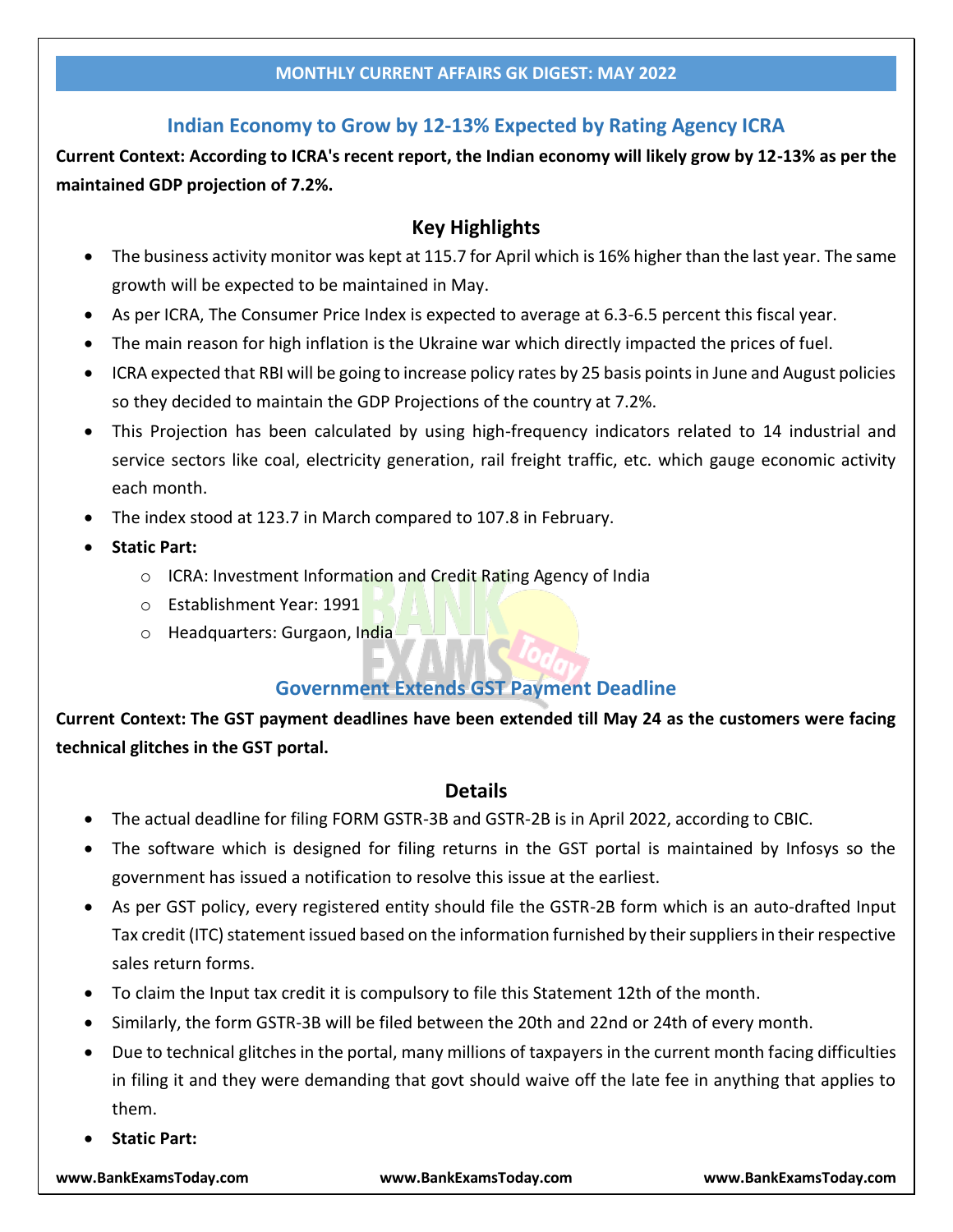## Indian Economy to Grow by 12-13% Expected by Rating Agency ICRA

**Current Context: According to ICRA's recent report, the Indian economy will likely grow by 12-13% as per the maintained GDP projection of 7.2%.**

### Key Highlights

- The business activity monitor was kept at 115.7 for April which is 16% higher than the last year. The same growth will be expected to be maintained in May.
- As per ICRA, The Consumer Price Index is expected to average at 6.3-6.5 percent this fiscal year.
- The main reason for high inflation is the Ukraine war which directly impacted the prices of fuel.
- ICRA expected that RBI will be going to increase policy rates by 25 basis points in June and August policies so they decided to maintain the GDP Projections of the country at 7.2%.
- This Projection has been calculated by using high-frequency indicators related to 14 industrial and service sectors like coal, electricity generation, rail freight traffic, etc. which gauge economic activity each month.
- The index stood at 123.7 in March compared to 107.8 in February.
- **Static Part:**
    - ICRA: Investment Information and Credit Rating Agency of India
    - Establishment Year: 1991
    - Headquarters: Gurgaon, India

## Government Extends GST Payment Deadline

**Current Context: The GST payment deadlines have been extended till May 24 as the customers were facing technical glitches in the GST portal.**

### Details

- The actual deadline for filing FORM GSTR-3B and GSTR-2B is in April 2022, according to CBIC.
- The software which is designed for filing returns in the GST portal is maintained by Infosys so the government has issued a notification to resolve this issue at the earliest.
- As per GST policy, every registered entity should file the GSTR-2B form which is an auto-drafted Input Tax credit (ITC) statement issued based on the information furnished by their suppliers in their respective sales return forms.
- To claim the Input tax credit it is compulsory to file this Statement 12th of the month.
- Similarly, the form GSTR-3B will be filed between the 20th and 22nd or 24th of every month.
- Due to technical glitches in the portal, many millions of taxpayers in the current month facing difficulties in filing it and they were demanding that govt should waive off the late fee in anything that applies to them.
- **Static Part:**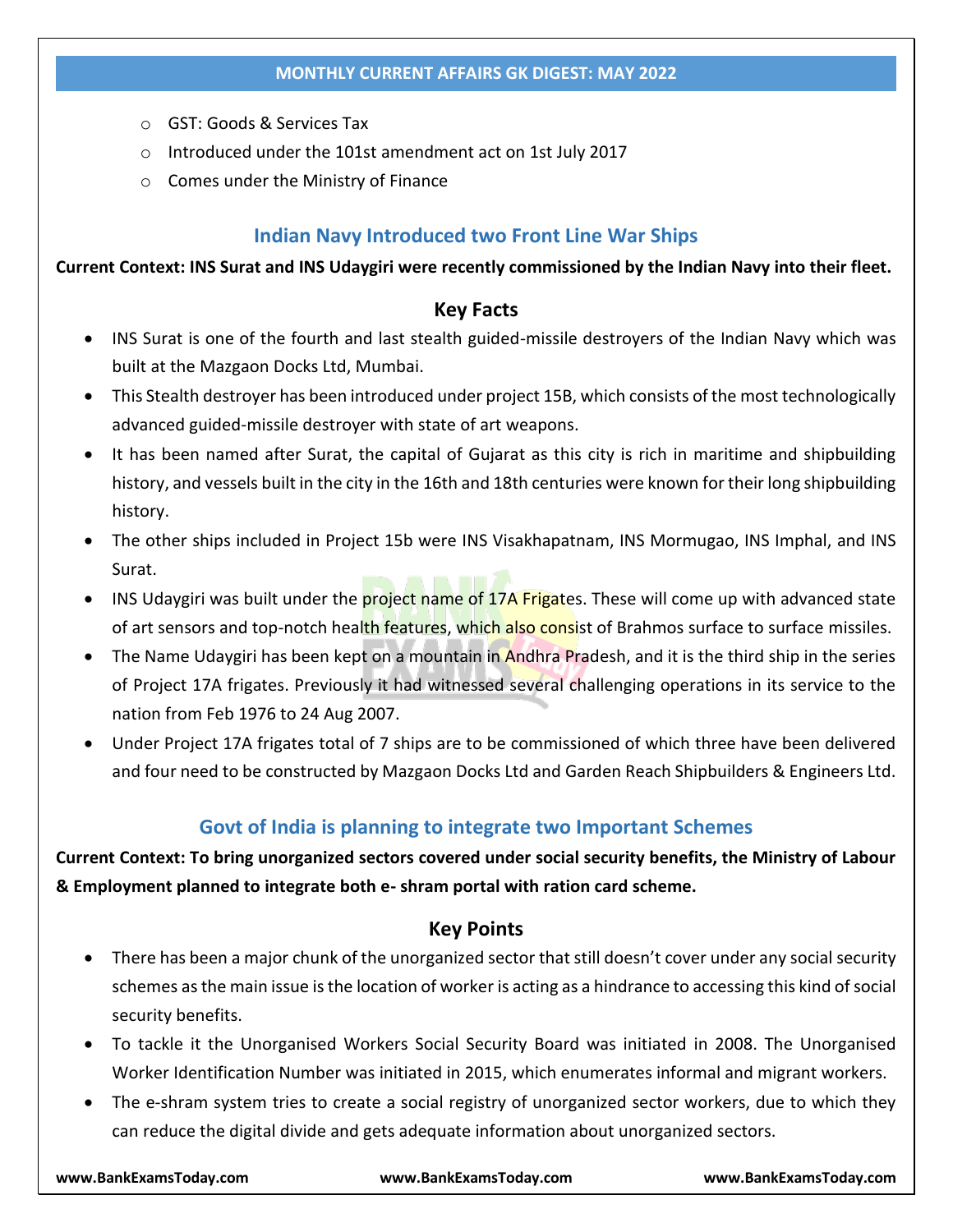- GST: Goods & Services Tax
- Introduced under the 101st amendment act on 1st July 2017
- Comes under the Ministry of Finance

## Indian Navy Introduced two Front Line War Ships

**Current Context: INS Surat and INS Udaygiri were recently commissioned by the Indian Navy into their fleet.**

### Key Facts

- INS Surat is one of the fourth and last stealth guided-missile destroyers of the Indian Navy which was built at the Mazgaon Docks Ltd, Mumbai.
- This Stealth destroyer has been introduced under project 15B, which consists of the most technologically advanced guided-missile destroyer with state of art weapons.
- It has been named after Surat, the capital of Gujarat as this city is rich in maritime and shipbuilding history, and vessels built in the city in the 16th and 18th centuries were known for their long shipbuilding history.
- The other ships included in Project 15b were INS Visakhapatnam, INS Mormugao, INS Imphal, and INS Surat.
- INS Udaygiri was built under the project name of 17A Frigates. These will come up with advanced state of art sensors and top-notch health features, which also consist of Brahmos surface to surface missiles.
- The Name Udaygiri has been kept on a mountain in Andhra Pradesh, and it is the third ship in the series of Project 17A frigates. Previously it had witnessed several challenging operations in its service to the nation from Feb 1976 to 24 Aug 2007.
- Under Project 17A frigates total of 7 ships are to be commissioned of which three have been delivered and four need to be constructed by Mazgaon Docks Ltd and Garden Reach Shipbuilders & Engineers Ltd.

## Govt of India is planning to integrate two Important Schemes

**Current Context: To bring unorganized sectors covered under social security benefits, the Ministry of Labour & Employment planned to integrate both e- shram portal with ration card scheme.**

### Key Points

- There has been a major chunk of the unorganized sector that still doesn't cover under any social security schemes as the main issue is the location of worker is acting as a hindrance to accessing this kind of social security benefits.
- To tackle it the Unorganised Workers Social Security Board was initiated in 2008. The Unorganised Worker Identification Number was initiated in 2015, which enumerates informal and migrant workers.
- The e-shram system tries to create a social registry of unorganized sector workers, due to which they can reduce the digital divide and gets adequate information about unorganized sectors.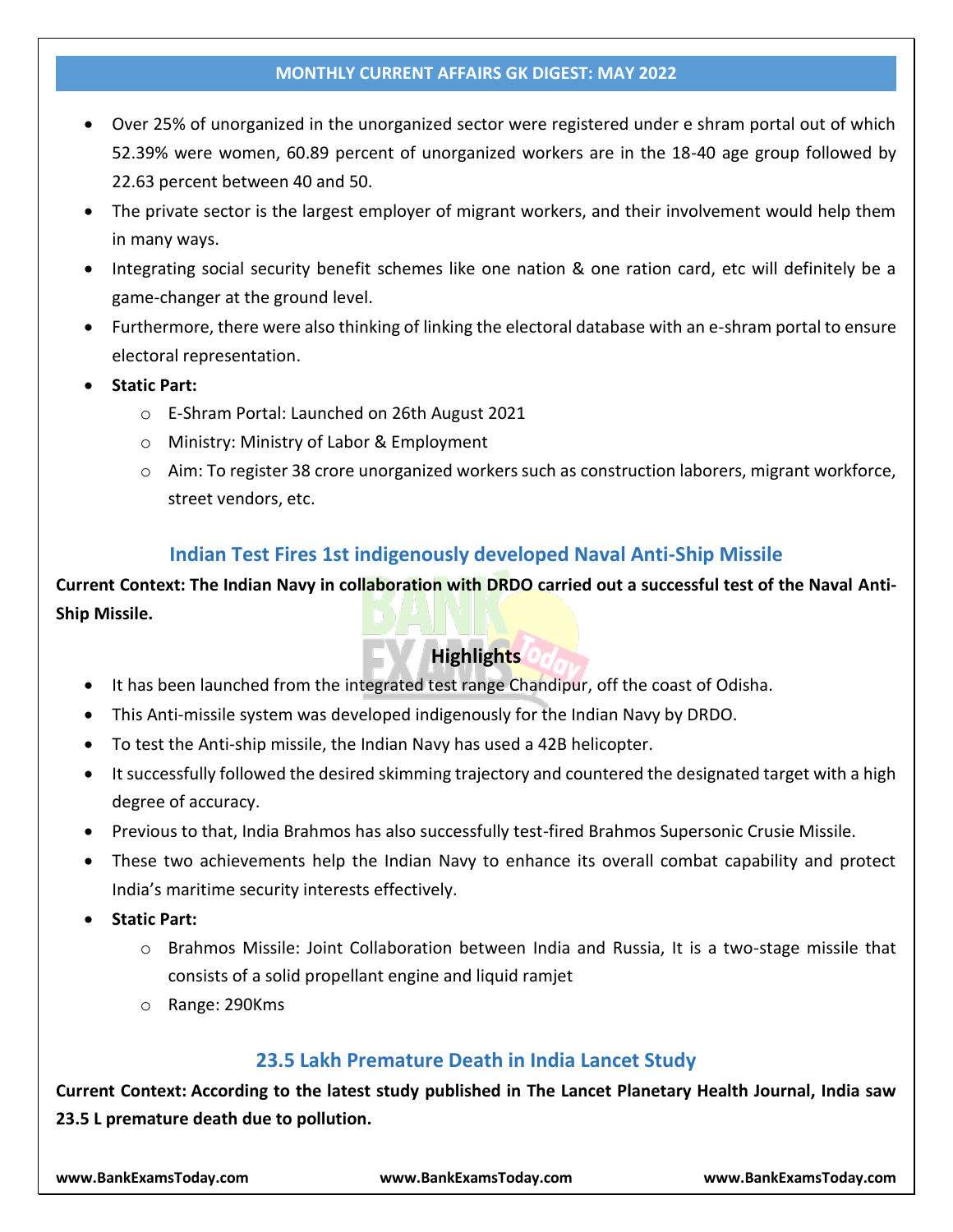- Over 25% of unorganized in the unorganized sector were registered under e shram portal out of which 52.39% were women, 60.89 percent of unorganized workers are in the 18-40 age group followed by 22.63 percent between 40 and 50.
- The private sector is the largest employer of migrant workers, and their involvement would help them in many ways.
- Integrating social security benefit schemes like one nation & one ration card, etc will definitely be a game-changer at the ground level.
- Furthermore, there were also thinking of linking the electoral database with an e-shram portal to ensure electoral representation.
- **Static Part:**
    - E-Shram Portal: Launched on 26th August 2021
    - Ministry: Ministry of Labor & Employment
    - Aim: To register 38 crore unorganized workers such as construction laborers, migrant workforce, street vendors, etc.

## Indian Test Fires 1st indigenously developed Naval Anti-Ship Missile

**Current Context: The Indian Navy in collaboration with DRDO carried out a successful test of the Naval Anti-Ship Missile.**

### Highlights

- It has been launched from the integrated test range Chandipur, off the coast of Odisha.
- This Anti-missile system was developed indigenously for the Indian Navy by DRDO.
- To test the Anti-ship missile, the Indian Navy has used a 42B helicopter.
- It successfully followed the desired skimming trajectory and countered the designated target with a high degree of accuracy.
- Previous to that, India Brahmos has also successfully test-fired Brahmos Supersonic Crusie Missile.
- These two achievements help the Indian Navy to enhance its overall combat capability and protect India's maritime security interests effectively.
- **Static Part:**
    - Brahmos Missile: Joint Collaboration between India and Russia, It is a two-stage missile that consists of a solid propellant engine and liquid ramjet
    - Range: 290Kms

## 23.5 Lakh Premature Death in India Lancet Study

**Current Context: According to the latest study published in The Lancet Planetary Health Journal, India saw 23.5 L premature death due to pollution.**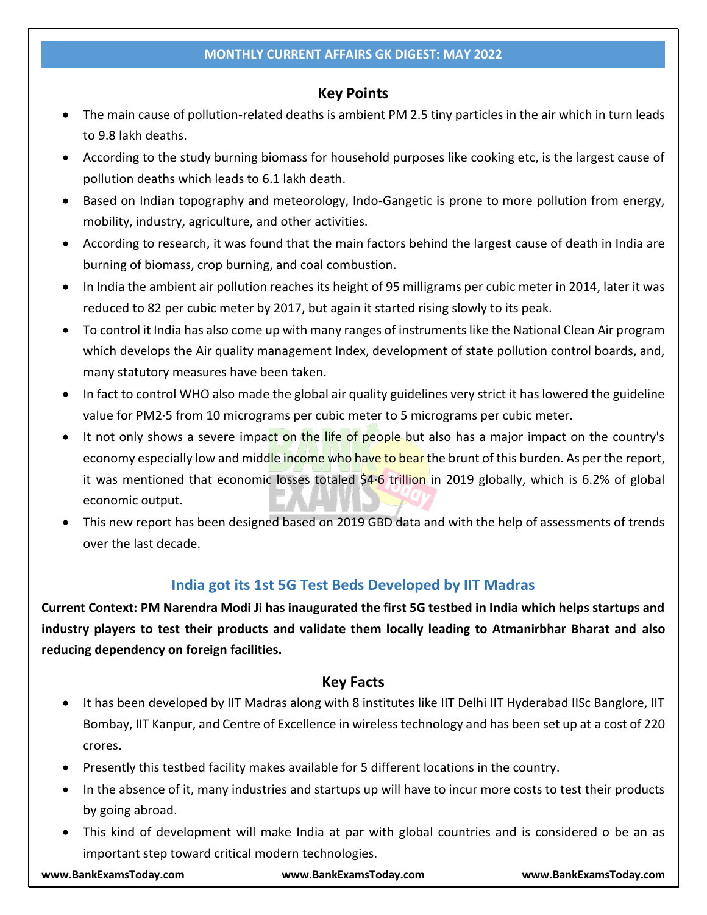## Key Points

- The main cause of pollution-related deaths is ambient PM 2.5 tiny particles in the air which in turn leads to 9.8 lakh deaths.
- According to the study burning biomass for household purposes like cooking etc, is the largest cause of pollution deaths which leads to 6.1 lakh death.
- Based on Indian topography and meteorology, Indo-Gangetic is prone to more pollution from energy, mobility, industry, agriculture, and other activities.
- According to research, it was found that the main factors behind the largest cause of death in India are burning of biomass, crop burning, and coal combustion.
- In India the ambient air pollution reaches its height of 95 milligrams per cubic meter in 2014, later it was reduced to 82 per cubic meter by 2017, but again it started rising slowly to its peak.
- To control it India has also come up with many ranges of instruments like the National Clean Air program which develops the Air quality management Index, development of state pollution control boards, and, many statutory measures have been taken.
- In fact to control WHO also made the global air quality guidelines very strict it has lowered the guideline value for PM2·5 from 10 micrograms per cubic meter to 5 micrograms per cubic meter.
- It not only shows a severe impact on the life of people but also has a major impact on the country's economy especially low and middle income who have to bear the brunt of this burden. As per the report, it was mentioned that economic losses totaled $4·6 trillion in 2019 globally, which is 6.2% of global economic output.
- This new report has been designed based on 2019 GBD data and with the help of assessments of trends over the last decade.

## India got its 1st 5G Test Beds Developed by IIT Madras

**Current Context: PM Narendra Modi Ji has inaugurated the first 5G testbed in India which helps startups and industry players to test their products and validate them locally leading to Atmanirbhar Bharat and also reducing dependency on foreign facilities.**

## Key Facts

- It has been developed by IIT Madras along with 8 institutes like IIT Delhi IIT Hyderabad IISc Banglore, IIT Bombay, IIT Kanpur, and Centre of Excellence in wireless technology and has been set up at a cost of 220 crores.
- Presently this testbed facility makes available for 5 different locations in the country.
- In the absence of it, many industries and startups up will have to incur more costs to test their products by going abroad.
- This kind of development will make India at par with global countries and is considered o be an as important step toward critical modern technologies.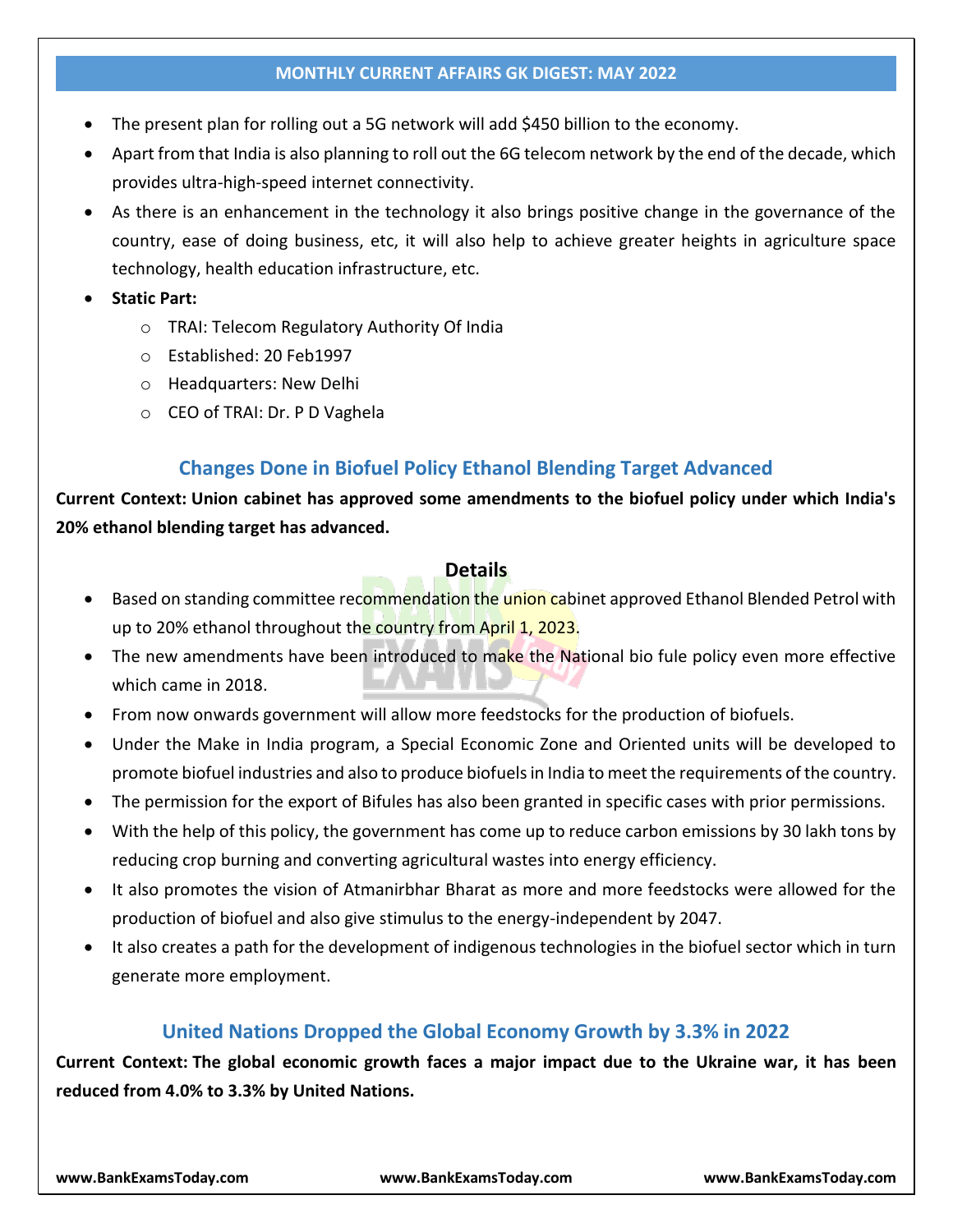- The present plan for rolling out a 5G network will add $450 billion to the economy.
- Apart from that India is also planning to roll out the 6G telecom network by the end of the decade, which provides ultra-high-speed internet connectivity.
- As there is an enhancement in the technology it also brings positive change in the governance of the country, ease of doing business, etc, it will also help to achieve greater heights in agriculture space technology, health education infrastructure, etc.
- **Static Part:**
  - TRAI: Telecom Regulatory Authority Of India
  - Established: 20 Feb1997
  - Headquarters: New Delhi
  - CEO of TRAI: Dr. P D Vaghela

## Changes Done in Biofuel Policy Ethanol Blending Target Advanced

**Current Context: Union cabinet has approved some amendments to the biofuel policy under which India's 20% ethanol blending target has advanced.**

### Details

- Based on standing committee recommendation the union cabinet approved Ethanol Blended Petrol with up to 20% ethanol throughout the country from April 1, 2023.
- The new amendments have been introduced to make the National bio fule policy even more effective which came in 2018.
- From now onwards government will allow more feedstocks for the production of biofuels.
- Under the Make in India program, a Special Economic Zone and Oriented units will be developed to promote biofuel industries and also to produce biofuels in India to meet the requirements of the country.
- The permission for the export of Bifules has also been granted in specific cases with prior permissions.
- With the help of this policy, the government has come up to reduce carbon emissions by 30 lakh tons by reducing crop burning and converting agricultural wastes into energy efficiency.
- It also promotes the vision of Atmanirbhar Bharat as more and more feedstocks were allowed for the production of biofuel and also give stimulus to the energy-independent by 2047.
- It also creates a path for the development of indigenous technologies in the biofuel sector which in turn generate more employment.

## United Nations Dropped the Global Economy Growth by 3.3% in 2022

**Current Context: The global economic growth faces a major impact due to the Ukraine war, it has been reduced from 4.0% to 3.3% by United Nations.**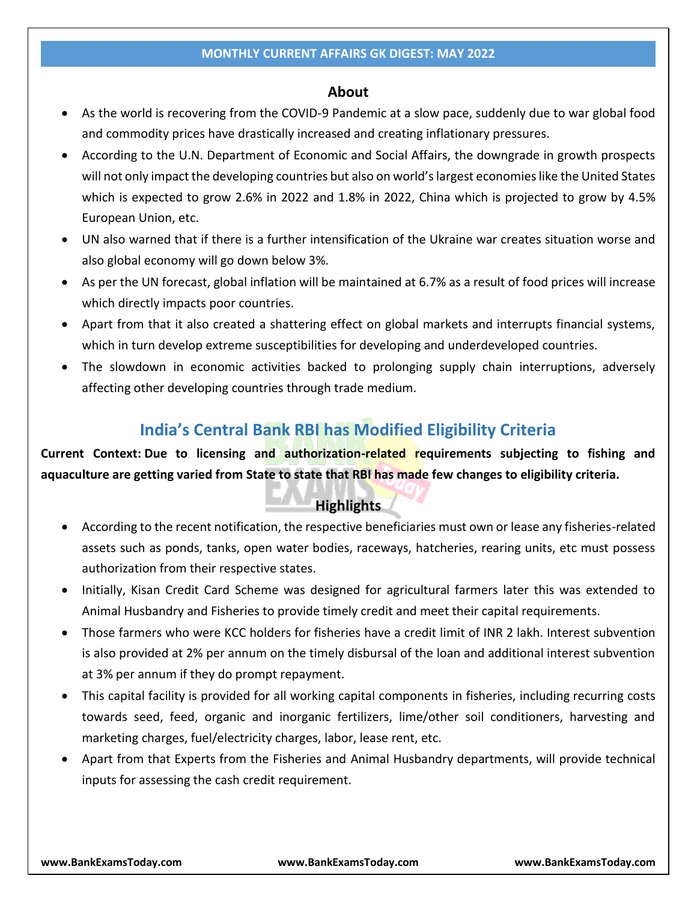### About

- As the world is recovering from the COVID-9 Pandemic at a slow pace, suddenly due to war global food and commodity prices have drastically increased and creating inflationary pressures.
- According to the U.N. Department of Economic and Social Affairs, the downgrade in growth prospects will not only impact the developing countries but also on world's largest economies like the United States which is expected to grow 2.6% in 2022 and 1.8% in 2022, China which is projected to grow by 4.5% European Union, etc.
- UN also warned that if there is a further intensification of the Ukraine war creates situation worse and also global economy will go down below 3%.
- As per the UN forecast, global inflation will be maintained at 6.7% as a result of food prices will increase which directly impacts poor countries.
- Apart from that it also created a shattering effect on global markets and interrupts financial systems, which in turn develop extreme susceptibilities for developing and underdeveloped countries.
- The slowdown in economic activities backed to prolonging supply chain interruptions, adversely affecting other developing countries through trade medium.

## India's Central Bank RBI has Modified Eligibility Criteria

**Current Context: Due to licensing and authorization-related requirements subjecting to fishing and aquaculture are getting varied from State to state that RBI has made few changes to eligibility criteria.**

### Highlights

- According to the recent notification, the respective beneficiaries must own or lease any fisheries-related assets such as ponds, tanks, open water bodies, raceways, hatcheries, rearing units, etc must possess authorization from their respective states.
- Initially, Kisan Credit Card Scheme was designed for agricultural farmers later this was extended to Animal Husbandry and Fisheries to provide timely credit and meet their capital requirements.
- Those farmers who were KCC holders for fisheries have a credit limit of INR 2 lakh. Interest subvention is also provided at 2% per annum on the timely disbursal of the loan and additional interest subvention at 3% per annum if they do prompt repayment.
- This capital facility is provided for all working capital components in fisheries, including recurring costs towards seed, feed, organic and inorganic fertilizers, lime/other soil conditioners, harvesting and marketing charges, fuel/electricity charges, labor, lease rent, etc.
- Apart from that Experts from the Fisheries and Animal Husbandry departments, will provide technical inputs for assessing the cash credit requirement.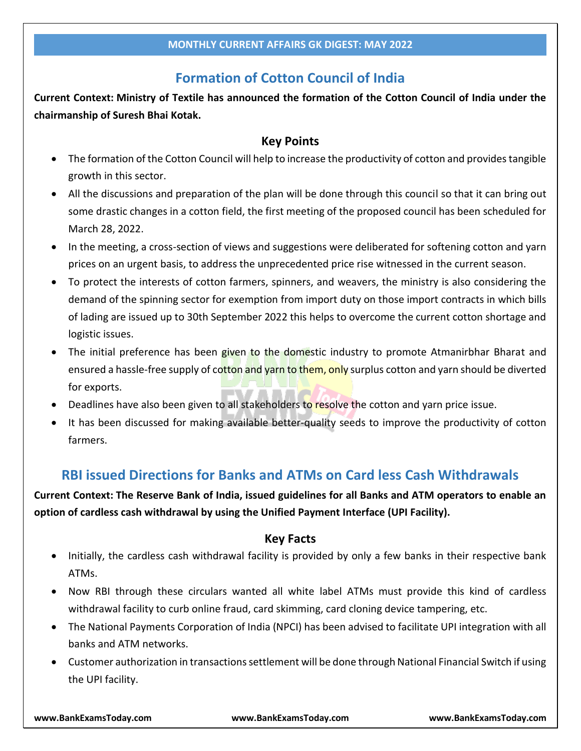## Formation of Cotton Council of India

**Current Context: Ministry of Textile has announced the formation of the Cotton Council of India under the chairmanship of Suresh Bhai Kotak.**

### Key Points

- The formation of the Cotton Council will help to increase the productivity of cotton and provides tangible growth in this sector.
- All the discussions and preparation of the plan will be done through this council so that it can bring out some drastic changes in a cotton field, the first meeting of the proposed council has been scheduled for March 28, 2022.
- In the meeting, a cross-section of views and suggestions were deliberated for softening cotton and yarn prices on an urgent basis, to address the unprecedented price rise witnessed in the current season.
- To protect the interests of cotton farmers, spinners, and weavers, the ministry is also considering the demand of the spinning sector for exemption from import duty on those import contracts in which bills of lading are issued up to 30th September 2022 this helps to overcome the current cotton shortage and logistic issues.
- The initial preference has been given to the domestic industry to promote Atmanirbhar Bharat and ensured a hassle-free supply of cotton and yarn to them, only surplus cotton and yarn should be diverted for exports.
- Deadlines have also been given to all stakeholders to resolve the cotton and yarn price issue.
- It has been discussed for making available better-quality seeds to improve the productivity of cotton farmers.

## RBI issued Directions for Banks and ATMs on Card less Cash Withdrawals

**Current Context: The Reserve Bank of India, issued guidelines for all Banks and ATM operators to enable an option of cardless cash withdrawal by using the Unified Payment Interface (UPI Facility).**

### Key Facts

- Initially, the cardless cash withdrawal facility is provided by only a few banks in their respective bank ATMs.
- Now RBI through these circulars wanted all white label ATMs must provide this kind of cardless withdrawal facility to curb online fraud, card skimming, card cloning device tampering, etc.
- The National Payments Corporation of India (NPCI) has been advised to facilitate UPI integration with all banks and ATM networks.
- Customer authorization in transactions settlement will be done through National Financial Switch if using the UPI facility.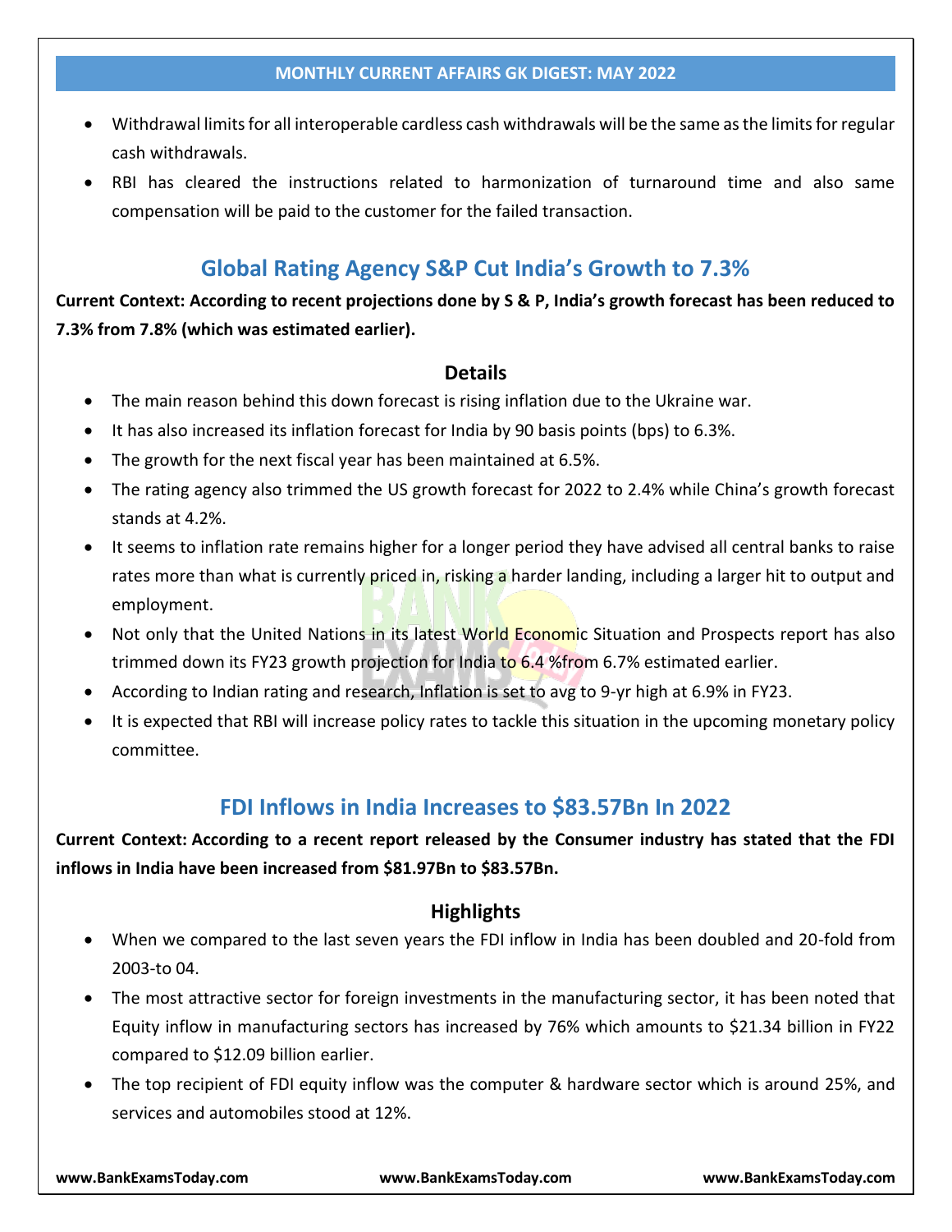- Withdrawal limits for all interoperable cardless cash withdrawals will be the same as the limits for regular cash withdrawals.
- RBI has cleared the instructions related to harmonization of turnaround time and also same compensation will be paid to the customer for the failed transaction.

## Global Rating Agency S&P Cut India's Growth to 7.3%

**Current Context: According to recent projections done by S & P, India's growth forecast has been reduced to 7.3% from 7.8% (which was estimated earlier).**

### Details

- The main reason behind this down forecast is rising inflation due to the Ukraine war.
- It has also increased its inflation forecast for India by 90 basis points (bps) to 6.3%.
- The growth for the next fiscal year has been maintained at 6.5%.
- The rating agency also trimmed the US growth forecast for 2022 to 2.4% while China's growth forecast stands at 4.2%.
- It seems to inflation rate remains higher for a longer period they have advised all central banks to raise rates more than what is currently priced in, risking a harder landing, including a larger hit to output and employment.
- Not only that the United Nations in its latest World Economic Situation and Prospects report has also trimmed down its FY23 growth projection for India to 6.4 %from 6.7% estimated earlier.
- According to Indian rating and research, Inflation is set to avg to 9-yr high at 6.9% in FY23.
- It is expected that RBI will increase policy rates to tackle this situation in the upcoming monetary policy committee.

## FDI Inflows in India Increases to $83.57Bn In 2022

**Current Context: According to a recent report released by the Consumer industry has stated that the FDI inflows in India have been increased from $81.97Bn to $83.57Bn.**

### Highlights

- When we compared to the last seven years the FDI inflow in India has been doubled and 20-fold from 2003-to 04.
- The most attractive sector for foreign investments in the manufacturing sector, it has been noted that Equity inflow in manufacturing sectors has increased by 76% which amounts to $21.34 billion in FY22 compared to $12.09 billion earlier.
- The top recipient of FDI equity inflow was the computer & hardware sector which is around 25%, and services and automobiles stood at 12%.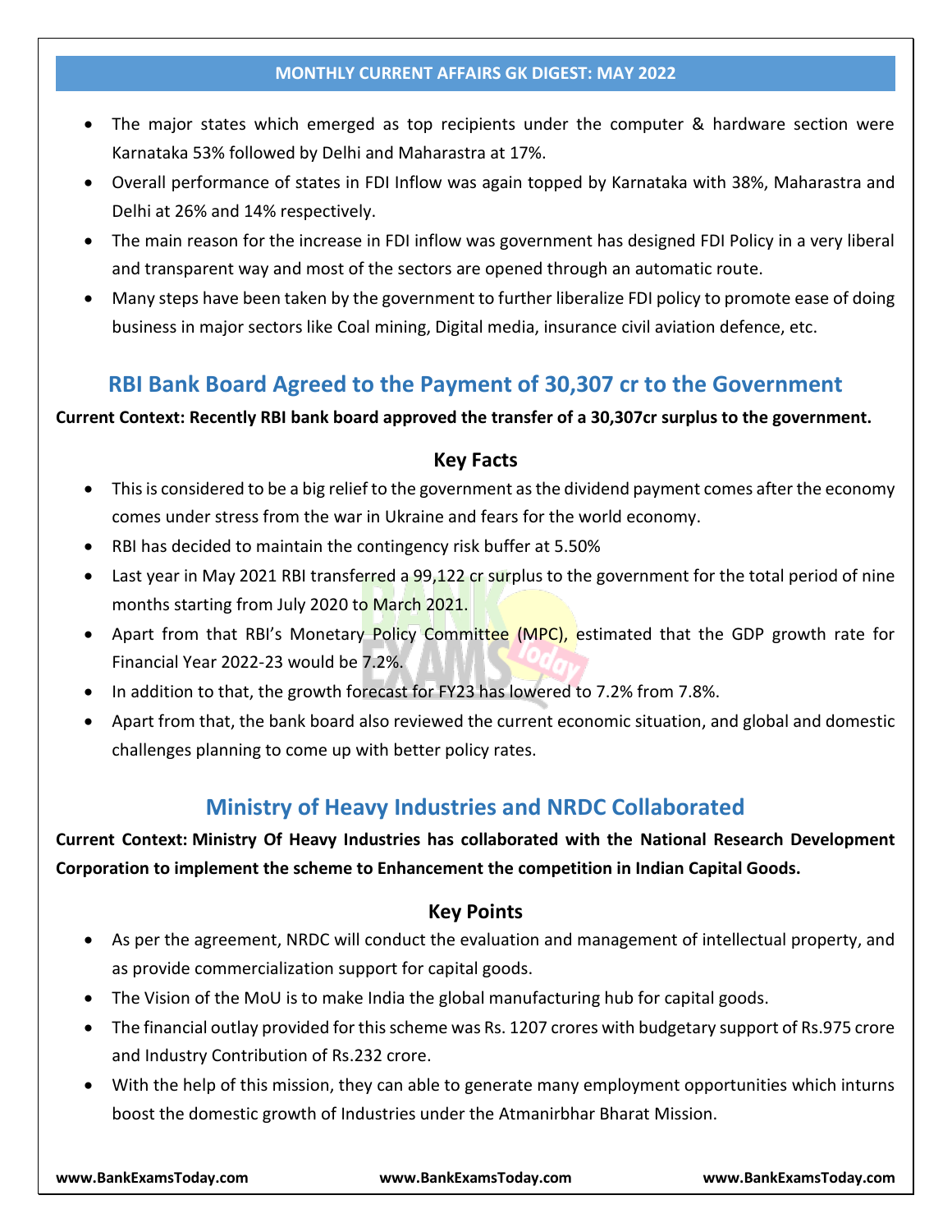- The major states which emerged as top recipients under the computer & hardware section were Karnataka 53% followed by Delhi and Maharastra at 17%.
- Overall performance of states in FDI Inflow was again topped by Karnataka with 38%, Maharastra and Delhi at 26% and 14% respectively.
- The main reason for the increase in FDI inflow was government has designed FDI Policy in a very liberal and transparent way and most of the sectors are opened through an automatic route.
- Many steps have been taken by the government to further liberalize FDI policy to promote ease of doing business in major sectors like Coal mining, Digital media, insurance civil aviation defence, etc.

## RBI Bank Board Agreed to the Payment of 30,307 cr to the Government

**Current Context: Recently RBI bank board approved the transfer of a 30,307cr surplus to the government.**

### Key Facts

- This is considered to be a big relief to the government as the dividend payment comes after the economy comes under stress from the war in Ukraine and fears for the world economy.
- RBI has decided to maintain the contingency risk buffer at 5.50%
- Last year in May 2021 RBI transferred a 99,122 cr surplus to the government for the total period of nine months starting from July 2020 to March 2021.
- Apart from that RBI's Monetary Policy Committee (MPC), estimated that the GDP growth rate for Financial Year 2022-23 would be 7.2%.
- In addition to that, the growth forecast for FY23 has lowered to 7.2% from 7.8%.
- Apart from that, the bank board also reviewed the current economic situation, and global and domestic challenges planning to come up with better policy rates.

## Ministry of Heavy Industries and NRDC Collaborated

**Current Context: Ministry Of Heavy Industries has collaborated with the National Research Development Corporation to implement the scheme to Enhancement the competition in Indian Capital Goods.**

### Key Points

- As per the agreement, NRDC will conduct the evaluation and management of intellectual property, and as provide commercialization support for capital goods.
- The Vision of the MoU is to make India the global manufacturing hub for capital goods.
- The financial outlay provided for this scheme was Rs. 1207 crores with budgetary support of Rs.975 crore and Industry Contribution of Rs.232 crore.
- With the help of this mission, they can able to generate many employment opportunities which inturns boost the domestic growth of Industries under the Atmanirbhar Bharat Mission.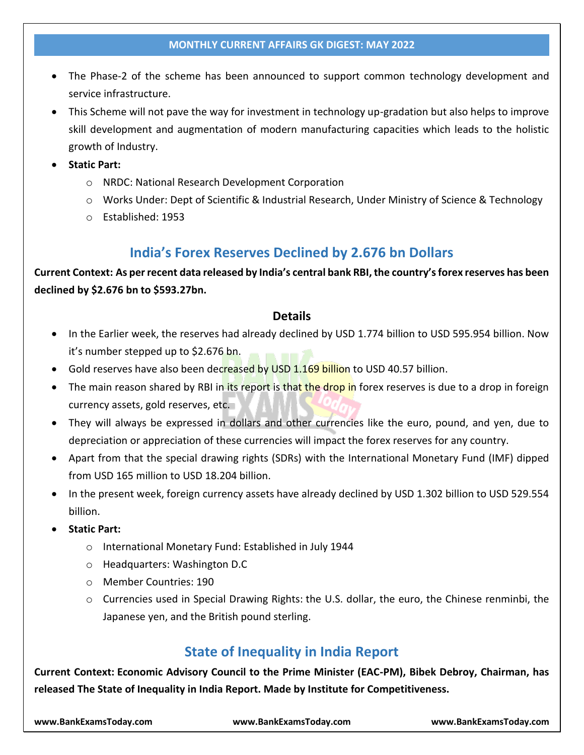- The Phase-2 of the scheme has been announced to support common technology development and service infrastructure.
- This Scheme will not pave the way for investment in technology up-gradation but also helps to improve skill development and augmentation of modern manufacturing capacities which leads to the holistic growth of Industry.
- **Static Part:**
  - NRDC: National Research Development Corporation
  - Works Under: Dept of Scientific & Industrial Research, Under Ministry of Science & Technology
  - Established: 1953

## India's Forex Reserves Declined by 2.676 bn Dollars

**Current Context: As per recent data released by India's central bank RBI, the country's forex reserves has been declined by $2.676 bn to $593.27bn.**

### Details

- In the Earlier week, the reserves had already declined by USD 1.774 billion to USD 595.954 billion. Now it's number stepped up to $2.676 bn.
- Gold reserves have also been decreased by USD 1.169 billion to USD 40.57 billion.
- The main reason shared by RBI in its report is that the drop in forex reserves is due to a drop in foreign currency assets, gold reserves, etc.
- They will always be expressed in dollars and other currencies like the euro, pound, and yen, due to depreciation or appreciation of these currencies will impact the forex reserves for any country.
- Apart from that the special drawing rights (SDRs) with the International Monetary Fund (IMF) dipped from USD 165 million to USD 18.204 billion.
- In the present week, foreign currency assets have already declined by USD 1.302 billion to USD 529.554 billion.
- **Static Part:**
  - International Monetary Fund: Established in July 1944
  - Headquarters: Washington D.C
  - Member Countries: 190
  - Currencies used in Special Drawing Rights: the U.S. dollar, the euro, the Chinese renminbi, the Japanese yen, and the British pound sterling.

## State of Inequality in India Report

**Current Context: Economic Advisory Council to the Prime Minister (EAC-PM), Bibek Debroy, Chairman, has released The State of Inequality in India Report. Made by Institute for Competitiveness.**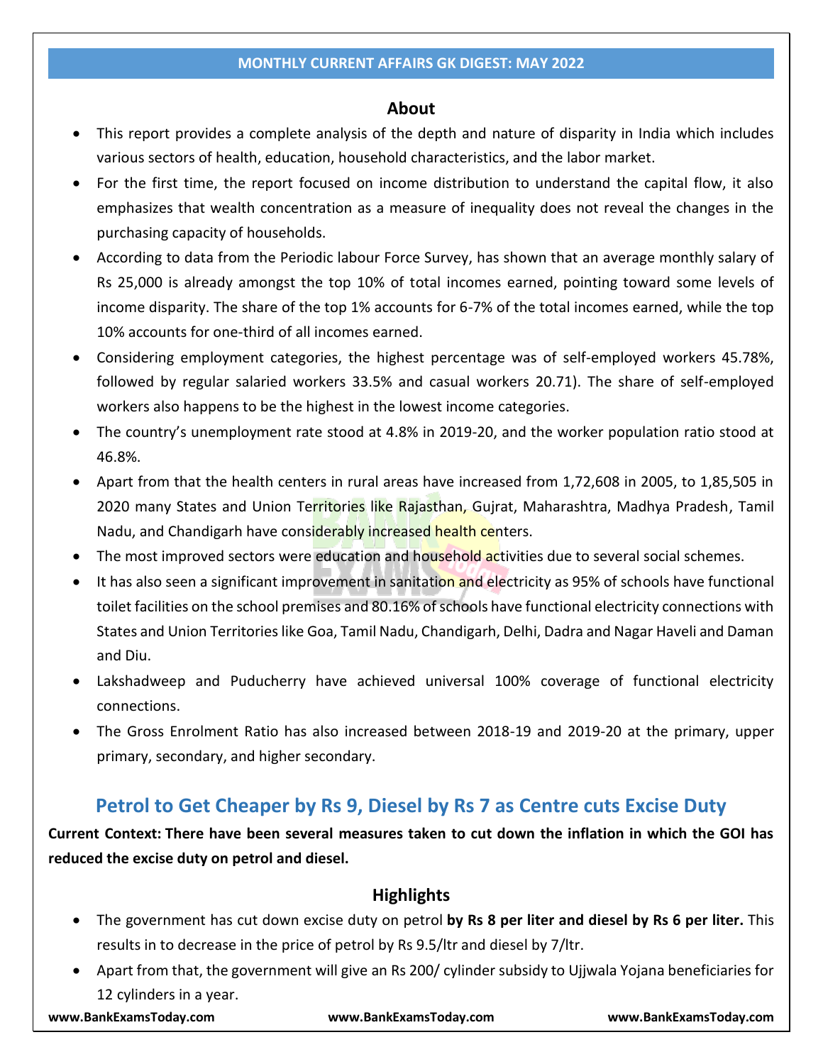### About

- This report provides a complete analysis of the depth and nature of disparity in India which includes various sectors of health, education, household characteristics, and the labor market.
- For the first time, the report focused on income distribution to understand the capital flow, it also emphasizes that wealth concentration as a measure of inequality does not reveal the changes in the purchasing capacity of households.
- According to data from the Periodic labour Force Survey, has shown that an average monthly salary of Rs 25,000 is already amongst the top 10% of total incomes earned, pointing toward some levels of income disparity. The share of the top 1% accounts for 6-7% of the total incomes earned, while the top 10% accounts for one-third of all incomes earned.
- Considering employment categories, the highest percentage was of self-employed workers 45.78%, followed by regular salaried workers 33.5% and casual workers 20.71). The share of self-employed workers also happens to be the highest in the lowest income categories.
- The country's unemployment rate stood at 4.8% in 2019-20, and the worker population ratio stood at 46.8%.
- Apart from that the health centers in rural areas have increased from 1,72,608 in 2005, to 1,85,505 in 2020 many States and Union Territories like Rajasthan, Gujrat, Maharashtra, Madhya Pradesh, Tamil Nadu, and Chandigarh have considerably increased health centers.
- The most improved sectors were education and household activities due to several social schemes.
- It has also seen a significant improvement in sanitation and electricity as 95% of schools have functional toilet facilities on the school premises and 80.16% of schools have functional electricity connections with States and Union Territories like Goa, Tamil Nadu, Chandigarh, Delhi, Dadra and Nagar Haveli and Daman and Diu.
- Lakshadweep and Puducherry have achieved universal 100% coverage of functional electricity connections.
- The Gross Enrolment Ratio has also increased between 2018-19 and 2019-20 at the primary, upper primary, secondary, and higher secondary.

## Petrol to Get Cheaper by Rs 9, Diesel by Rs 7 as Centre cuts Excise Duty

**Current Context: There have been several measures taken to cut down the inflation in which the GOI has reduced the excise duty on petrol and diesel.**

### Highlights

- The government has cut down excise duty on petrol **by Rs 8 per liter and diesel by Rs 6 per liter.** This results in to decrease in the price of petrol by Rs 9.5/ltr and diesel by 7/ltr.
- Apart from that, the government will give an Rs 200/ cylinder subsidy to Ujjwala Yojana beneficiaries for 12 cylinders in a year.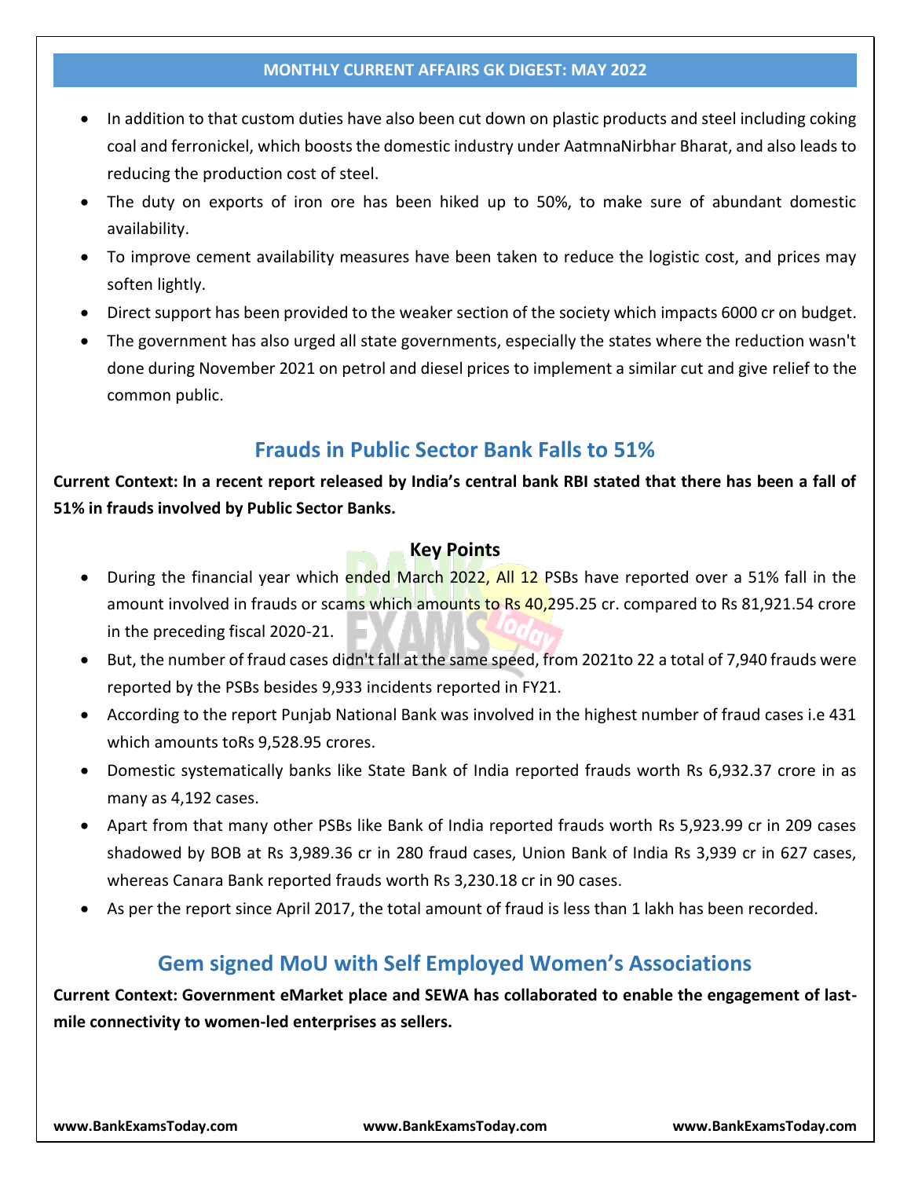- In addition to that custom duties have also been cut down on plastic products and steel including coking coal and ferronickel, which boosts the domestic industry under AatmnaNirbhar Bharat, and also leads to reducing the production cost of steel.
- The duty on exports of iron ore has been hiked up to 50%, to make sure of abundant domestic availability.
- To improve cement availability measures have been taken to reduce the logistic cost, and prices may soften lightly.
- Direct support has been provided to the weaker section of the society which impacts 6000 cr on budget.
- The government has also urged all state governments, especially the states where the reduction wasn't done during November 2021 on petrol and diesel prices to implement a similar cut and give relief to the common public.

## Frauds in Public Sector Bank Falls to 51%

**Current Context: In a recent report released by India's central bank RBI stated that there has been a fall of 51% in frauds involved by Public Sector Banks.**

### Key Points

- During the financial year which ended March 2022, All 12 PSBs have reported over a 51% fall in the amount involved in frauds or scams which amounts to Rs 40,295.25 cr. compared to Rs 81,921.54 crore in the preceding fiscal 2020-21.
- But, the number of fraud cases didn't fall at the same speed, from 2021to 22 a total of 7,940 frauds were reported by the PSBs besides 9,933 incidents reported in FY21.
- According to the report Punjab National Bank was involved in the highest number of fraud cases i.e 431 which amounts toRs 9,528.95 crores.
- Domestic systematically banks like State Bank of India reported frauds worth Rs 6,932.37 crore in as many as 4,192 cases.
- Apart from that many other PSBs like Bank of India reported frauds worth Rs 5,923.99 cr in 209 cases shadowed by BOB at Rs 3,989.36 cr in 280 fraud cases, Union Bank of India Rs 3,939 cr in 627 cases, whereas Canara Bank reported frauds worth Rs 3,230.18 cr in 90 cases.
- As per the report since April 2017, the total amount of fraud is less than 1 lakh has been recorded.

## Gem signed MoU with Self Employed Women's Associations

**Current Context: Government eMarket place and SEWA has collaborated to enable the engagement of last-mile connectivity to women-led enterprises as sellers.**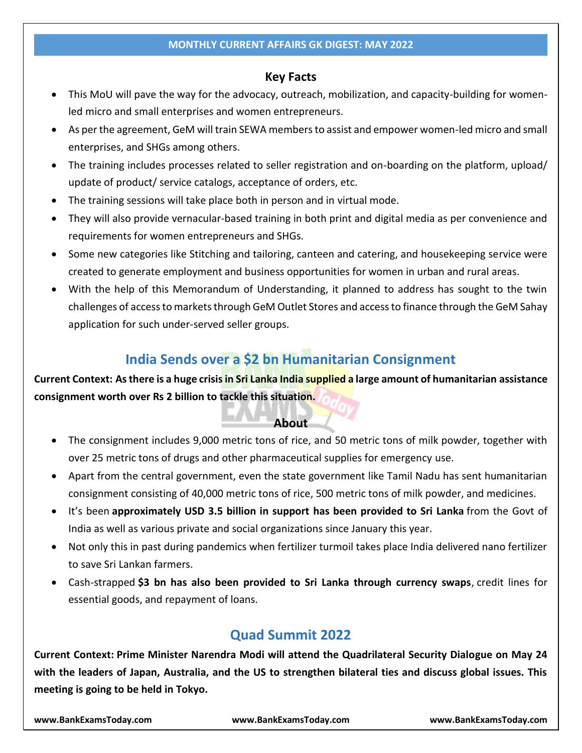### Key Facts

- This MoU will pave the way for the advocacy, outreach, mobilization, and capacity-building for women-led micro and small enterprises and women entrepreneurs.
- As per the agreement, GeM will train SEWA members to assist and empower women-led micro and small enterprises, and SHGs among others.
- The training includes processes related to seller registration and on-boarding on the platform, upload/ update of product/ service catalogs, acceptance of orders, etc.
- The training sessions will take place both in person and in virtual mode.
- They will also provide vernacular-based training in both print and digital media as per convenience and requirements for women entrepreneurs and SHGs.
- Some new categories like Stitching and tailoring, canteen and catering, and housekeeping service were created to generate employment and business opportunities for women in urban and rural areas.
- With the help of this Memorandum of Understanding, it planned to address has sought to the twin challenges of access to markets through GeM Outlet Stores and access to finance through the GeM Sahay application for such under-served seller groups.

## India Sends over a $2 bn Humanitarian Consignment

**Current Context: As there is a huge crisis in Sri Lanka India supplied a large amount of humanitarian assistance consignment worth over Rs 2 billion to tackle this situation.**

### About

- The consignment includes 9,000 metric tons of rice, and 50 metric tons of milk powder, together with over 25 metric tons of drugs and other pharmaceutical supplies for emergency use.
- Apart from the central government, even the state government like Tamil Nadu has sent humanitarian consignment consisting of 40,000 metric tons of rice, 500 metric tons of milk powder, and medicines.
- It's been **approximately USD 3.5 billion in support has been provided to Sri Lanka** from the Govt of India as well as various private and social organizations since January this year.
- Not only this in past during pandemics when fertilizer turmoil takes place India delivered nano fertilizer to save Sri Lankan farmers.
- Cash-strapped **$3 bn has also been provided to Sri Lanka through currency swaps**, credit lines for essential goods, and repayment of loans.

## Quad Summit 2022

**Current Context: Prime Minister Narendra Modi will attend the Quadrilateral Security Dialogue on May 24 with the leaders of Japan, Australia, and the US to strengthen bilateral ties and discuss global issues. This meeting is going to be held in Tokyo.**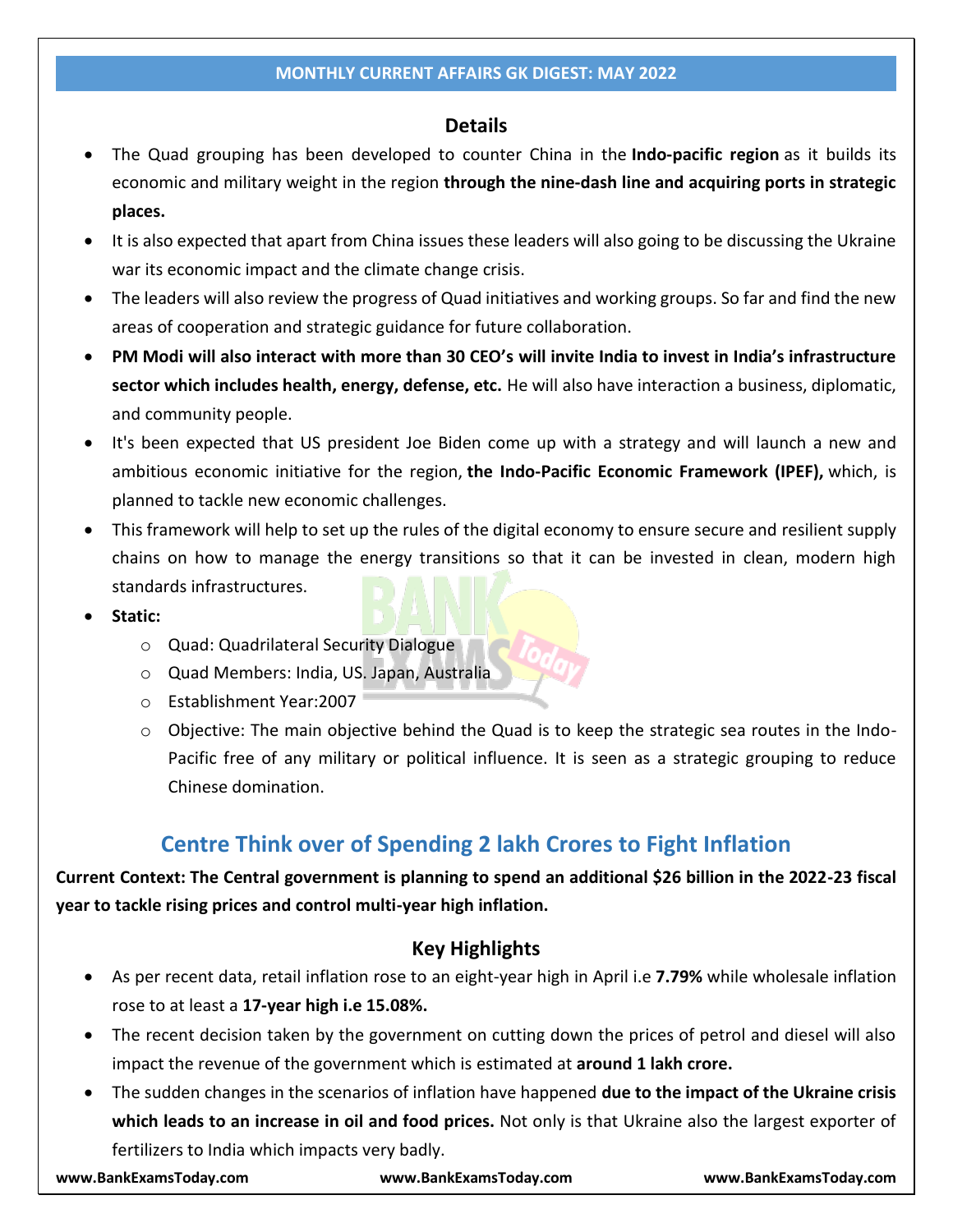### Details

- The Quad grouping has been developed to counter China in the **Indo-pacific region** as it builds its economic and military weight in the region **through the nine-dash line and acquiring ports in strategic places.**
- It is also expected that apart from China issues these leaders will also going to be discussing the Ukraine war its economic impact and the climate change crisis.
- The leaders will also review the progress of Quad initiatives and working groups. So far and find the new areas of cooperation and strategic guidance for future collaboration.
- **PM Modi will also interact with more than 30 CEO's will invite India to invest in India's infrastructure sector which includes health, energy, defense, etc.** He will also have interaction a business, diplomatic, and community people.
- It's been expected that US president Joe Biden come up with a strategy and will launch a new and ambitious economic initiative for the region, **the Indo-Pacific Economic Framework (IPEF),** which, is planned to tackle new economic challenges.
- This framework will help to set up the rules of the digital economy to ensure secure and resilient supply chains on how to manage the energy transitions so that it can be invested in clean, modern high standards infrastructures.
- **Static:**
  - Quad: Quadrilateral Security Dialogue
  - Quad Members: India, US. Japan, Australia
  - Establishment Year:2007
  - Objective: The main objective behind the Quad is to keep the strategic sea routes in the Indo-Pacific free of any military or political influence. It is seen as a strategic grouping to reduce Chinese domination.

## Centre Think over of Spending 2 lakh Crores to Fight Inflation

**Current Context: The Central government is planning to spend an additional $26 billion in the 2022-23 fiscal year to tackle rising prices and control multi-year high inflation.**

### Key Highlights

- As per recent data, retail inflation rose to an eight-year high in April i.e **7.79%** while wholesale inflation rose to at least a **17-year high i.e 15.08%.**
- The recent decision taken by the government on cutting down the prices of petrol and diesel will also impact the revenue of the government which is estimated at **around 1 lakh crore.**
- The sudden changes in the scenarios of inflation have happened **due to the impact of the Ukraine crisis which leads to an increase in oil and food prices.** Not only is that Ukraine also the largest exporter of fertilizers to India which impacts very badly.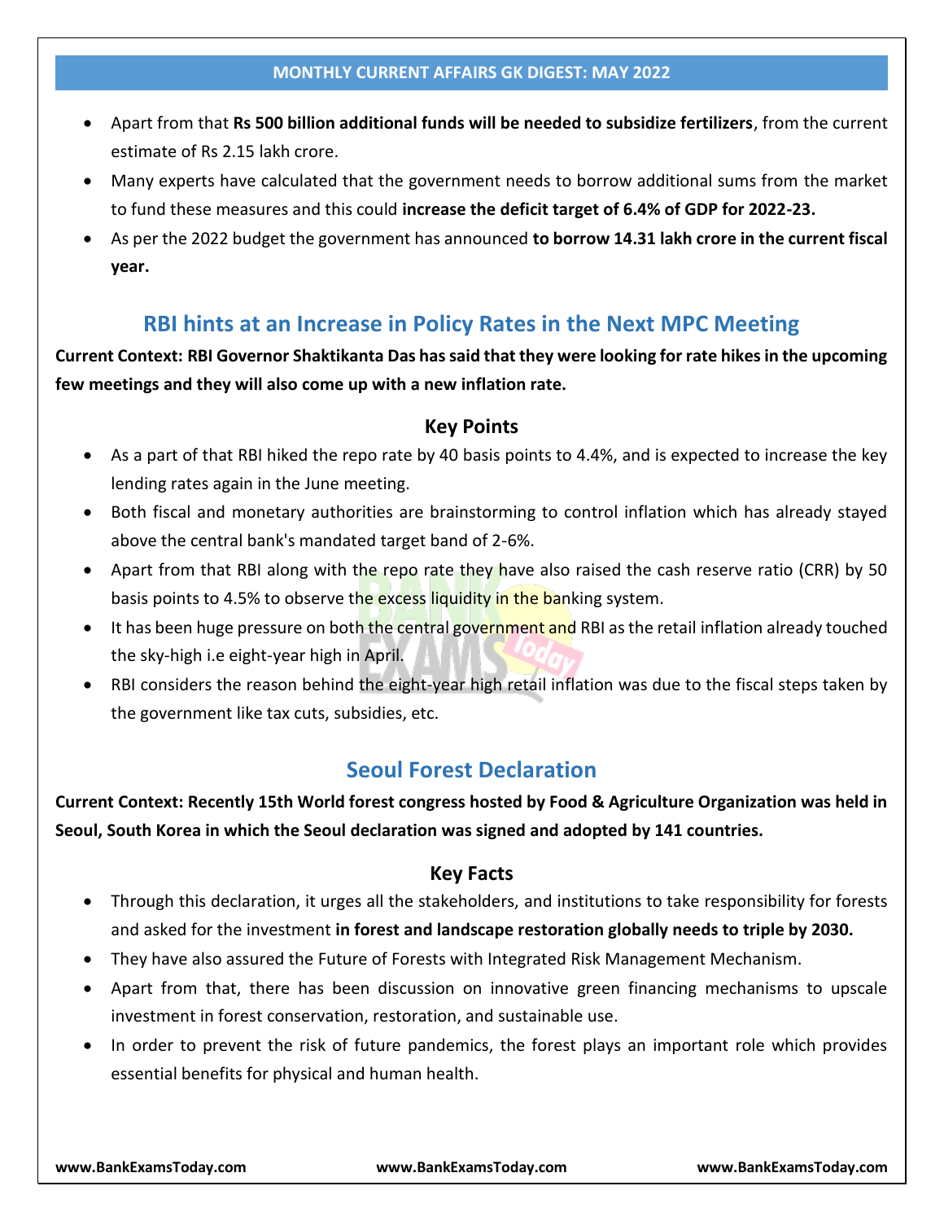- Apart from that **Rs 500 billion additional funds will be needed to subsidize fertilizers**, from the current estimate of Rs 2.15 lakh crore.
- Many experts have calculated that the government needs to borrow additional sums from the market to fund these measures and this could **increase the deficit target of 6.4% of GDP for 2022-23.**
- As per the 2022 budget the government has announced **to borrow 14.31 lakh crore in the current fiscal year.**

## RBI hints at an Increase in Policy Rates in the Next MPC Meeting

**Current Context: RBI Governor Shaktikanta Das has said that they were looking for rate hikes in the upcoming few meetings and they will also come up with a new inflation rate.**

### Key Points

- As a part of that RBI hiked the repo rate by 40 basis points to 4.4%, and is expected to increase the key lending rates again in the June meeting.
- Both fiscal and monetary authorities are brainstorming to control inflation which has already stayed above the central bank's mandated target band of 2-6%.
- Apart from that RBI along with the repo rate they have also raised the cash reserve ratio (CRR) by 50 basis points to 4.5% to observe the excess liquidity in the banking system.
- It has been huge pressure on both the central government and RBI as the retail inflation already touched the sky-high i.e eight-year high in April.
- RBI considers the reason behind the eight-year high retail inflation was due to the fiscal steps taken by the government like tax cuts, subsidies, etc.

## Seoul Forest Declaration

**Current Context: Recently 15th World forest congress hosted by Food & Agriculture Organization was held in Seoul, South Korea in which the Seoul declaration was signed and adopted by 141 countries.**

### Key Facts

- Through this declaration, it urges all the stakeholders, and institutions to take responsibility for forests and asked for the investment **in forest and landscape restoration globally needs to triple by 2030.**
- They have also assured the Future of Forests with Integrated Risk Management Mechanism.
- Apart from that, there has been discussion on innovative green financing mechanisms to upscale investment in forest conservation, restoration, and sustainable use.
- In order to prevent the risk of future pandemics, the forest plays an important role which provides essential benefits for physical and human health.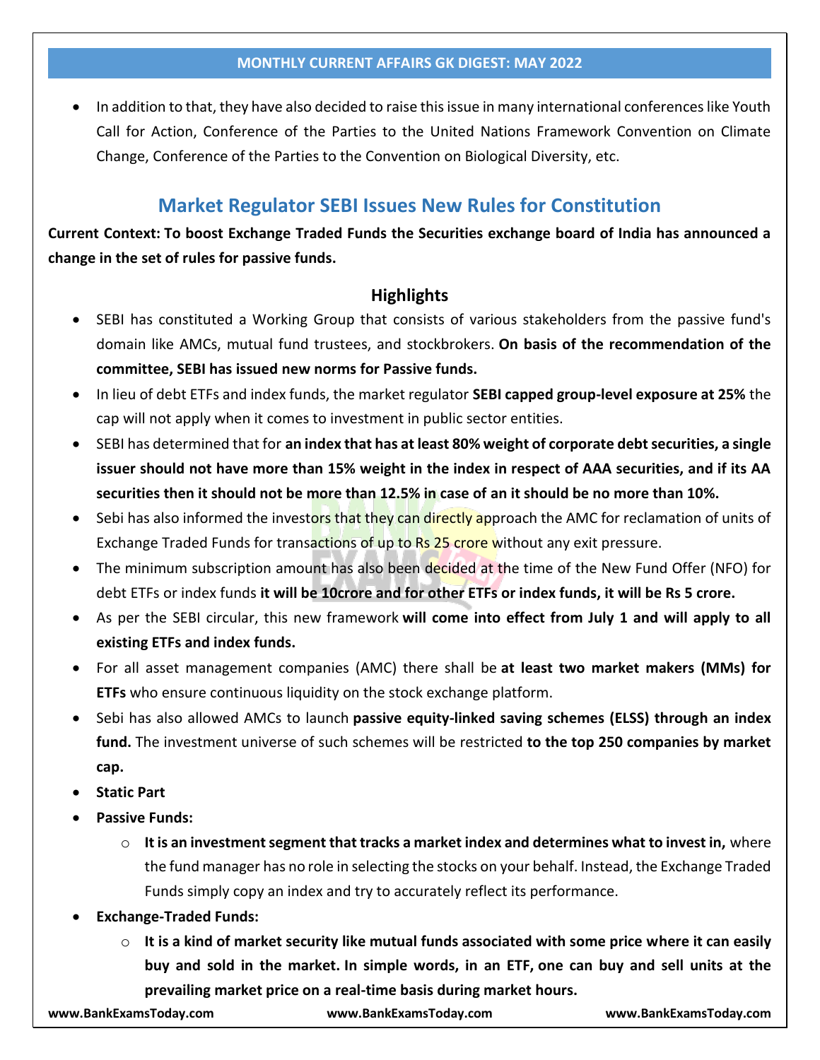- In addition to that, they have also decided to raise this issue in many international conferences like Youth Call for Action, Conference of the Parties to the United Nations Framework Convention on Climate Change, Conference of the Parties to the Convention on Biological Diversity, etc.

## Market Regulator SEBI Issues New Rules for Constitution

**Current Context: To boost Exchange Traded Funds the Securities exchange board of India has announced a change in the set of rules for passive funds.**

### Highlights

- SEBI has constituted a Working Group that consists of various stakeholders from the passive fund's domain like AMCs, mutual fund trustees, and stockbrokers. **On basis of the recommendation of the committee, SEBI has issued new norms for Passive funds.**
- In lieu of debt ETFs and index funds, the market regulator **SEBI capped group-level exposure at 25%** the cap will not apply when it comes to investment in public sector entities.
- SEBI has determined that for **an index that has at least 80% weight of corporate debt securities, a single issuer should not have more than 15% weight in the index in respect of AAA securities, and if its AA securities then it should not be more than 12.5% in case of an it should be no more than 10%.**
- Sebi has also informed the investors that they can directly approach the AMC for reclamation of units of Exchange Traded Funds for transactions of up to Rs 25 crore without any exit pressure.
- The minimum subscription amount has also been decided at the time of the New Fund Offer (NFO) for debt ETFs or index funds **it will be 10crore and for other ETFs or index funds, it will be Rs 5 crore.**
- As per the SEBI circular, this new framework **will come into effect from July 1 and will apply to all existing ETFs and index funds.**
- For all asset management companies (AMC) there shall be **at least two market makers (MMs) for ETFs** who ensure continuous liquidity on the stock exchange platform.
- Sebi has also allowed AMCs to launch **passive equity-linked saving schemes (ELSS) through an index fund.** The investment universe of such schemes will be restricted **to the top 250 companies by market cap.**
- **Static Part**
- **Passive Funds:**
  - **It is an investment segment that tracks a market index and determines what to invest in,** where the fund manager has no role in selecting the stocks on your behalf. Instead, the Exchange Traded Funds simply copy an index and try to accurately reflect its performance.
- **Exchange-Traded Funds:**
  - **It is a kind of market security like mutual funds associated with some price where it can easily buy and sold in the market. In simple words, in an ETF, one can buy and sell units at the prevailing market price on a real-time basis during market hours.**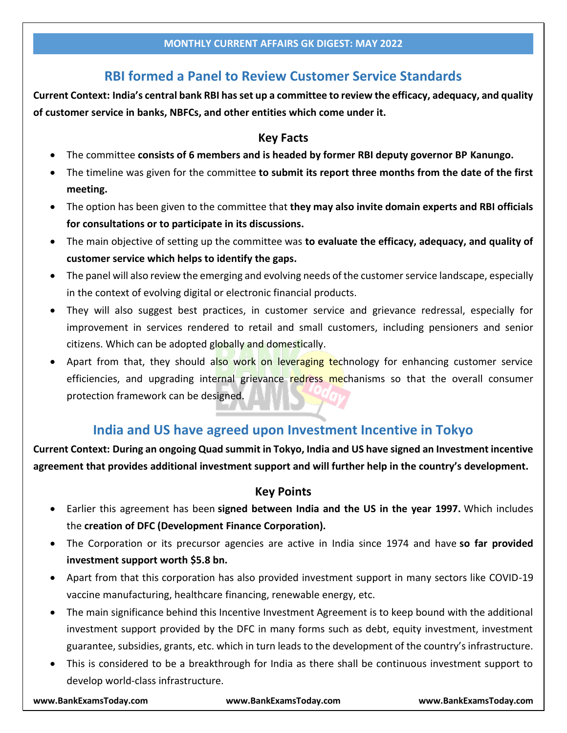## RBI formed a Panel to Review Customer Service Standards

**Current Context: India's central bank RBI has set up a committee to review the efficacy, adequacy, and quality of customer service in banks, NBFCs, and other entities which come under it.**

### Key Facts

- The committee **consists of 6 members and is headed by former RBI deputy governor BP Kanungo.**
- The timeline was given for the committee **to submit its report three months from the date of the first meeting.**
- The option has been given to the committee that **they may also invite domain experts and RBI officials for consultations or to participate in its discussions.**
- The main objective of setting up the committee was **to evaluate the efficacy, adequacy, and quality of customer service which helps to identify the gaps.**
- The panel will also review the emerging and evolving needs of the customer service landscape, especially in the context of evolving digital or electronic financial products.
- They will also suggest best practices, in customer service and grievance redressal, especially for improvement in services rendered to retail and small customers, including pensioners and senior citizens. Which can be adopted globally and domestically.
- Apart from that, they should also work on leveraging technology for enhancing customer service efficiencies, and upgrading internal grievance redress mechanisms so that the overall consumer protection framework can be designed.

## India and US have agreed upon Investment Incentive in Tokyo

**Current Context: During an ongoing Quad summit in Tokyo, India and US have signed an Investment incentive agreement that provides additional investment support and will further help in the country's development.**

### Key Points

- Earlier this agreement has been **signed between India and the US in the year 1997.** Which includes the **creation of DFC (Development Finance Corporation).**
- The Corporation or its precursor agencies are active in India since 1974 and have **so far provided investment support worth $5.8 bn.**
- Apart from that this corporation has also provided investment support in many sectors like COVID-19 vaccine manufacturing, healthcare financing, renewable energy, etc.
- The main significance behind this Incentive Investment Agreement is to keep bound with the additional investment support provided by the DFC in many forms such as debt, equity investment, investment guarantee, subsidies, grants, etc. which in turn leads to the development of the country's infrastructure.
- This is considered to be a breakthrough for India as there shall be continuous investment support to develop world-class infrastructure.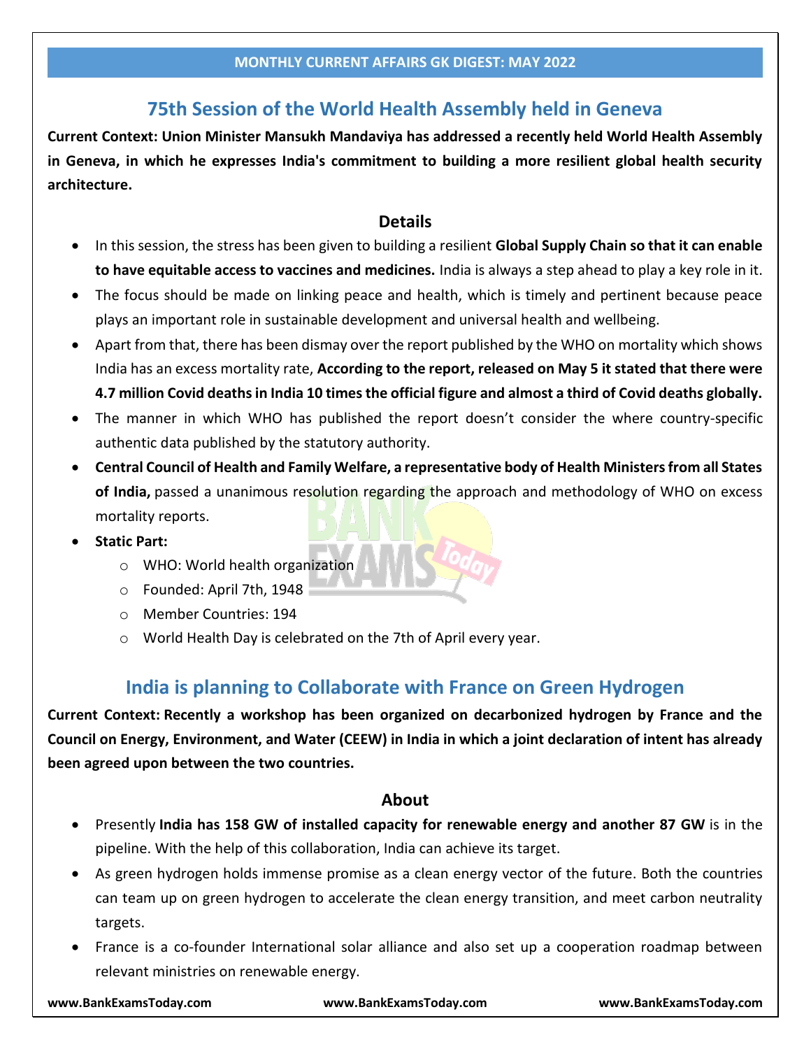## 75th Session of the World Health Assembly held in Geneva

**Current Context: Union Minister Mansukh Mandaviya has addressed a recently held World Health Assembly in Geneva, in which he expresses India's commitment to building a more resilient global health security architecture.**

### Details

- In this session, the stress has been given to building a resilient **Global Supply Chain so that it can enable to have equitable access to vaccines and medicines.** India is always a step ahead to play a key role in it.
- The focus should be made on linking peace and health, which is timely and pertinent because peace plays an important role in sustainable development and universal health and wellbeing.
- Apart from that, there has been dismay over the report published by the WHO on mortality which shows India has an excess mortality rate, **According to the report, released on May 5 it stated that there were 4.7 million Covid deaths in India 10 times the official figure and almost a third of Covid deaths globally.**
- The manner in which WHO has published the report doesn't consider the where country-specific authentic data published by the statutory authority.
- **Central Council of Health and Family Welfare, a representative body of Health Ministers from all States of India,** passed a unanimous resolution regarding the approach and methodology of WHO on excess mortality reports.
- **Static Part:**
  - WHO: World health organization
  - Founded: April 7th, 1948
  - Member Countries: 194
  - World Health Day is celebrated on the 7th of April every year.

## India is planning to Collaborate with France on Green Hydrogen

**Current Context: Recently a workshop has been organized on decarbonized hydrogen by France and the Council on Energy, Environment, and Water (CEEW) in India in which a joint declaration of intent has already been agreed upon between the two countries.**

### About

- Presently **India has 158 GW of installed capacity for renewable energy and another 87 GW** is in the pipeline. With the help of this collaboration, India can achieve its target.
- As green hydrogen holds immense promise as a clean energy vector of the future. Both the countries can team up on green hydrogen to accelerate the clean energy transition, and meet carbon neutrality targets.
- France is a co-founder International solar alliance and also set up a cooperation roadmap between relevant ministries on renewable energy.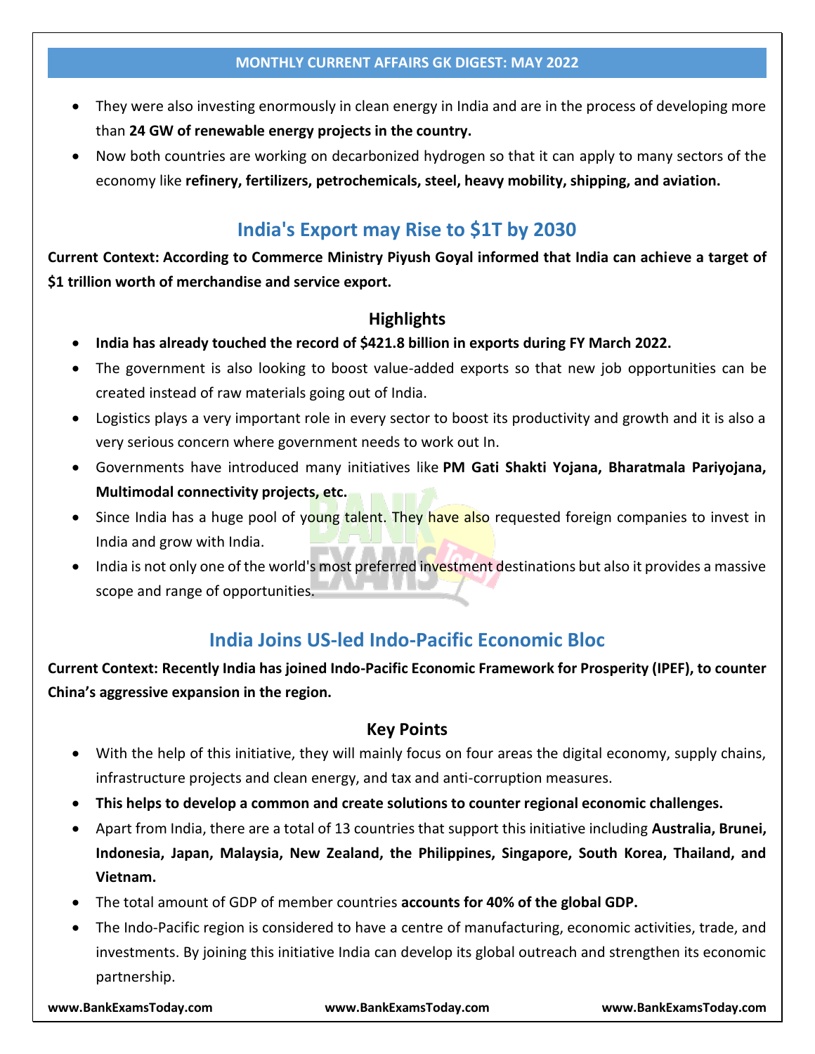- They were also investing enormously in clean energy in India and are in the process of developing more than **24 GW of renewable energy projects in the country.**
- Now both countries are working on decarbonized hydrogen so that it can apply to many sectors of the economy like **refinery, fertilizers, petrochemicals, steel, heavy mobility, shipping, and aviation.**

## India's Export may Rise to $1T by 2030

**Current Context: According to Commerce Ministry Piyush Goyal informed that India can achieve a target of $1 trillion worth of merchandise and service export.**

### Highlights

- **India has already touched the record of $421.8 billion in exports during FY March 2022.**
- The government is also looking to boost value-added exports so that new job opportunities can be created instead of raw materials going out of India.
- Logistics plays a very important role in every sector to boost its productivity and growth and it is also a very serious concern where government needs to work out In.
- Governments have introduced many initiatives like **PM Gati Shakti Yojana, Bharatmala Pariyojana, Multimodal connectivity projects, etc.**
- Since India has a huge pool of young talent. They have also requested foreign companies to invest in India and grow with India.
- India is not only one of the world's most preferred investment destinations but also it provides a massive scope and range of opportunities.

## India Joins US-led Indo-Pacific Economic Bloc

**Current Context: Recently India has joined Indo-Pacific Economic Framework for Prosperity (IPEF), to counter China's aggressive expansion in the region.**

### Key Points

- With the help of this initiative, they will mainly focus on four areas the digital economy, supply chains, infrastructure projects and clean energy, and tax and anti-corruption measures.
- **This helps to develop a common and create solutions to counter regional economic challenges.**
- Apart from India, there are a total of 13 countries that support this initiative including **Australia, Brunei, Indonesia, Japan, Malaysia, New Zealand, the Philippines, Singapore, South Korea, Thailand, and Vietnam.**
- The total amount of GDP of member countries **accounts for 40% of the global GDP.**
- The Indo-Pacific region is considered to have a centre of manufacturing, economic activities, trade, and investments. By joining this initiative India can develop its global outreach and strengthen its economic partnership.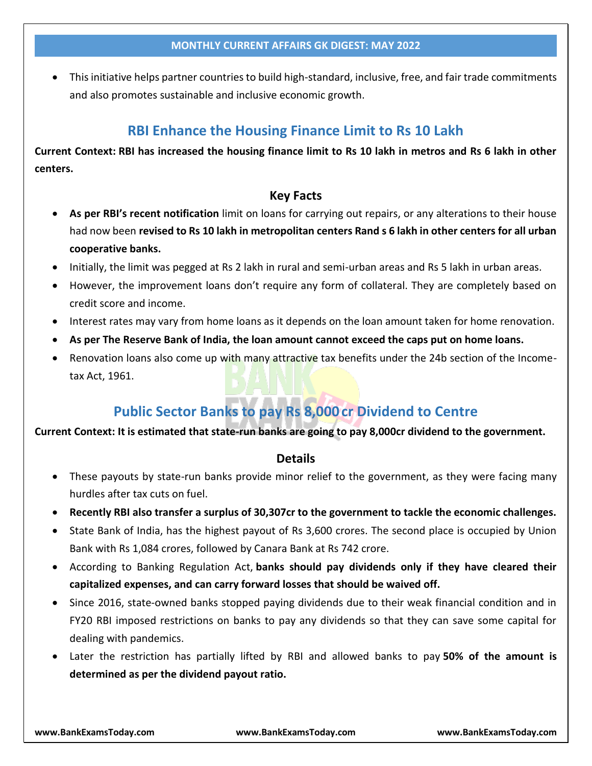- This initiative helps partner countries to build high-standard, inclusive, free, and fair trade commitments and also promotes sustainable and inclusive economic growth.

## RBI Enhance the Housing Finance Limit to Rs 10 Lakh

**Current Context: RBI has increased the housing finance limit to Rs 10 lakh in metros and Rs 6 lakh in other centers.**

### Key Facts

- **As per RBI's recent notification** limit on loans for carrying out repairs, or any alterations to their house had now been **revised to Rs 10 lakh in metropolitan centers Rand s 6 lakh in other centers for all urban cooperative banks.**
- Initially, the limit was pegged at Rs 2 lakh in rural and semi-urban areas and Rs 5 lakh in urban areas.
- However, the improvement loans don't require any form of collateral. They are completely based on credit score and income.
- Interest rates may vary from home loans as it depends on the loan amount taken for home renovation.
- **As per The Reserve Bank of India, the loan amount cannot exceed the caps put on home loans.**
- Renovation loans also come up with many attractive tax benefits under the 24b section of the Income-tax Act, 1961.

## Public Sector Banks to pay Rs 8,000 cr Dividend to Centre

**Current Context: It is estimated that state-run banks are going to pay 8,000cr dividend to the government.**

### Details

- These payouts by state-run banks provide minor relief to the government, as they were facing many hurdles after tax cuts on fuel.
- **Recently RBI also transfer a surplus of 30,307cr to the government to tackle the economic challenges.**
- State Bank of India, has the highest payout of Rs 3,600 crores. The second place is occupied by Union Bank with Rs 1,084 crores, followed by Canara Bank at Rs 742 crore.
- According to Banking Regulation Act, **banks should pay dividends only if they have cleared their capitalized expenses, and can carry forward losses that should be waived off.**
- Since 2016, state-owned banks stopped paying dividends due to their weak financial condition and in FY20 RBI imposed restrictions on banks to pay any dividends so that they can save some capital for dealing with pandemics.
- Later the restriction has partially lifted by RBI and allowed banks to pay **50% of the amount is determined as per the dividend payout ratio.**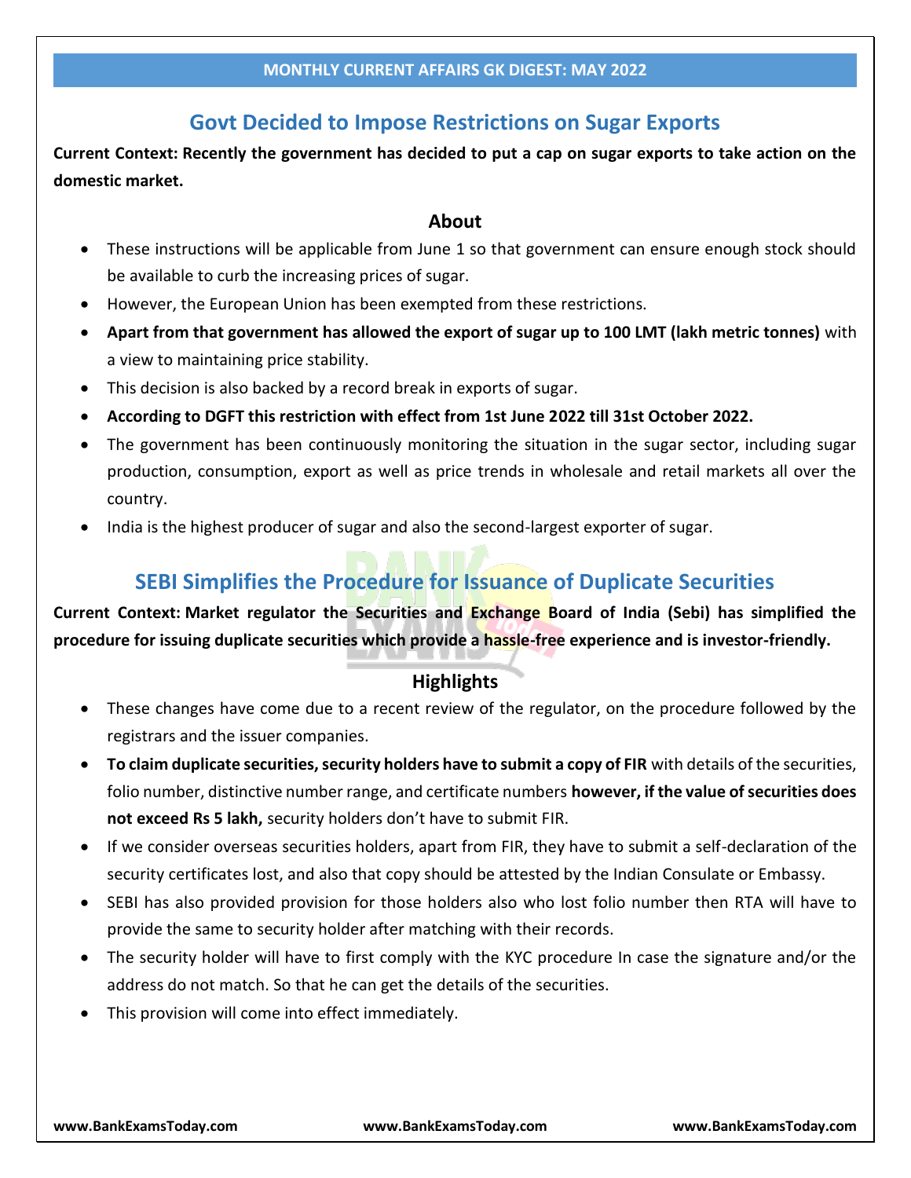## Govt Decided to Impose Restrictions on Sugar Exports

**Current Context: Recently the government has decided to put a cap on sugar exports to take action on the domestic market.**

### About

- These instructions will be applicable from June 1 so that government can ensure enough stock should be available to curb the increasing prices of sugar.
- However, the European Union has been exempted from these restrictions.
- **Apart from that government has allowed the export of sugar up to 100 LMT (lakh metric tonnes)** with a view to maintaining price stability.
- This decision is also backed by a record break in exports of sugar.
- **According to DGFT this restriction with effect from 1st June 2022 till 31st October 2022.**
- The government has been continuously monitoring the situation in the sugar sector, including sugar production, consumption, export as well as price trends in wholesale and retail markets all over the country.
- India is the highest producer of sugar and also the second-largest exporter of sugar.

## SEBI Simplifies the Procedure for Issuance of Duplicate Securities

**Current Context: Market regulator the Securities and Exchange Board of India (Sebi) has simplified the procedure for issuing duplicate securities which provide a hassle-free experience and is investor-friendly.**

### Highlights

- These changes have come due to a recent review of the regulator, on the procedure followed by the registrars and the issuer companies.
- **To claim duplicate securities, security holders have to submit a copy of FIR** with details of the securities, folio number, distinctive number range, and certificate numbers **however, if the value of securities does not exceed Rs 5 lakh,** security holders don't have to submit FIR.
- If we consider overseas securities holders, apart from FIR, they have to submit a self-declaration of the security certificates lost, and also that copy should be attested by the Indian Consulate or Embassy.
- SEBI has also provided provision for those holders also who lost folio number then RTA will have to provide the same to security holder after matching with their records.
- The security holder will have to first comply with the KYC procedure In case the signature and/or the address do not match. So that he can get the details of the securities.
- This provision will come into effect immediately.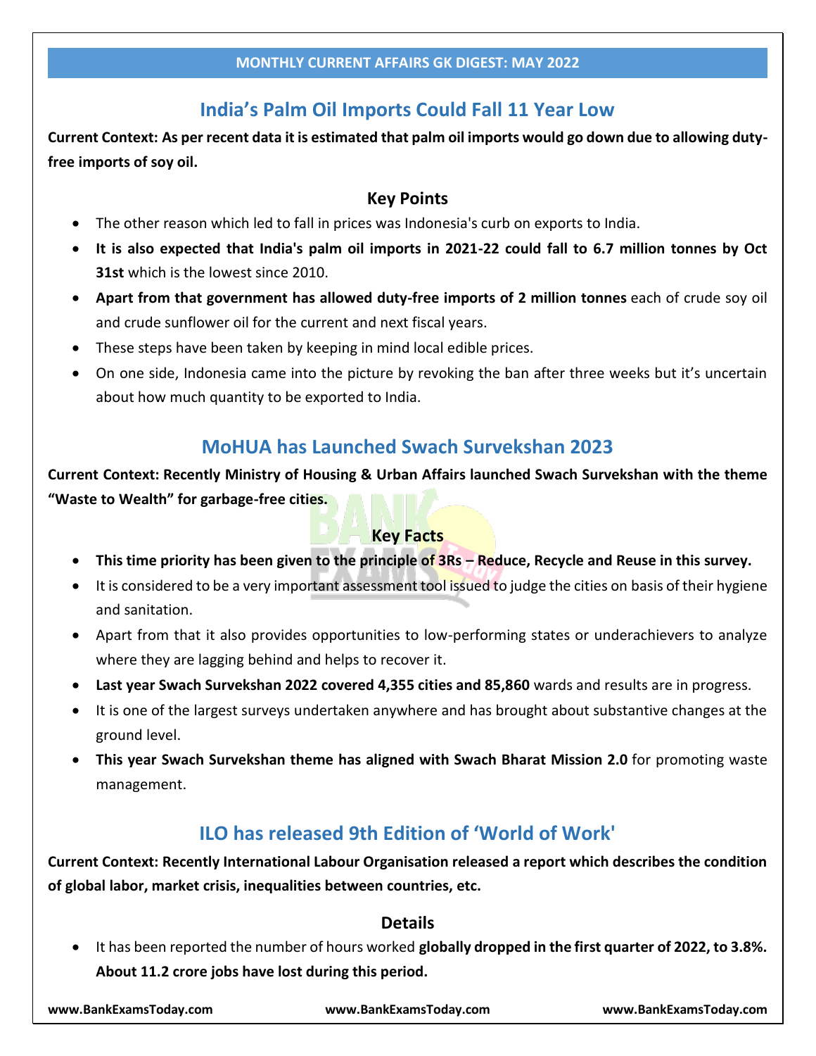## India's Palm Oil Imports Could Fall 11 Year Low

**Current Context: As per recent data it is estimated that palm oil imports would go down due to allowing duty-free imports of soy oil.**

### Key Points

- The other reason which led to fall in prices was Indonesia's curb on exports to India.
- **It is also expected that India's palm oil imports in 2021-22 could fall to 6.7 million tonnes by Oct 31st** which is the lowest since 2010.
- **Apart from that government has allowed duty-free imports of 2 million tonnes** each of crude soy oil and crude sunflower oil for the current and next fiscal years.
- These steps have been taken by keeping in mind local edible prices.
- On one side, Indonesia came into the picture by revoking the ban after three weeks but it's uncertain about how much quantity to be exported to India.

## MoHUA has Launched Swach Survekshan 2023

**Current Context: Recently Ministry of Housing & Urban Affairs launched Swach Survekshan with the theme "Waste to Wealth" for garbage-free cities.**

### Key Facts

- **This time priority has been given to the principle of 3Rs – Reduce, Recycle and Reuse in this survey.**
- It is considered to be a very important assessment tool issued to judge the cities on basis of their hygiene and sanitation.
- Apart from that it also provides opportunities to low-performing states or underachievers to analyze where they are lagging behind and helps to recover it.
- **Last year Swach Survekshan 2022 covered 4,355 cities and 85,860** wards and results are in progress.
- It is one of the largest surveys undertaken anywhere and has brought about substantive changes at the ground level.
- **This year Swach Survekshan theme has aligned with Swach Bharat Mission 2.0** for promoting waste management.

## ILO has released 9th Edition of 'World of Work'

**Current Context: Recently International Labour Organisation released a report which describes the condition of global labor, market crisis, inequalities between countries, etc.**

### Details

- It has been reported the number of hours worked **globally dropped in the first quarter of 2022, to 3.8%. About 11.2 crore jobs have lost during this period.**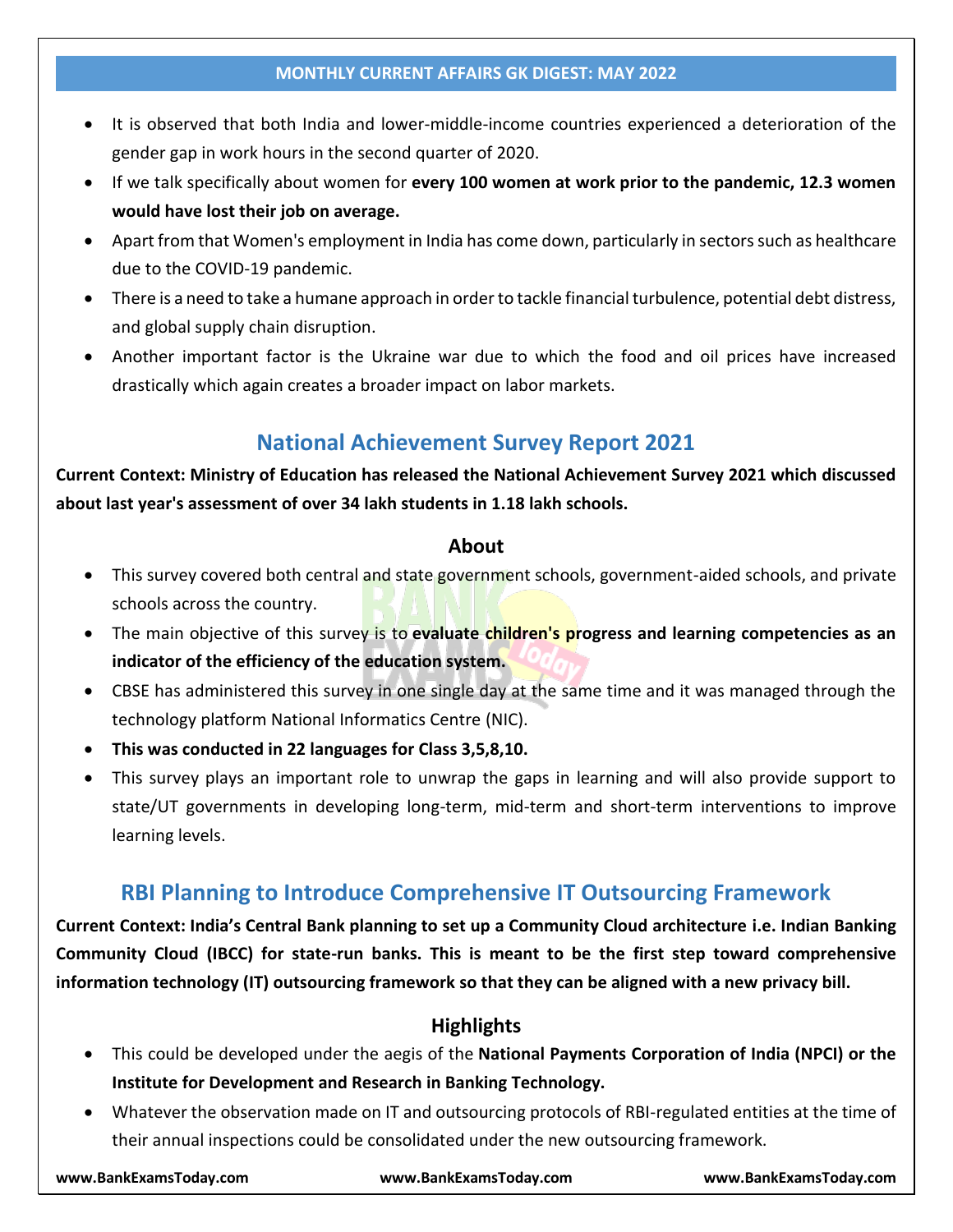- It is observed that both India and lower-middle-income countries experienced a deterioration of the gender gap in work hours in the second quarter of 2020.
- If we talk specifically about women for **every 100 women at work prior to the pandemic, 12.3 women would have lost their job on average.**
- Apart from that Women's employment in India has come down, particularly in sectors such as healthcare due to the COVID-19 pandemic.
- There is a need to take a humane approach in order to tackle financial turbulence, potential debt distress, and global supply chain disruption.
- Another important factor is the Ukraine war due to which the food and oil prices have increased drastically which again creates a broader impact on labor markets.

## National Achievement Survey Report 2021

**Current Context: Ministry of Education has released the National Achievement Survey 2021 which discussed about last year's assessment of over 34 lakh students in 1.18 lakh schools.**

### About

- This survey covered both central and state government schools, government-aided schools, and private schools across the country.
- The main objective of this survey is to **evaluate children's progress and learning competencies as an indicator of the efficiency of the education system.**
- CBSE has administered this survey in one single day at the same time and it was managed through the technology platform National Informatics Centre (NIC).
- **This was conducted in 22 languages for Class 3,5,8,10.**
- This survey plays an important role to unwrap the gaps in learning and will also provide support to state/UT governments in developing long-term, mid-term and short-term interventions to improve learning levels.

## RBI Planning to Introduce Comprehensive IT Outsourcing Framework

**Current Context: India's Central Bank planning to set up a Community Cloud architecture i.e. Indian Banking Community Cloud (IBCC) for state-run banks. This is meant to be the first step toward comprehensive information technology (IT) outsourcing framework so that they can be aligned with a new privacy bill.**

### Highlights

- This could be developed under the aegis of the **National Payments Corporation of India (NPCI) or the Institute for Development and Research in Banking Technology.**
- Whatever the observation made on IT and outsourcing protocols of RBI-regulated entities at the time of their annual inspections could be consolidated under the new outsourcing framework.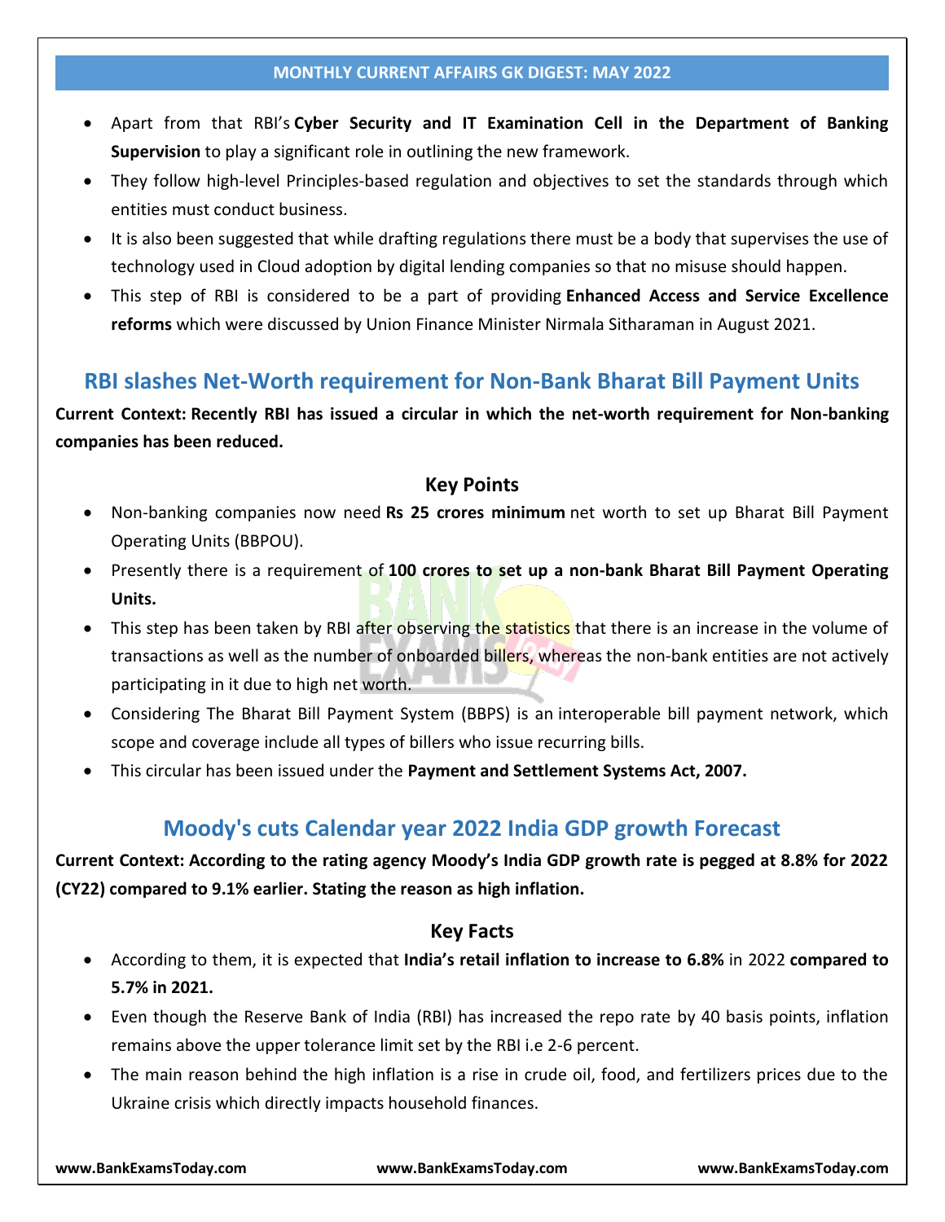- Apart from that RBI's **Cyber Security and IT Examination Cell in the Department of Banking Supervision** to play a significant role in outlining the new framework.
- They follow high-level Principles-based regulation and objectives to set the standards through which entities must conduct business.
- It is also been suggested that while drafting regulations there must be a body that supervises the use of technology used in Cloud adoption by digital lending companies so that no misuse should happen.
- This step of RBI is considered to be a part of providing **Enhanced Access and Service Excellence reforms** which were discussed by Union Finance Minister Nirmala Sitharaman in August 2021.

## RBI slashes Net-Worth requirement for Non-Bank Bharat Bill Payment Units

**Current Context: Recently RBI has issued a circular in which the net-worth requirement for Non-banking companies has been reduced.**

### Key Points

- Non-banking companies now need **Rs 25 crores minimum** net worth to set up Bharat Bill Payment Operating Units (BBPOU).
- Presently there is a requirement of **100 crores to set up a non-bank Bharat Bill Payment Operating Units.**
- This step has been taken by RBI after observing the statistics that there is an increase in the volume of transactions as well as the number of onboarded billers, whereas the non-bank entities are not actively participating in it due to high net worth.
- Considering The Bharat Bill Payment System (BBPS) is an interoperable bill payment network, which scope and coverage include all types of billers who issue recurring bills.
- This circular has been issued under the **Payment and Settlement Systems Act, 2007.**

## Moody's cuts Calendar year 2022 India GDP growth Forecast

**Current Context: According to the rating agency Moody's India GDP growth rate is pegged at 8.8% for 2022 (CY22) compared to 9.1% earlier. Stating the reason as high inflation.**

### Key Facts

- According to them, it is expected that **India's retail inflation to increase to 6.8%** in 2022 **compared to 5.7% in 2021.**
- Even though the Reserve Bank of India (RBI) has increased the repo rate by 40 basis points, inflation remains above the upper tolerance limit set by the RBI i.e 2-6 percent.
- The main reason behind the high inflation is a rise in crude oil, food, and fertilizers prices due to the Ukraine crisis which directly impacts household finances.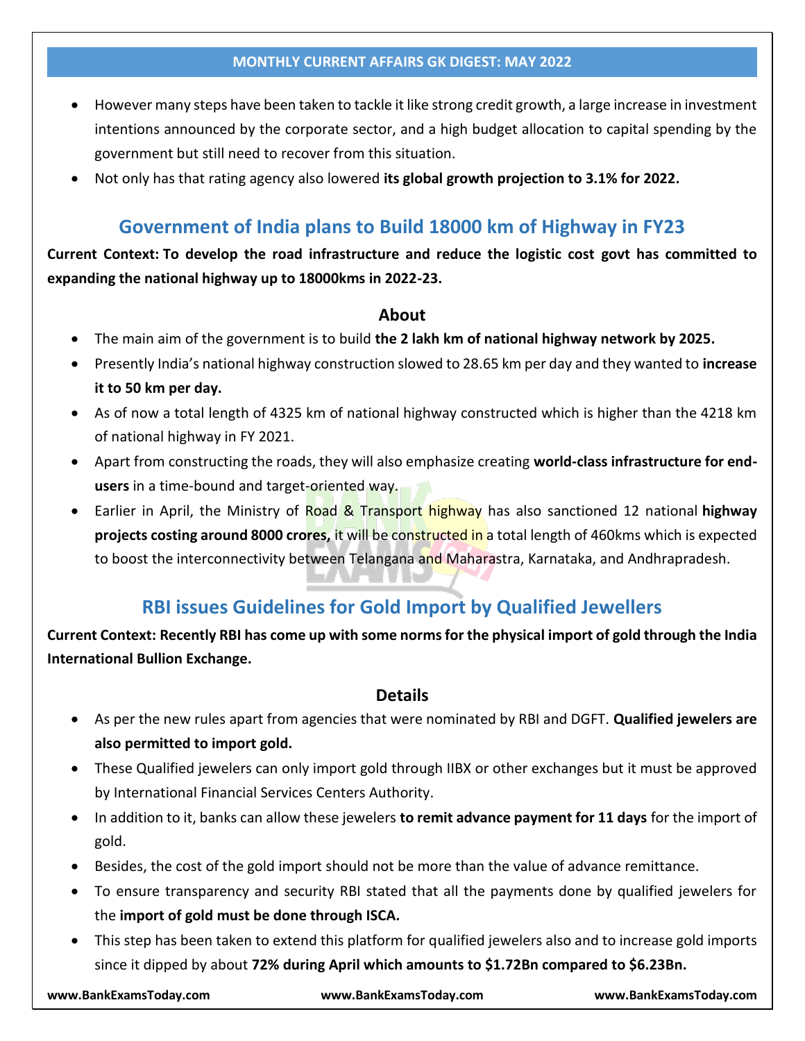- However many steps have been taken to tackle it like strong credit growth, a large increase in investment intentions announced by the corporate sector, and a high budget allocation to capital spending by the government but still need to recover from this situation.
- Not only has that rating agency also lowered **its global growth projection to 3.1% for 2022.**

## Government of India plans to Build 18000 km of Highway in FY23

**Current Context: To develop the road infrastructure and reduce the logistic cost govt has committed to expanding the national highway up to 18000kms in 2022-23.**

### About

- The main aim of the government is to build **the 2 lakh km of national highway network by 2025.**
- Presently India's national highway construction slowed to 28.65 km per day and they wanted to **increase it to 50 km per day.**
- As of now a total length of 4325 km of national highway constructed which is higher than the 4218 km of national highway in FY 2021.
- Apart from constructing the roads, they will also emphasize creating **world-class infrastructure for end-users** in a time-bound and target-oriented way.
- Earlier in April, the Ministry of Road & Transport highway has also sanctioned 12 national **highway projects costing around 8000 crores,** it will be constructed in a total length of 460kms which is expected to boost the interconnectivity between Telangana and Maharastra, Karnataka, and Andhrapradesh.

## RBI issues Guidelines for Gold Import by Qualified Jewellers

**Current Context: Recently RBI has come up with some norms for the physical import of gold through the India International Bullion Exchange.**

### Details

- As per the new rules apart from agencies that were nominated by RBI and DGFT. **Qualified jewelers are also permitted to import gold.**
- These Qualified jewelers can only import gold through IIBX or other exchanges but it must be approved by International Financial Services Centers Authority.
- In addition to it, banks can allow these jewelers **to remit advance payment for 11 days** for the import of gold.
- Besides, the cost of the gold import should not be more than the value of advance remittance.
- To ensure transparency and security RBI stated that all the payments done by qualified jewelers for the **import of gold must be done through ISCA.**
- This step has been taken to extend this platform for qualified jewelers also and to increase gold imports since it dipped by about **72% during April which amounts to $1.72Bn compared to $6.23Bn.**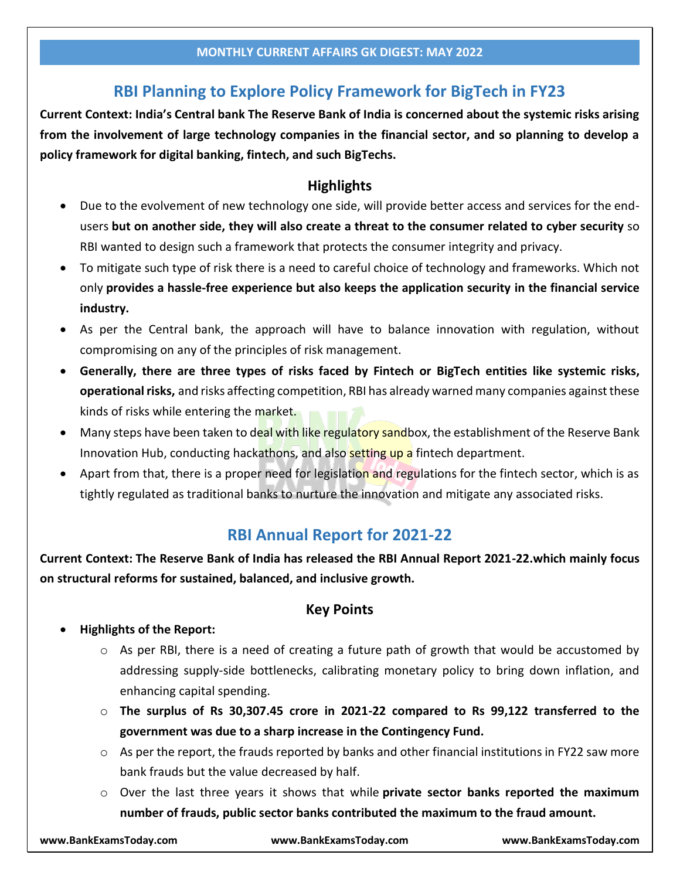## RBI Planning to Explore Policy Framework for BigTech in FY23

**Current Context: India's Central bank The Reserve Bank of India is concerned about the systemic risks arising from the involvement of large technology companies in the financial sector, and so planning to develop a policy framework for digital banking, fintech, and such BigTechs.**

### Highlights

- Due to the evolvement of new technology one side, will provide better access and services for the end-users **but on another side, they will also create a threat to the consumer related to cyber security** so RBI wanted to design such a framework that protects the consumer integrity and privacy.
- To mitigate such type of risk there is a need to careful choice of technology and frameworks. Which not only **provides a hassle-free experience but also keeps the application security in the financial service industry.**
- As per the Central bank, the approach will have to balance innovation with regulation, without compromising on any of the principles of risk management.
- **Generally, there are three types of risks faced by Fintech or BigTech entities like systemic risks, operational risks,** and risks affecting competition, RBI has already warned many companies against these kinds of risks while entering the market.
- Many steps have been taken to deal with like regulatory sandbox, the establishment of the Reserve Bank Innovation Hub, conducting hackathons, and also setting up a fintech department.
- Apart from that, there is a proper need for legislation and regulations for the fintech sector, which is as tightly regulated as traditional banks to nurture the innovation and mitigate any associated risks.

## RBI Annual Report for 2021-22

**Current Context: The Reserve Bank of India has released the RBI Annual Report 2021-22.which mainly focus on structural reforms for sustained, balanced, and inclusive growth.**

### Key Points

- **Highlights of the Report:**
  - As per RBI, there is a need of creating a future path of growth that would be accustomed by addressing supply-side bottlenecks, calibrating monetary policy to bring down inflation, and enhancing capital spending.
  - **The surplus of Rs 30,307.45 crore in 2021-22 compared to Rs 99,122 transferred to the government was due to a sharp increase in the Contingency Fund.**
  - As per the report, the frauds reported by banks and other financial institutions in FY22 saw more bank frauds but the value decreased by half.
  - Over the last three years it shows that while **private sector banks reported the maximum number of frauds, public sector banks contributed the maximum to the fraud amount.**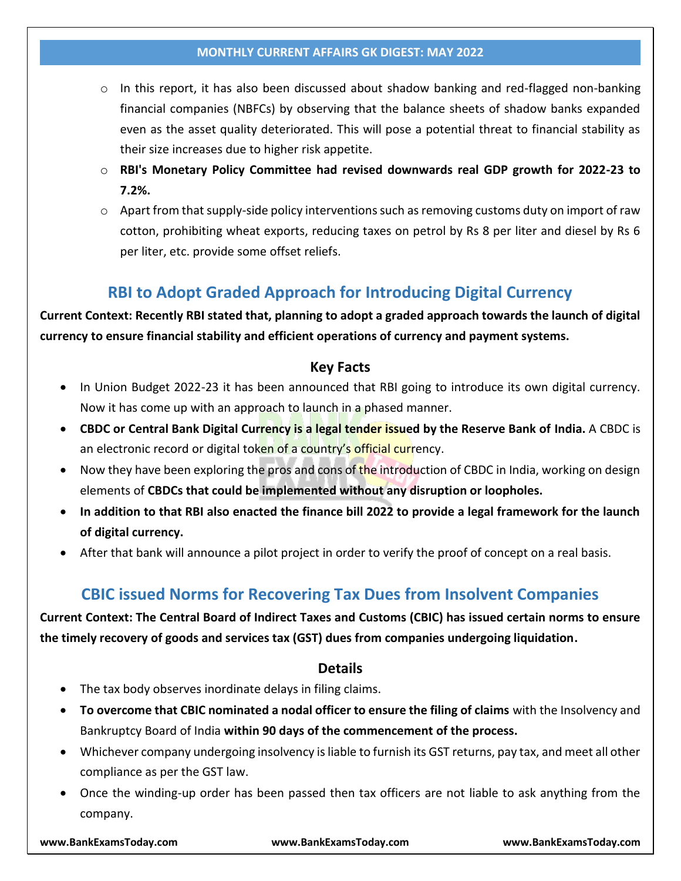- In this report, it has also been discussed about shadow banking and red-flagged non-banking financial companies (NBFCs) by observing that the balance sheets of shadow banks expanded even as the asset quality deteriorated. This will pose a potential threat to financial stability as their size increases due to higher risk appetite.
- **RBI's Monetary Policy Committee had revised downwards real GDP growth for 2022-23 to 7.2%.**
- Apart from that supply-side policy interventions such as removing customs duty on import of raw cotton, prohibiting wheat exports, reducing taxes on petrol by Rs 8 per liter and diesel by Rs 6 per liter, etc. provide some offset reliefs.

## RBI to Adopt Graded Approach for Introducing Digital Currency

**Current Context: Recently RBI stated that, planning to adopt a graded approach towards the launch of digital currency to ensure financial stability and efficient operations of currency and payment systems.**

### Key Facts

- In Union Budget 2022-23 it has been announced that RBI going to introduce its own digital currency. Now it has come up with an approach to launch in a phased manner.
- **CBDC or Central Bank Digital Currency is a legal tender issued by the Reserve Bank of India.** A CBDC is an electronic record or digital token of a country's official currency.
- Now they have been exploring the pros and cons of the introduction of CBDC in India, working on design elements of **CBDCs that could be implemented without any disruption or loopholes.**
- **In addition to that RBI also enacted the finance bill 2022 to provide a legal framework for the launch of digital currency.**
- After that bank will announce a pilot project in order to verify the proof of concept on a real basis.

## CBIC issued Norms for Recovering Tax Dues from Insolvent Companies

**Current Context: The Central Board of Indirect Taxes and Customs (CBIC) has issued certain norms to ensure the timely recovery of goods and services tax (GST) dues from companies undergoing liquidation.**

### Details

- The tax body observes inordinate delays in filing claims.
- **To overcome that CBIC nominated a nodal officer to ensure the filing of claims** with the Insolvency and Bankruptcy Board of India **within 90 days of the commencement of the process.**
- Whichever company undergoing insolvency is liable to furnish its GST returns, pay tax, and meet all other compliance as per the GST law.
- Once the winding-up order has been passed then tax officers are not liable to ask anything from the company.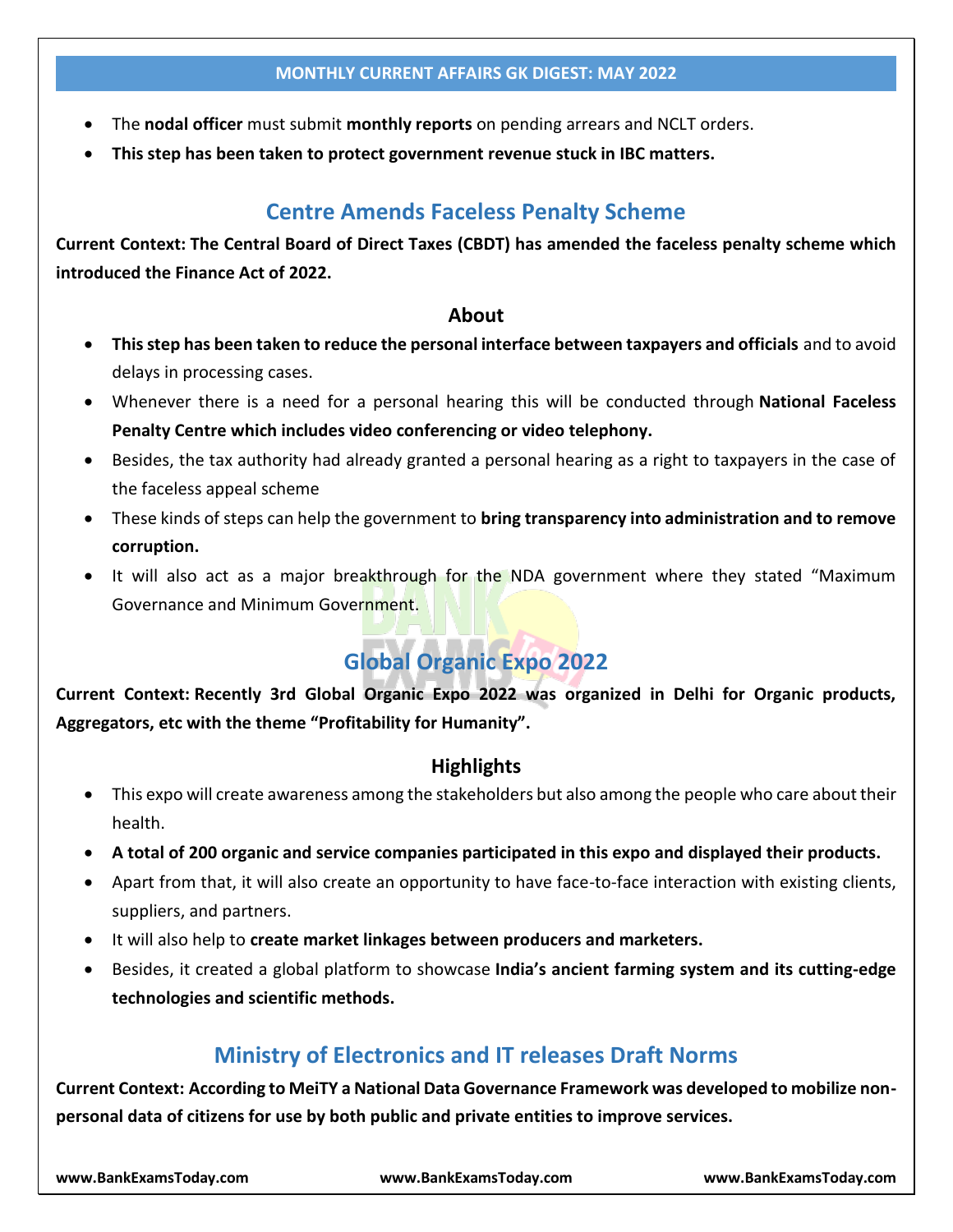- The **nodal officer** must submit **monthly reports** on pending arrears and NCLT orders.
- **This step has been taken to protect government revenue stuck in IBC matters.**

## Centre Amends Faceless Penalty Scheme

**Current Context: The Central Board of Direct Taxes (CBDT) has amended the faceless penalty scheme which introduced the Finance Act of 2022.**

### About

- **This step has been taken to reduce the personal interface between taxpayers and officials** and to avoid delays in processing cases.
- Whenever there is a need for a personal hearing this will be conducted through **National Faceless Penalty Centre which includes video conferencing or video telephony.**
- Besides, the tax authority had already granted a personal hearing as a right to taxpayers in the case of the faceless appeal scheme
- These kinds of steps can help the government to **bring transparency into administration and to remove corruption.**
- It will also act as a major breakthrough for the NDA government where they stated "Maximum Governance and Minimum Government.

## Global Organic Expo 2022

**Current Context: Recently 3rd Global Organic Expo 2022 was organized in Delhi for Organic products, Aggregators, etc with the theme "Profitability for Humanity".**

### Highlights

- This expo will create awareness among the stakeholders but also among the people who care about their health.
- **A total of 200 organic and service companies participated in this expo and displayed their products.**
- Apart from that, it will also create an opportunity to have face-to-face interaction with existing clients, suppliers, and partners.
- It will also help to **create market linkages between producers and marketers.**
- Besides, it created a global platform to showcase **India's ancient farming system and its cutting-edge technologies and scientific methods.**

## Ministry of Electronics and IT releases Draft Norms

**Current Context: According to MeiTY a National Data Governance Framework was developed to mobilize non-personal data of citizens for use by both public and private entities to improve services.**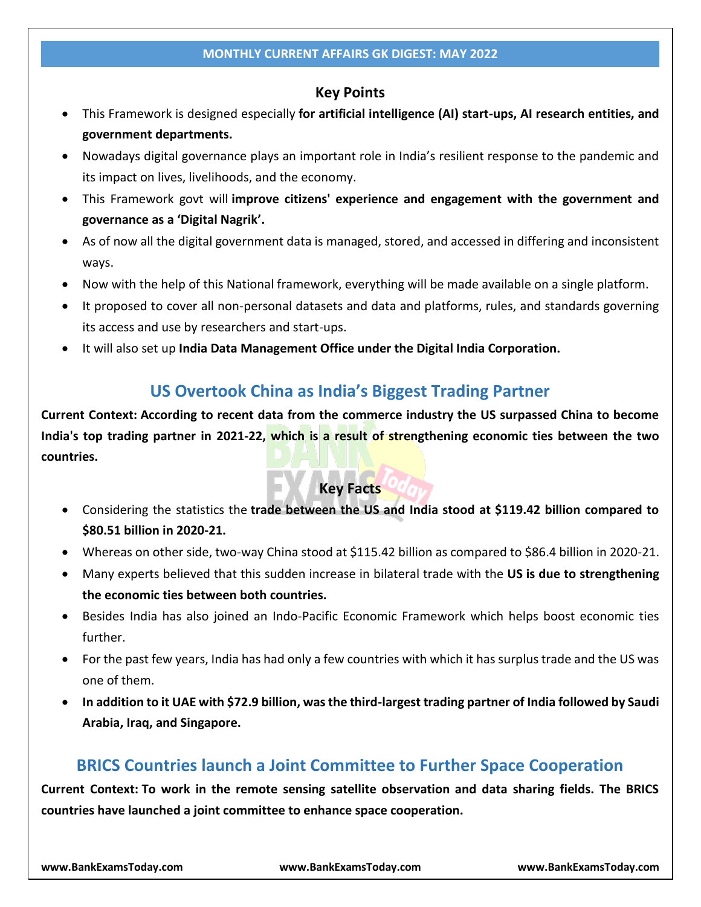### Key Points

- This Framework is designed especially **for artificial intelligence (AI) start-ups, AI research entities, and government departments.**
- Nowadays digital governance plays an important role in India's resilient response to the pandemic and its impact on lives, livelihoods, and the economy.
- This Framework govt will **improve citizens' experience and engagement with the government and governance as a 'Digital Nagrik'.**
- As of now all the digital government data is managed, stored, and accessed in differing and inconsistent ways.
- Now with the help of this National framework, everything will be made available on a single platform.
- It proposed to cover all non-personal datasets and data and platforms, rules, and standards governing its access and use by researchers and start-ups.
- It will also set up **India Data Management Office under the Digital India Corporation.**

## US Overtook China as India's Biggest Trading Partner

**Current Context: According to recent data from the commerce industry the US surpassed China to become India's top trading partner in 2021-22, which is a result of strengthening economic ties between the two countries.**

### Key Facts

- Considering the statistics the **trade between the US and India stood at $119.42 billion compared to $80.51 billion in 2020-21.**
- Whereas on other side, two-way China stood at $115.42 billion as compared to $86.4 billion in 2020-21.
- Many experts believed that this sudden increase in bilateral trade with the **US is due to strengthening the economic ties between both countries.**
- Besides India has also joined an Indo-Pacific Economic Framework which helps boost economic ties further.
- For the past few years, India has had only a few countries with which it has surplus trade and the US was one of them.
- **In addition to it UAE with $72.9 billion, was the third-largest trading partner of India followed by Saudi Arabia, Iraq, and Singapore.**

## BRICS Countries launch a Joint Committee to Further Space Cooperation

**Current Context: To work in the remote sensing satellite observation and data sharing fields. The BRICS countries have launched a joint committee to enhance space cooperation.**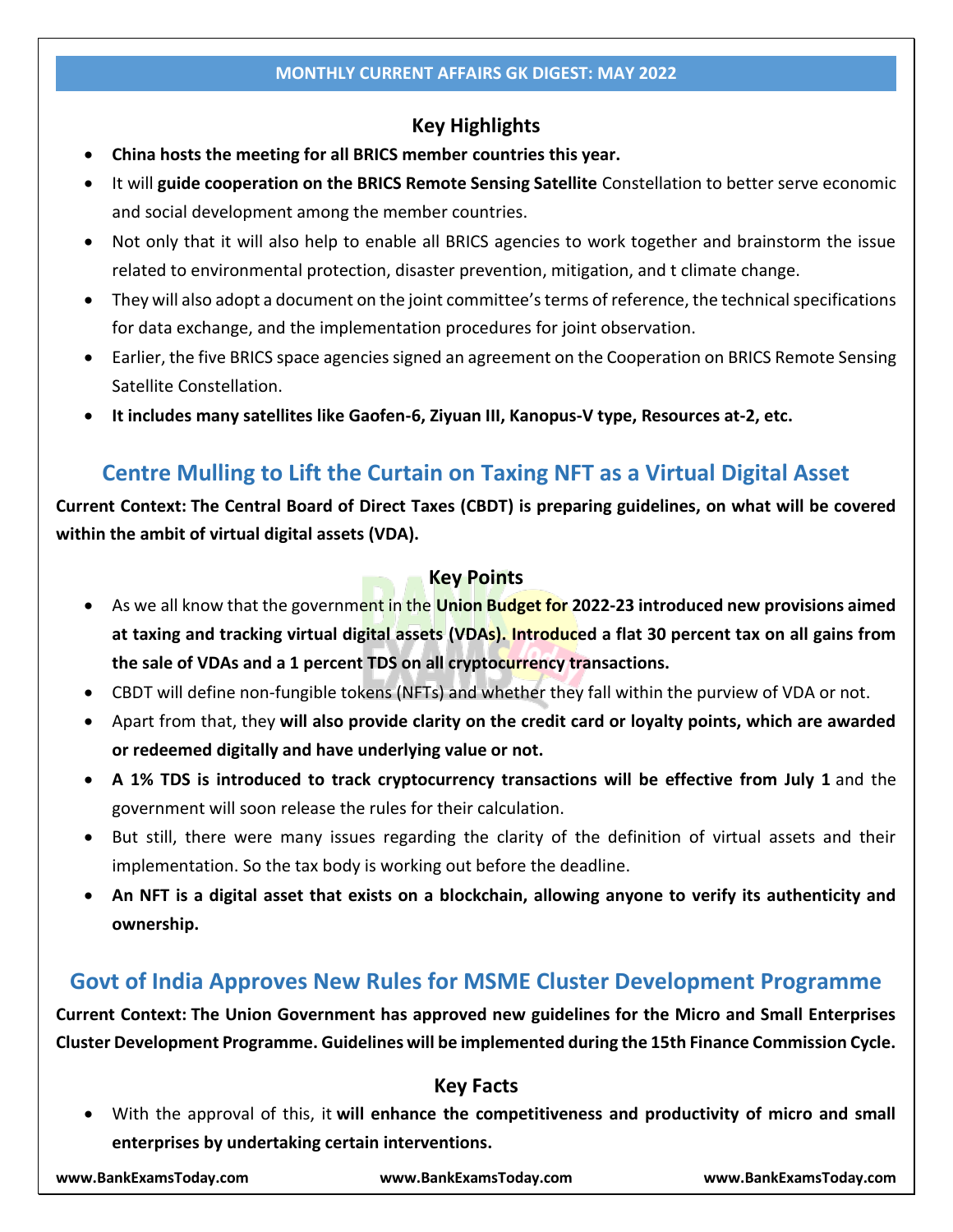### Key Highlights

- **China hosts the meeting for all BRICS member countries this year.**
- It will **guide cooperation on the BRICS Remote Sensing Satellite** Constellation to better serve economic and social development among the member countries.
- Not only that it will also help to enable all BRICS agencies to work together and brainstorm the issue related to environmental protection, disaster prevention, mitigation, and t climate change.
- They will also adopt a document on the joint committee's terms of reference, the technical specifications for data exchange, and the implementation procedures for joint observation.
- Earlier, the five BRICS space agencies signed an agreement on the Cooperation on BRICS Remote Sensing Satellite Constellation.
- **It includes many satellites like Gaofen-6, Ziyuan III, Kanopus-V type, Resources at-2, etc.**

## Centre Mulling to Lift the Curtain on Taxing NFT as a Virtual Digital Asset

**Current Context: The Central Board of Direct Taxes (CBDT) is preparing guidelines, on what will be covered within the ambit of virtual digital assets (VDA).**

### Key Points

- As we all know that the government in the **Union Budget for 2022-23 introduced new provisions aimed at taxing and tracking virtual digital assets (VDAs). Introduced a flat 30 percent tax on all gains from the sale of VDAs and a 1 percent TDS on all cryptocurrency transactions.**
- CBDT will define non-fungible tokens (NFTs) and whether they fall within the purview of VDA or not.
- Apart from that, they **will also provide clarity on the credit card or loyalty points, which are awarded or redeemed digitally and have underlying value or not.**
- **A 1% TDS is introduced to track cryptocurrency transactions will be effective from July 1** and the government will soon release the rules for their calculation.
- But still, there were many issues regarding the clarity of the definition of virtual assets and their implementation. So the tax body is working out before the deadline.
- **An NFT is a digital asset that exists on a blockchain, allowing anyone to verify its authenticity and ownership.**

## Govt of India Approves New Rules for MSME Cluster Development Programme

**Current Context: The Union Government has approved new guidelines for the Micro and Small Enterprises Cluster Development Programme. Guidelines will be implemented during the 15th Finance Commission Cycle.**

### Key Facts

- With the approval of this, it **will enhance the competitiveness and productivity of micro and small enterprises by undertaking certain interventions.**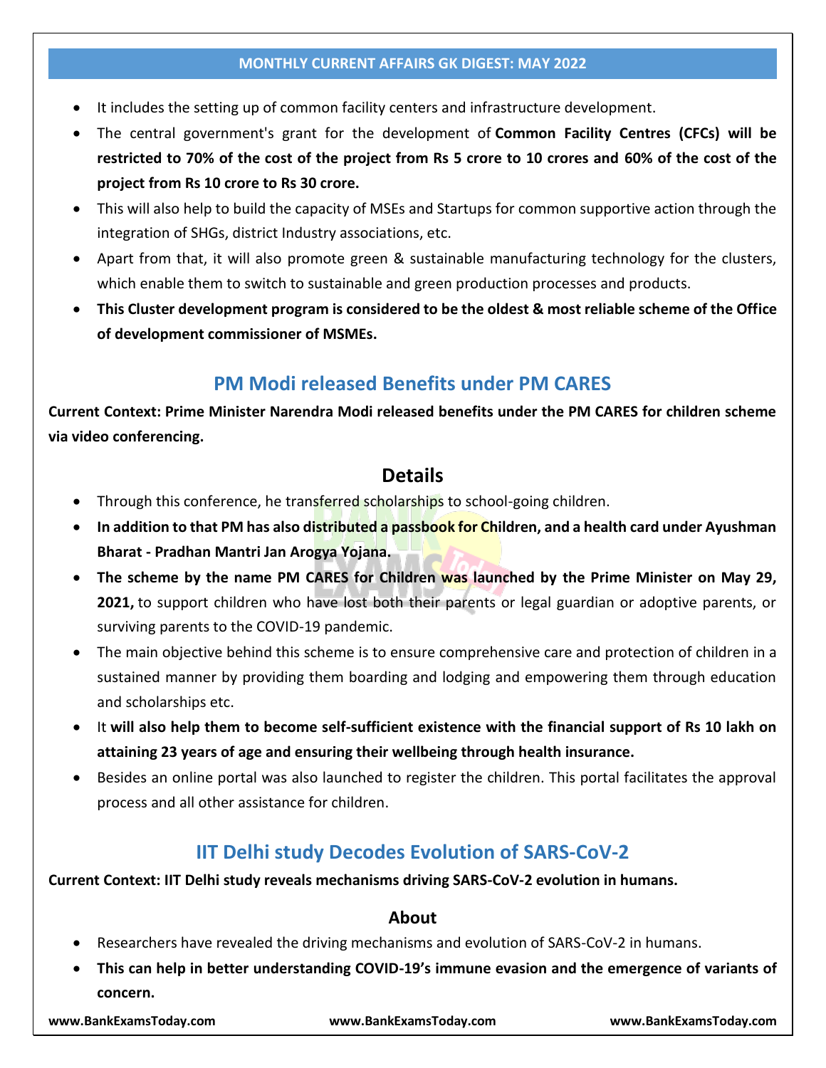- It includes the setting up of common facility centers and infrastructure development.
- The central government's grant for the development of **Common Facility Centres (CFCs) will be restricted to 70% of the cost of the project from Rs 5 crore to 10 crores and 60% of the cost of the project from Rs 10 crore to Rs 30 crore.**
- This will also help to build the capacity of MSEs and Startups for common supportive action through the integration of SHGs, district Industry associations, etc.
- Apart from that, it will also promote green & sustainable manufacturing technology for the clusters, which enable them to switch to sustainable and green production processes and products.
- **This Cluster development program is considered to be the oldest & most reliable scheme of the Office of development commissioner of MSMEs.**

## PM Modi released Benefits under PM CARES

**Current Context: Prime Minister Narendra Modi released benefits under the PM CARES for children scheme via video conferencing.**

### Details

- Through this conference, he transferred scholarships to school-going children.
- **In addition to that PM has also distributed a passbook for Children, and a health card under Ayushman Bharat - Pradhan Mantri Jan Arogya Yojana.**
- **The scheme by the name PM CARES for Children was launched by the Prime Minister on May 29, 2021,** to support children who have lost both their parents or legal guardian or adoptive parents, or surviving parents to the COVID-19 pandemic.
- The main objective behind this scheme is to ensure comprehensive care and protection of children in a sustained manner by providing them boarding and lodging and empowering them through education and scholarships etc.
- It **will also help them to become self-sufficient existence with the financial support of Rs 10 lakh on attaining 23 years of age and ensuring their wellbeing through health insurance.**
- Besides an online portal was also launched to register the children. This portal facilitates the approval process and all other assistance for children.

## IIT Delhi study Decodes Evolution of SARS-CoV-2

**Current Context: IIT Delhi study reveals mechanisms driving SARS-CoV-2 evolution in humans.**

### About

- Researchers have revealed the driving mechanisms and evolution of SARS-CoV-2 in humans.
- **This can help in better understanding COVID-19's immune evasion and the emergence of variants of concern.**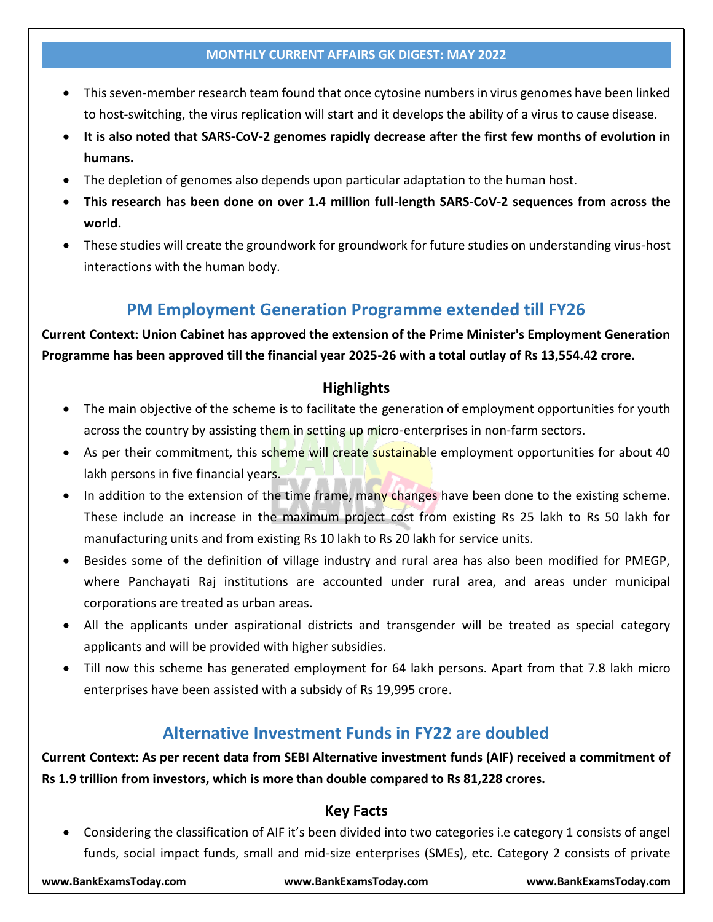- This seven-member research team found that once cytosine numbers in virus genomes have been linked to host-switching, the virus replication will start and it develops the ability of a virus to cause disease.
- **It is also noted that SARS-CoV-2 genomes rapidly decrease after the first few months of evolution in humans.**
- The depletion of genomes also depends upon particular adaptation to the human host.
- **This research has been done on over 1.4 million full-length SARS-CoV-2 sequences from across the world.**
- These studies will create the groundwork for groundwork for future studies on understanding virus-host interactions with the human body.

## PM Employment Generation Programme extended till FY26

**Current Context: Union Cabinet has approved the extension of the Prime Minister's Employment Generation Programme has been approved till the financial year 2025-26 with a total outlay of Rs 13,554.42 crore.**

### Highlights

- The main objective of the scheme is to facilitate the generation of employment opportunities for youth across the country by assisting them in setting up micro-enterprises in non-farm sectors.
- As per their commitment, this scheme will create sustainable employment opportunities for about 40 lakh persons in five financial years.
- In addition to the extension of the time frame, many changes have been done to the existing scheme. These include an increase in the maximum project cost from existing Rs 25 lakh to Rs 50 lakh for manufacturing units and from existing Rs 10 lakh to Rs 20 lakh for service units.
- Besides some of the definition of village industry and rural area has also been modified for PMEGP, where Panchayati Raj institutions are accounted under rural area, and areas under municipal corporations are treated as urban areas.
- All the applicants under aspirational districts and transgender will be treated as special category applicants and will be provided with higher subsidies.
- Till now this scheme has generated employment for 64 lakh persons. Apart from that 7.8 lakh micro enterprises have been assisted with a subsidy of Rs 19,995 crore.

## Alternative Investment Funds in FY22 are doubled

**Current Context: As per recent data from SEBI Alternative investment funds (AIF) received a commitment of Rs 1.9 trillion from investors, which is more than double compared to Rs 81,228 crores.**

### Key Facts

- Considering the classification of AIF it's been divided into two categories i.e category 1 consists of angel funds, social impact funds, small and mid-size enterprises (SMEs), etc. Category 2 consists of private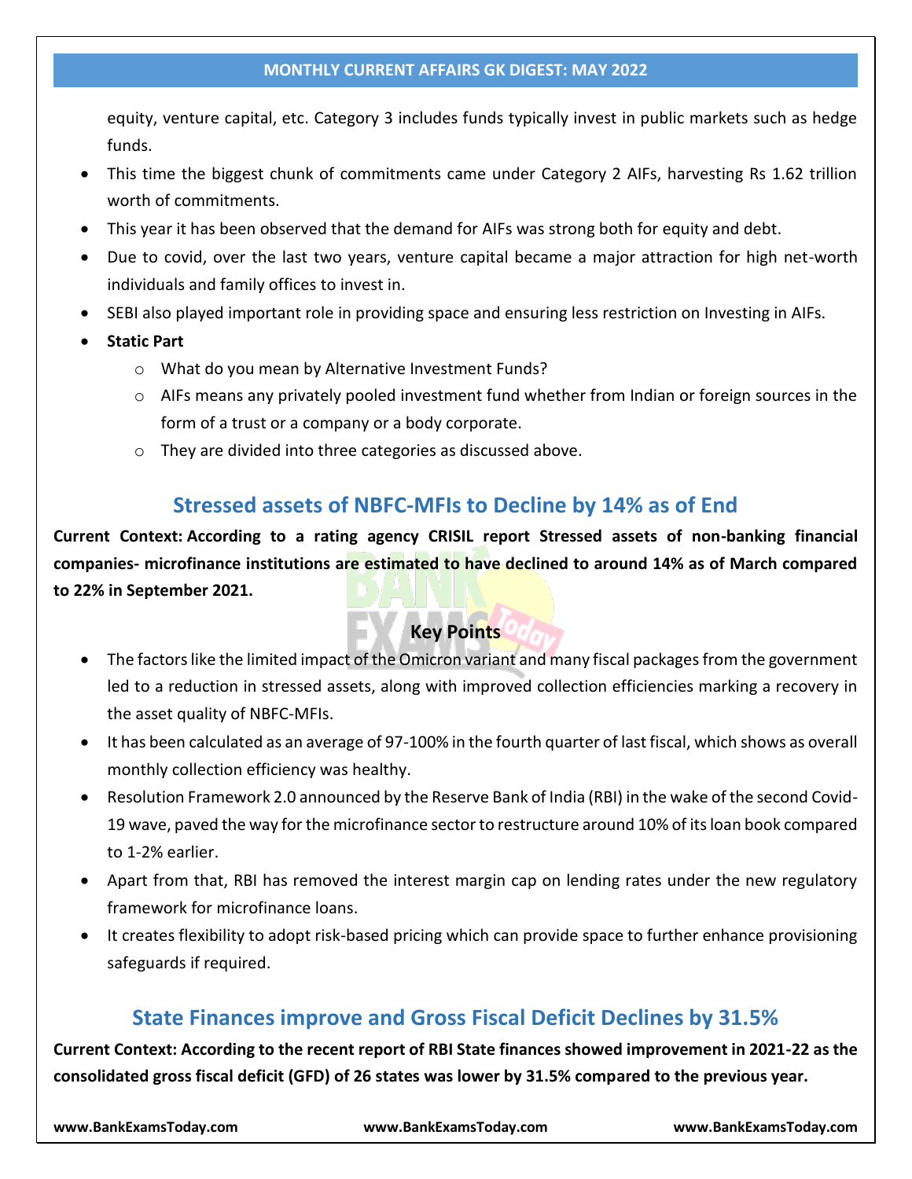equity, venture capital, etc. Category 3 includes funds typically invest in public markets such as hedge funds.

- This time the biggest chunk of commitments came under Category 2 AIFs, harvesting Rs 1.62 trillion worth of commitments.
- This year it has been observed that the demand for AIFs was strong both for equity and debt.
- Due to covid, over the last two years, venture capital became a major attraction for high net-worth individuals and family offices to invest in.
- SEBI also played important role in providing space and ensuring less restriction on Investing in AIFs.
- **Static Part**
  - What do you mean by Alternative Investment Funds?
  - AIFs means any privately pooled investment fund whether from Indian or foreign sources in the form of a trust or a company or a body corporate.
  - They are divided into three categories as discussed above.

## Stressed assets of NBFC-MFIs to Decline by 14% as of End

**Current Context: According to a rating agency CRISIL report Stressed assets of non-banking financial companies- microfinance institutions are estimated to have declined to around 14% as of March compared to 22% in September 2021.**

### Key Points

- The factors like the limited impact of the Omicron variant and many fiscal packages from the government led to a reduction in stressed assets, along with improved collection efficiencies marking a recovery in the asset quality of NBFC-MFIs.
- It has been calculated as an average of 97-100% in the fourth quarter of last fiscal, which shows as overall monthly collection efficiency was healthy.
- Resolution Framework 2.0 announced by the Reserve Bank of India (RBI) in the wake of the second Covid-19 wave, paved the way for the microfinance sector to restructure around 10% of its loan book compared to 1-2% earlier.
- Apart from that, RBI has removed the interest margin cap on lending rates under the new regulatory framework for microfinance loans.
- It creates flexibility to adopt risk-based pricing which can provide space to further enhance provisioning safeguards if required.

## State Finances improve and Gross Fiscal Deficit Declines by 31.5%

**Current Context: According to the recent report of RBI State finances showed improvement in 2021-22 as the consolidated gross fiscal deficit (GFD) of 26 states was lower by 31.5% compared to the previous year.**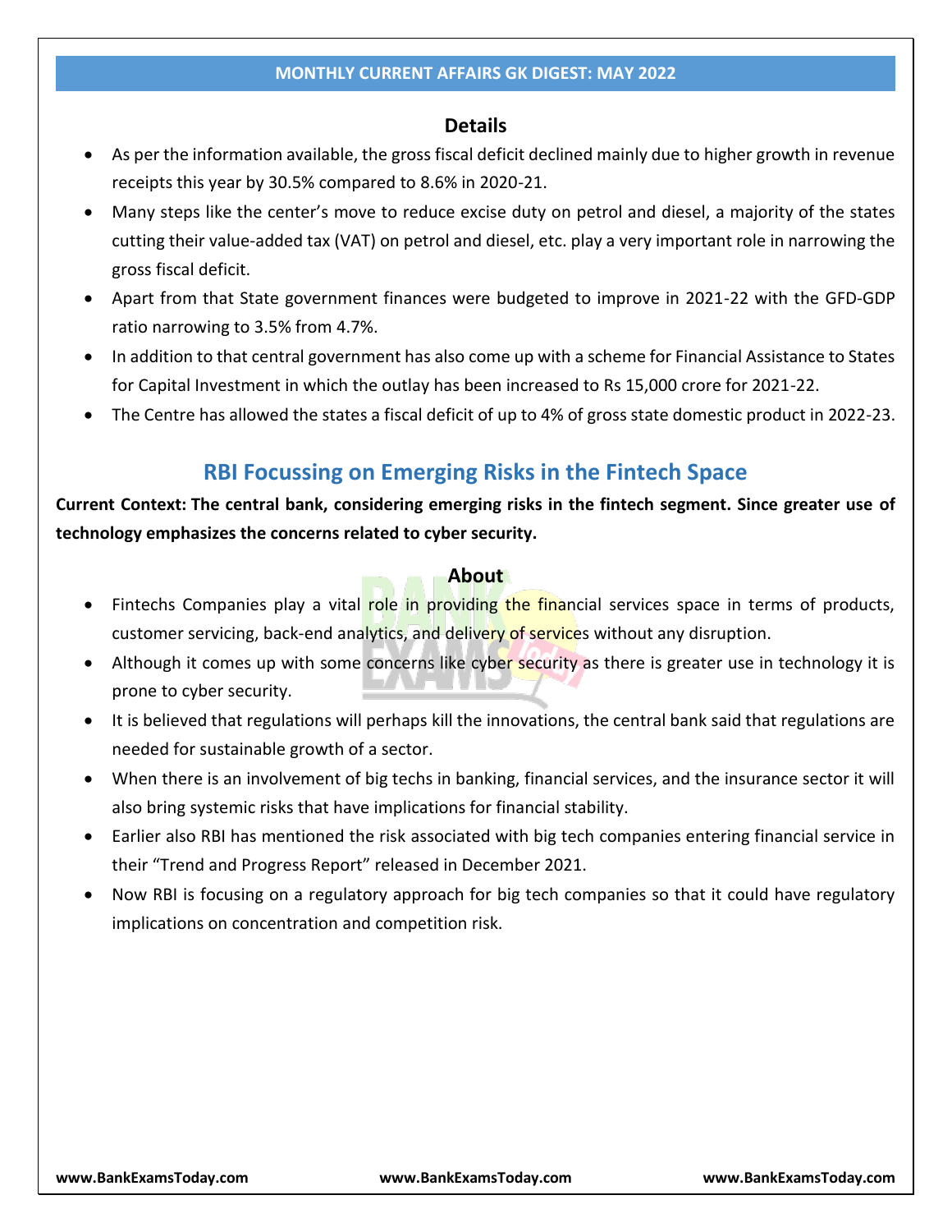### Details

- As per the information available, the gross fiscal deficit declined mainly due to higher growth in revenue receipts this year by 30.5% compared to 8.6% in 2020-21.
- Many steps like the center's move to reduce excise duty on petrol and diesel, a majority of the states cutting their value-added tax (VAT) on petrol and diesel, etc. play a very important role in narrowing the gross fiscal deficit.
- Apart from that State government finances were budgeted to improve in 2021-22 with the GFD-GDP ratio narrowing to 3.5% from 4.7%.
- In addition to that central government has also come up with a scheme for Financial Assistance to States for Capital Investment in which the outlay has been increased to Rs 15,000 crore for 2021-22.
- The Centre has allowed the states a fiscal deficit of up to 4% of gross state domestic product in 2022-23.

## RBI Focussing on Emerging Risks in the Fintech Space

**Current Context: The central bank, considering emerging risks in the fintech segment. Since greater use of technology emphasizes the concerns related to cyber security.**

### About

- Fintechs Companies play a vital role in providing the financial services space in terms of products, customer servicing, back-end analytics, and delivery of services without any disruption.
- Although it comes up with some concerns like cyber security as there is greater use in technology it is prone to cyber security.
- It is believed that regulations will perhaps kill the innovations, the central bank said that regulations are needed for sustainable growth of a sector.
- When there is an involvement of big techs in banking, financial services, and the insurance sector it will also bring systemic risks that have implications for financial stability.
- Earlier also RBI has mentioned the risk associated with big tech companies entering financial service in their "Trend and Progress Report" released in December 2021.
- Now RBI is focusing on a regulatory approach for big tech companies so that it could have regulatory implications on concentration and competition risk.